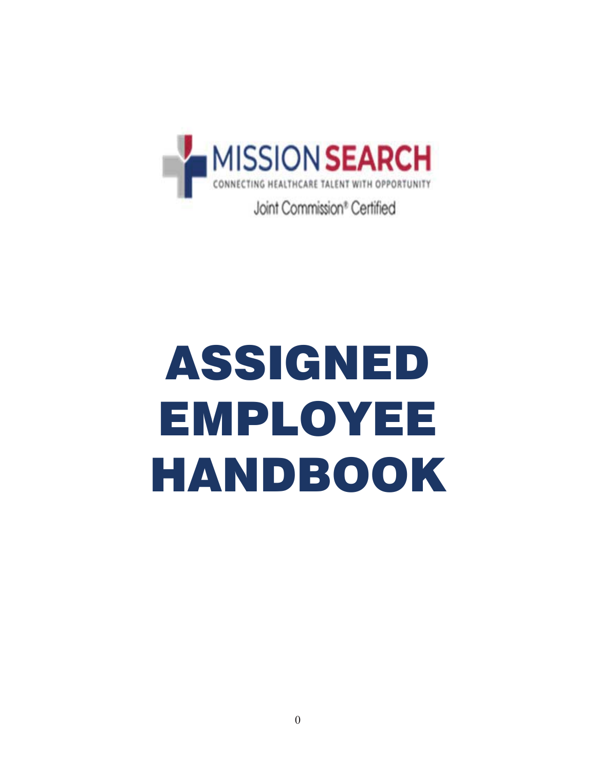MISSION SEARCH

CONNECTING HEALTHCARE TALENT WITH OPPORTUNITY

Joint Commission® Certified

# ASSIGNED EMPLOYEE HANDBOOK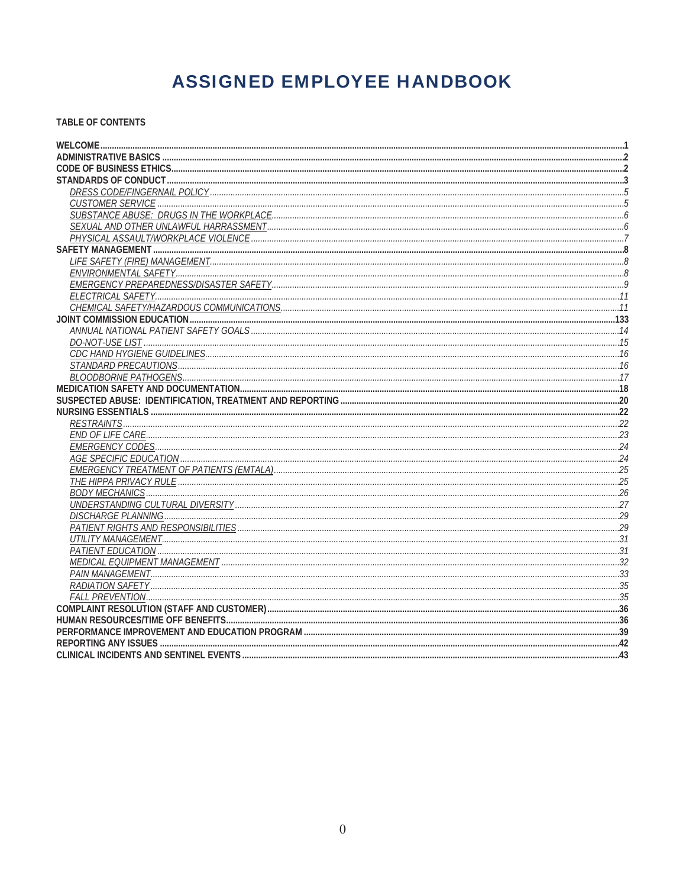# ASSIGNED EMPLOYEE HANDBOOK

**TABLE OF CONTENTS**

**WELCOME** .......... 1
**ADMINISTRATIVE BASICS** .......... 2
**CODE OF BUSINESS ETHICS** .......... 2
**STANDARDS OF CONDUCT** .......... 3
- *DRESS CODE/FINGERNAIL POLICY* .......... 5
- *CUSTOMER SERVICE* .......... 5
- *SUBSTANCE ABUSE: DRUGS IN THE WORKPLACE* .......... 6
- *SEXUAL AND OTHER UNLAWFUL HARRASSMENT* .......... 6
- *PHYSICAL ASSAULT/WORKPLACE VIOLENCE* .......... 7

**SAFETY MANAGEMENT** .......... 8
- *LIFE SAFETY (FIRE) MANAGEMENT* .......... 8
- *ENVIRONMENTAL SAFETY* .......... 8
- *EMERGENCY PREPAREDNESS/DISASTER SAFETY* .......... 9
- *ELECTRICAL SAFETY* .......... 11
- *CHEMICAL SAFETY/HAZARDOUS COMMUNICATIONS* .......... 11

**JOINT COMMISSION EDUCATION** .......... 133
- *ANNUAL NATIONAL PATIENT SAFETY GOALS* .......... 14
- *DO-NOT-USE LIST* .......... 15
- *CDC HAND HYGIENE GUIDELINES* .......... 16
- *STANDARD PRECAUTIONS* .......... 16
- *BLOODBORNE PATHOGENS* .......... 17

**MEDICATION SAFETY AND DOCUMENTATION** .......... 18
**SUSPECTED ABUSE: IDENTIFICATION, TREATMENT AND REPORTING** .......... 20
**NURSING ESSENTIALS** .......... 22
- *RESTRAINTS* .......... 22
- *END OF LIFE CARE* .......... 23
- *EMERGENCY CODES* .......... 24
- *AGE SPECIFIC EDUCATION* .......... 24
- *EMERGENCY TREATMENT OF PATIENTS (EMTALA)* .......... 25
- *THE HIPPA PRIVACY RULE* .......... 25
- *BODY MECHANICS* .......... 26
- *UNDERSTANDING CULTURAL DIVERSITY* .......... 27
- *DISCHARGE PLANNING* .......... 29
- *PATIENT RIGHTS AND RESPONSIBILITIES* .......... 29
- *UTILITY MANAGEMENT* .......... 31
- *PATIENT EDUCATION* .......... 31
- *MEDICAL EQUIPMENT MANAGEMENT* .......... 32
- *PAIN MANAGEMENT* .......... 33
- *RADIATION SAFETY* .......... 35
- *FALL PREVENTION* .......... 35

**COMPLAINT RESOLUTION (STAFF AND CUSTOMER)** .......... 36
**HUMAN RESOURCES/TIME OFF BENEFITS** .......... 36
**PERFORMANCE IMPROVEMENT AND EDUCATION PROGRAM** .......... 39
**REPORTING ANY ISSUES** .......... 42
**CLINICAL INCIDENTS AND SENTINEL EVENTS** .......... 43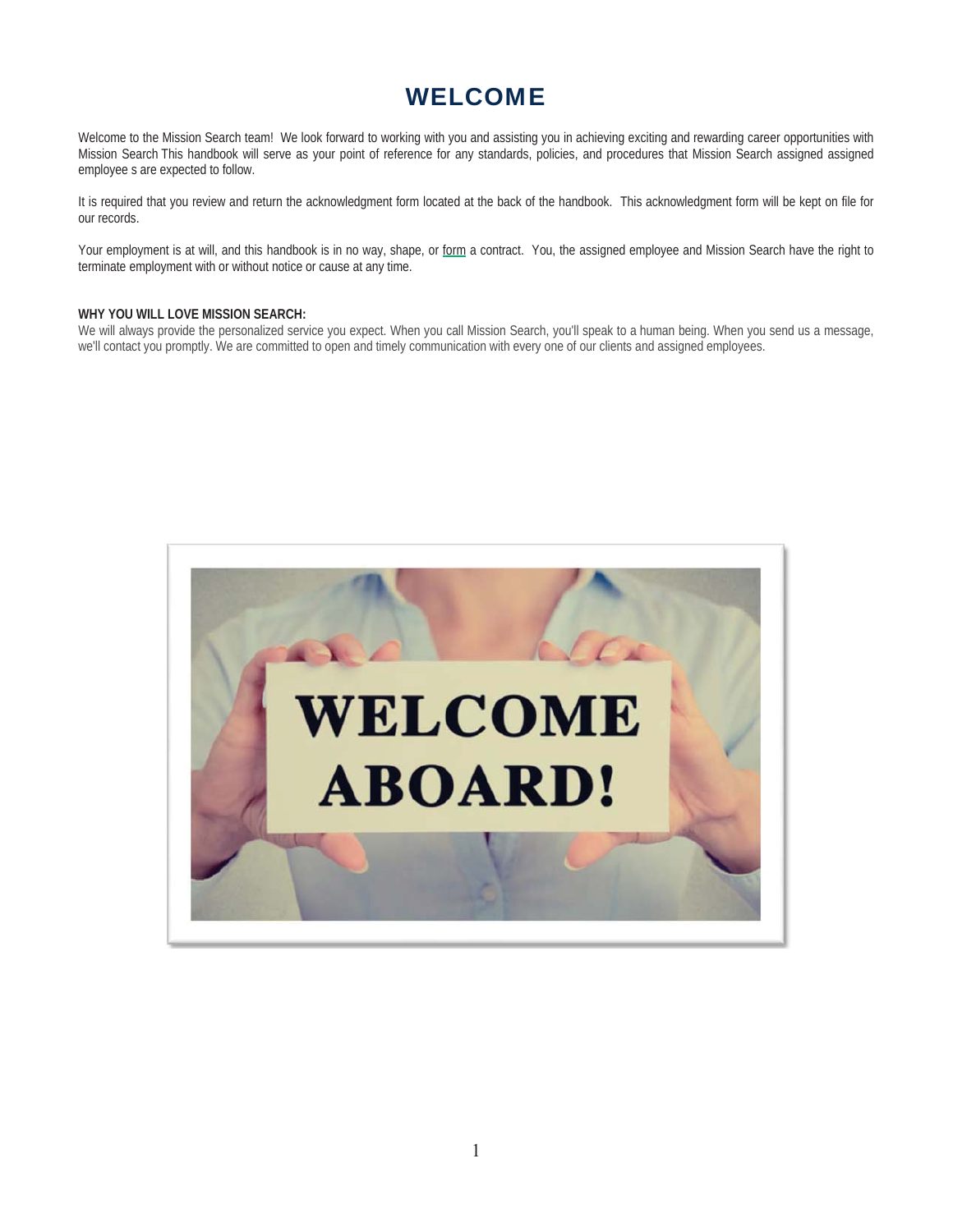# WELCOME

Welcome to the Mission Search team! We look forward to working with you and assisting you in achieving exciting and rewarding career opportunities with Mission Search This handbook will serve as your point of reference for any standards, policies, and procedures that Mission Search assigned assigned employee s are expected to follow.

It is required that you review and return the acknowledgment form located at the back of the handbook. This acknowledgment form will be kept on file for our records.

Your employment is at will, and this handbook is in no way, shape, or form a contract. You, the assigned employee and Mission Search have the right to terminate employment with or without notice or cause at any time.

**WHY YOU WILL LOVE MISSION SEARCH:**
We will always provide the personalized service you expect. When you call Mission Search, you'll speak to a human being. When you send us a message, we'll contact you promptly. We are committed to open and timely communication with every one of our clients and assigned employees.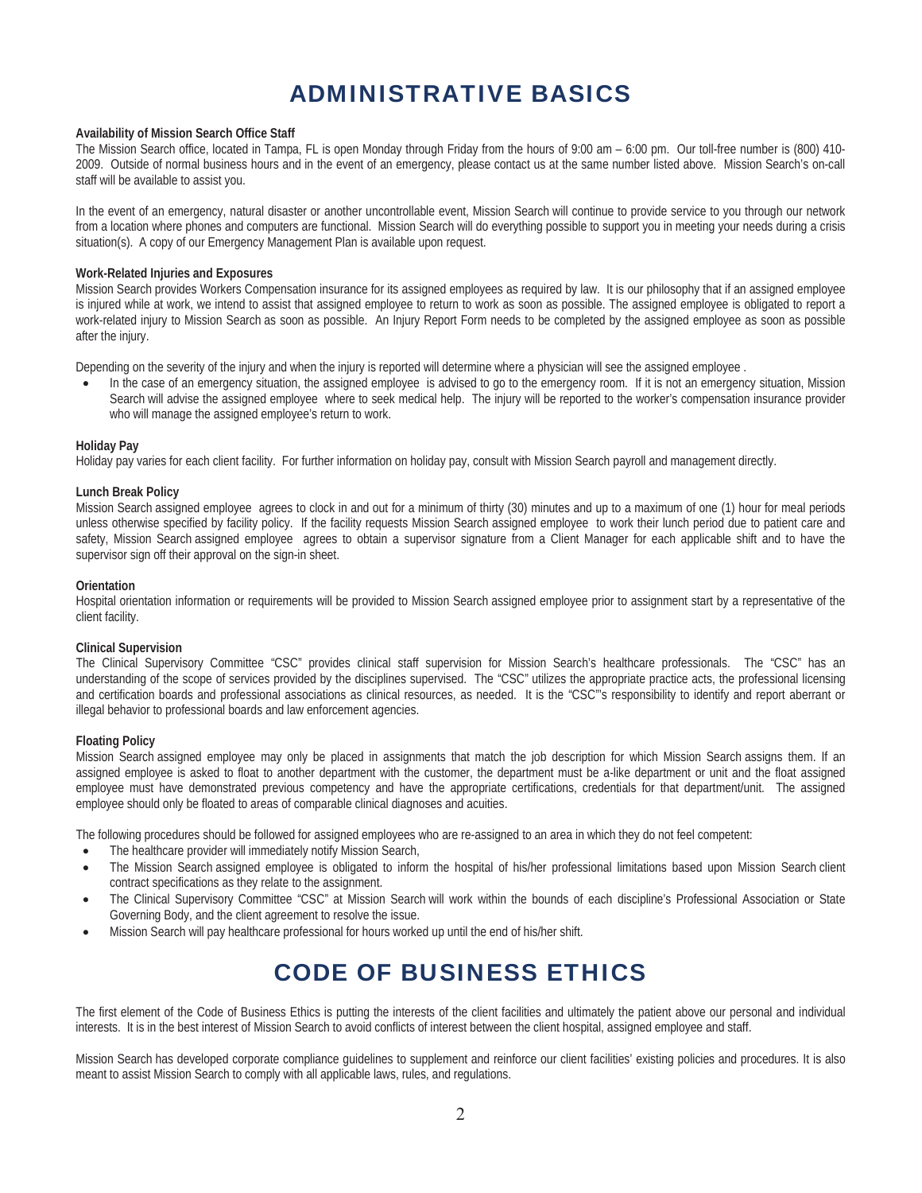# ADMINISTRATIVE BASICS

**Availability of Mission Search Office Staff**

The Mission Search office, located in Tampa, FL is open Monday through Friday from the hours of 9:00 am – 6:00 pm. Our toll-free number is (800) 410-2009. Outside of normal business hours and in the event of an emergency, please contact us at the same number listed above. Mission Search's on-call staff will be available to assist you.

In the event of an emergency, natural disaster or another uncontrollable event, Mission Search will continue to provide service to you through our network from a location where phones and computers are functional. Mission Search will do everything possible to support you in meeting your needs during a crisis situation(s). A copy of our Emergency Management Plan is available upon request.

**Work-Related Injuries and Exposures**

Mission Search provides Workers Compensation insurance for its assigned employees as required by law. It is our philosophy that if an assigned employee is injured while at work, we intend to assist that assigned employee to return to work as soon as possible. The assigned employee is obligated to report a work-related injury to Mission Search as soon as possible. An Injury Report Form needs to be completed by the assigned employee as soon as possible after the injury.

Depending on the severity of the injury and when the injury is reported will determine where a physician will see the assigned employee .

- In the case of an emergency situation, the assigned employee is advised to go to the emergency room. If it is not an emergency situation, Mission Search will advise the assigned employee where to seek medical help. The injury will be reported to the worker's compensation insurance provider who will manage the assigned employee's return to work.

**Holiday Pay**

Holiday pay varies for each client facility. For further information on holiday pay, consult with Mission Search payroll and management directly.

**Lunch Break Policy**

Mission Search assigned employee agrees to clock in and out for a minimum of thirty (30) minutes and up to a maximum of one (1) hour for meal periods unless otherwise specified by facility policy. If the facility requests Mission Search assigned employee to work their lunch period due to patient care and safety, Mission Search assigned employee agrees to obtain a supervisor signature from a Client Manager for each applicable shift and to have the supervisor sign off their approval on the sign-in sheet.

**Orientation**

Hospital orientation information or requirements will be provided to Mission Search assigned employee prior to assignment start by a representative of the client facility.

**Clinical Supervision**

The Clinical Supervisory Committee "CSC" provides clinical staff supervision for Mission Search's healthcare professionals. The "CSC" has an understanding of the scope of services provided by the disciplines supervised. The "CSC" utilizes the appropriate practice acts, the professional licensing and certification boards and professional associations as clinical resources, as needed. It is the "CSC"'s responsibility to identify and report aberrant or illegal behavior to professional boards and law enforcement agencies.

**Floating Policy**

Mission Search assigned employee may only be placed in assignments that match the job description for which Mission Search assigns them. If an assigned employee is asked to float to another department with the customer, the department must be a-like department or unit and the float assigned employee must have demonstrated previous competency and have the appropriate certifications, credentials for that department/unit. The assigned employee should only be floated to areas of comparable clinical diagnoses and acuities.

The following procedures should be followed for assigned employees who are re-assigned to an area in which they do not feel competent:

- The healthcare provider will immediately notify Mission Search,
- The Mission Search assigned employee is obligated to inform the hospital of his/her professional limitations based upon Mission Search client contract specifications as they relate to the assignment.
- The Clinical Supervisory Committee "CSC" at Mission Search will work within the bounds of each discipline's Professional Association or State Governing Body, and the client agreement to resolve the issue.
- Mission Search will pay healthcare professional for hours worked up until the end of his/her shift.

# CODE OF BUSINESS ETHICS

The first element of the Code of Business Ethics is putting the interests of the client facilities and ultimately the patient above our personal and individual interests. It is in the best interest of Mission Search to avoid conflicts of interest between the client hospital, assigned employee and staff.

Mission Search has developed corporate compliance guidelines to supplement and reinforce our client facilities' existing policies and procedures. It is also meant to assist Mission Search to comply with all applicable laws, rules, and regulations.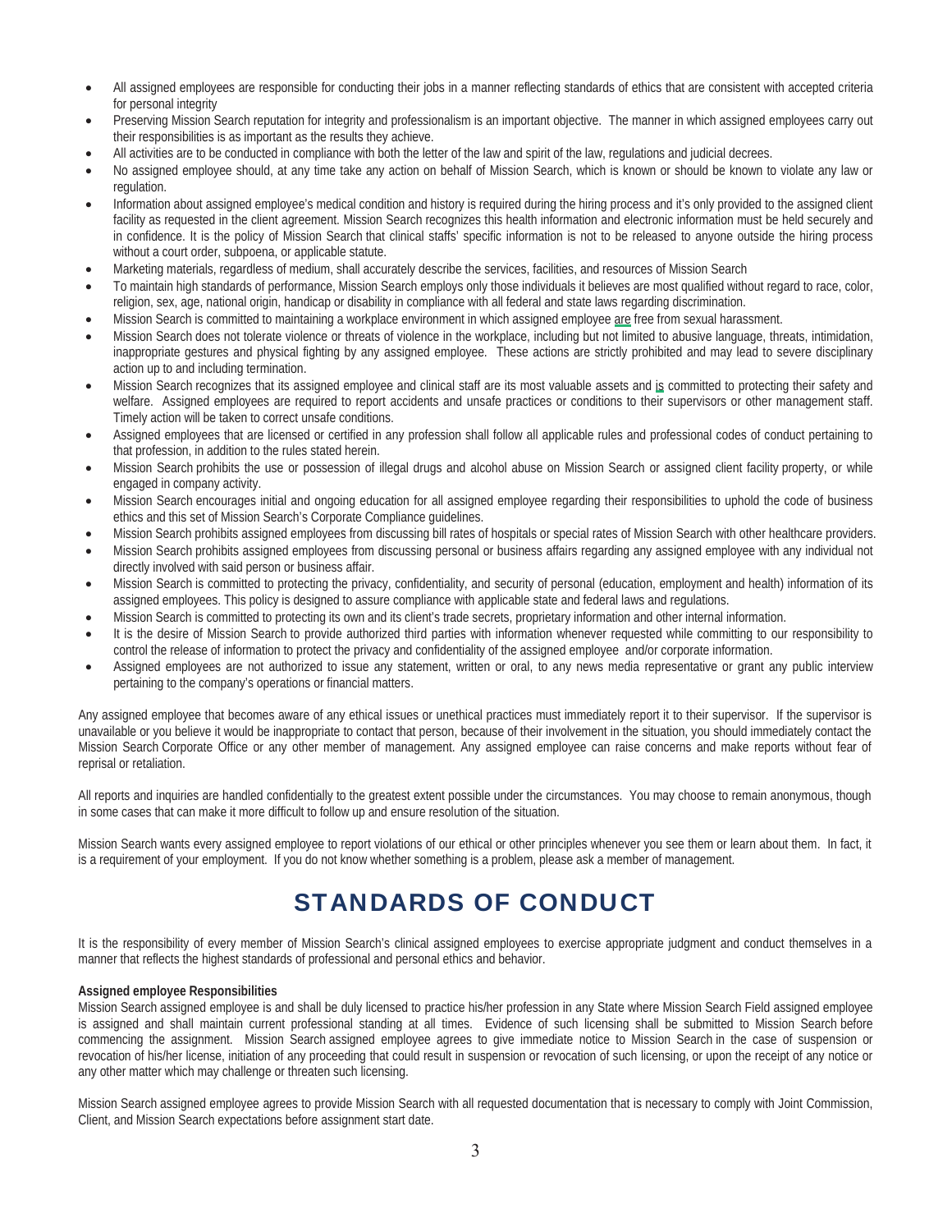- All assigned employees are responsible for conducting their jobs in a manner reflecting standards of ethics that are consistent with accepted criteria for personal integrity
- Preserving Mission Search reputation for integrity and professionalism is an important objective. The manner in which assigned employees carry out their responsibilities is as important as the results they achieve.
- All activities are to be conducted in compliance with both the letter of the law and spirit of the law, regulations and judicial decrees.
- No assigned employee should, at any time take any action on behalf of Mission Search, which is known or should be known to violate any law or regulation.
- Information about assigned employee's medical condition and history is required during the hiring process and it's only provided to the assigned client facility as requested in the client agreement. Mission Search recognizes this health information and electronic information must be held securely and in confidence. It is the policy of Mission Search that clinical staffs' specific information is not to be released to anyone outside the hiring process without a court order, subpoena, or applicable statute.
- Marketing materials, regardless of medium, shall accurately describe the services, facilities, and resources of Mission Search
- To maintain high standards of performance, Mission Search employs only those individuals it believes are most qualified without regard to race, color, religion, sex, age, national origin, handicap or disability in compliance with all federal and state laws regarding discrimination.
- Mission Search is committed to maintaining a workplace environment in which assigned employee are free from sexual harassment.
- Mission Search does not tolerate violence or threats of violence in the workplace, including but not limited to abusive language, threats, intimidation, inappropriate gestures and physical fighting by any assigned employee. These actions are strictly prohibited and may lead to severe disciplinary action up to and including termination.
- Mission Search recognizes that its assigned employee and clinical staff are its most valuable assets and is committed to protecting their safety and welfare. Assigned employees are required to report accidents and unsafe practices or conditions to their supervisors or other management staff. Timely action will be taken to correct unsafe conditions.
- Assigned employees that are licensed or certified in any profession shall follow all applicable rules and professional codes of conduct pertaining to that profession, in addition to the rules stated herein.
- Mission Search prohibits the use or possession of illegal drugs and alcohol abuse on Mission Search or assigned client facility property, or while engaged in company activity.
- Mission Search encourages initial and ongoing education for all assigned employee regarding their responsibilities to uphold the code of business ethics and this set of Mission Search's Corporate Compliance guidelines.
- Mission Search prohibits assigned employees from discussing bill rates of hospitals or special rates of Mission Search with other healthcare providers.
- Mission Search prohibits assigned employees from discussing personal or business affairs regarding any assigned employee with any individual not directly involved with said person or business affair.
- Mission Search is committed to protecting the privacy, confidentiality, and security of personal (education, employment and health) information of its assigned employees. This policy is designed to assure compliance with applicable state and federal laws and regulations.
- Mission Search is committed to protecting its own and its client's trade secrets, proprietary information and other internal information.
- It is the desire of Mission Search to provide authorized third parties with information whenever requested while committing to our responsibility to control the release of information to protect the privacy and confidentiality of the assigned employee and/or corporate information.
- Assigned employees are not authorized to issue any statement, written or oral, to any news media representative or grant any public interview pertaining to the company's operations or financial matters.

Any assigned employee that becomes aware of any ethical issues or unethical practices must immediately report it to their supervisor. If the supervisor is unavailable or you believe it would be inappropriate to contact that person, because of their involvement in the situation, you should immediately contact the Mission Search Corporate Office or any other member of management. Any assigned employee can raise concerns and make reports without fear of reprisal or retaliation.

All reports and inquiries are handled confidentially to the greatest extent possible under the circumstances. You may choose to remain anonymous, though in some cases that can make it more difficult to follow up and ensure resolution of the situation.

Mission Search wants every assigned employee to report violations of our ethical or other principles whenever you see them or learn about them. In fact, it is a requirement of your employment. If you do not know whether something is a problem, please ask a member of management.

# STANDARDS OF CONDUCT

It is the responsibility of every member of Mission Search's clinical assigned employees to exercise appropriate judgment and conduct themselves in a manner that reflects the highest standards of professional and personal ethics and behavior.

**Assigned employee Responsibilities**
Mission Search assigned employee is and shall be duly licensed to practice his/her profession in any State where Mission Search Field assigned employee is assigned and shall maintain current professional standing at all times. Evidence of such licensing shall be submitted to Mission Search before commencing the assignment. Mission Search assigned employee agrees to give immediate notice to Mission Search in the case of suspension or revocation of his/her license, initiation of any proceeding that could result in suspension or revocation of such licensing, or upon the receipt of any notice or any other matter which may challenge or threaten such licensing.

Mission Search assigned employee agrees to provide Mission Search with all requested documentation that is necessary to comply with Joint Commission, Client, and Mission Search expectations before assignment start date.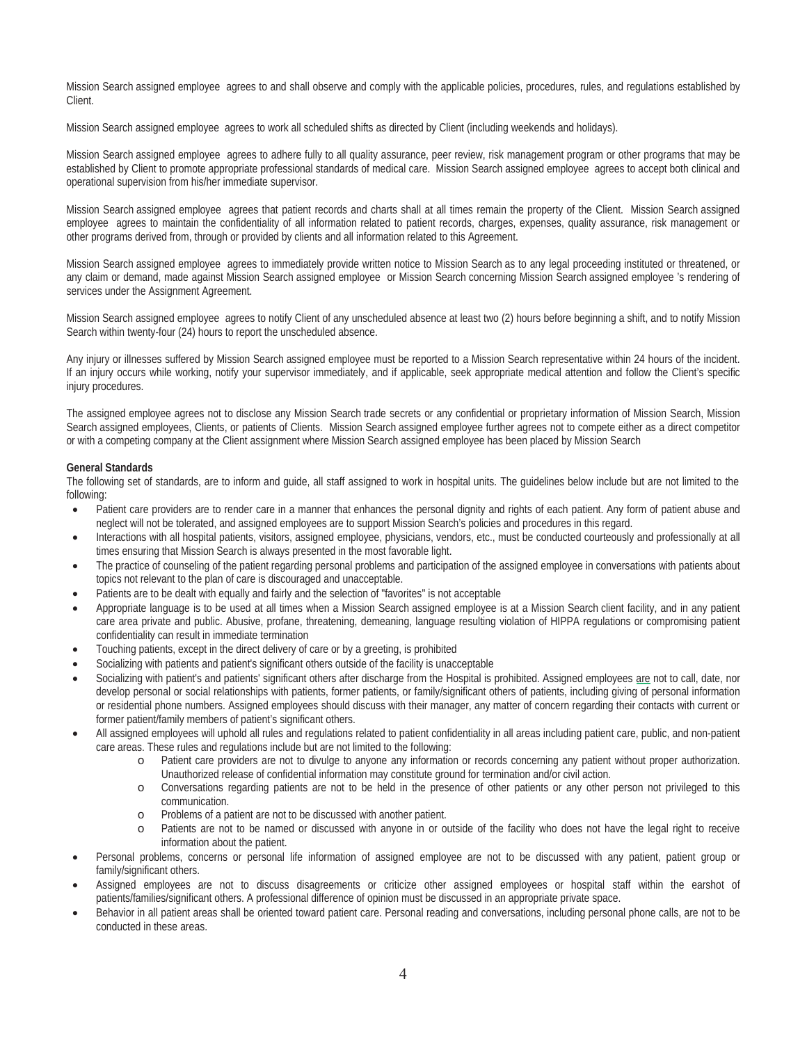Mission Search assigned employee agrees to and shall observe and comply with the applicable policies, procedures, rules, and regulations established by Client.

Mission Search assigned employee agrees to work all scheduled shifts as directed by Client (including weekends and holidays).

Mission Search assigned employee agrees to adhere fully to all quality assurance, peer review, risk management program or other programs that may be established by Client to promote appropriate professional standards of medical care. Mission Search assigned employee agrees to accept both clinical and operational supervision from his/her immediate supervisor.

Mission Search assigned employee agrees that patient records and charts shall at all times remain the property of the Client. Mission Search assigned employee agrees to maintain the confidentiality of all information related to patient records, charges, expenses, quality assurance, risk management or other programs derived from, through or provided by clients and all information related to this Agreement.

Mission Search assigned employee agrees to immediately provide written notice to Mission Search as to any legal proceeding instituted or threatened, or any claim or demand, made against Mission Search assigned employee or Mission Search concerning Mission Search assigned employee 's rendering of services under the Assignment Agreement.

Mission Search assigned employee agrees to notify Client of any unscheduled absence at least two (2) hours before beginning a shift, and to notify Mission Search within twenty-four (24) hours to report the unscheduled absence.

Any injury or illnesses suffered by Mission Search assigned employee must be reported to a Mission Search representative within 24 hours of the incident. If an injury occurs while working, notify your supervisor immediately, and if applicable, seek appropriate medical attention and follow the Client's specific injury procedures.

The assigned employee agrees not to disclose any Mission Search trade secrets or any confidential or proprietary information of Mission Search, Mission Search assigned employees, Clients, or patients of Clients. Mission Search assigned employee further agrees not to compete either as a direct competitor or with a competing company at the Client assignment where Mission Search assigned employee has been placed by Mission Search

**General Standards**

The following set of standards, are to inform and guide, all staff assigned to work in hospital units. The guidelines below include but are not limited to the following:

- Patient care providers are to render care in a manner that enhances the personal dignity and rights of each patient. Any form of patient abuse and neglect will not be tolerated, and assigned employees are to support Mission Search's policies and procedures in this regard.
- Interactions with all hospital patients, visitors, assigned employee, physicians, vendors, etc., must be conducted courteously and professionally at all times ensuring that Mission Search is always presented in the most favorable light.
- The practice of counseling of the patient regarding personal problems and participation of the assigned employee in conversations with patients about topics not relevant to the plan of care is discouraged and unacceptable.
- Patients are to be dealt with equally and fairly and the selection of "favorites" is not acceptable
- Appropriate language is to be used at all times when a Mission Search assigned employee is at a Mission Search client facility, and in any patient care area private and public. Abusive, profane, threatening, demeaning, language resulting violation of HIPPA regulations or compromising patient confidentiality can result in immediate termination
- Touching patients, except in the direct delivery of care or by a greeting, is prohibited
- Socializing with patients and patient's significant others outside of the facility is unacceptable
- Socializing with patient's and patients' significant others after discharge from the Hospital is prohibited. Assigned employees are not to call, date, nor develop personal or social relationships with patients, former patients, or family/significant others of patients, including giving of personal information or residential phone numbers. Assigned employees should discuss with their manager, any matter of concern regarding their contacts with current or former patient/family members of patient's significant others.
- All assigned employees will uphold all rules and regulations related to patient confidentiality in all areas including patient care, public, and non-patient care areas. These rules and regulations include but are not limited to the following:
    - Patient care providers are not to divulge to anyone any information or records concerning any patient without proper authorization. Unauthorized release of confidential information may constitute ground for termination and/or civil action.
    - Conversations regarding patients are not to be held in the presence of other patients or any other person not privileged to this communication.
    - Problems of a patient are not to be discussed with another patient.
    - Patients are not to be named or discussed with anyone in or outside of the facility who does not have the legal right to receive information about the patient.
- Personal problems, concerns or personal life information of assigned employee are not to be discussed with any patient, patient group or family/significant others.
- Assigned employees are not to discuss disagreements or criticize other assigned employees or hospital staff within the earshot of patients/families/significant others. A professional difference of opinion must be discussed in an appropriate private space.
- Behavior in all patient areas shall be oriented toward patient care. Personal reading and conversations, including personal phone calls, are not to be conducted in these areas.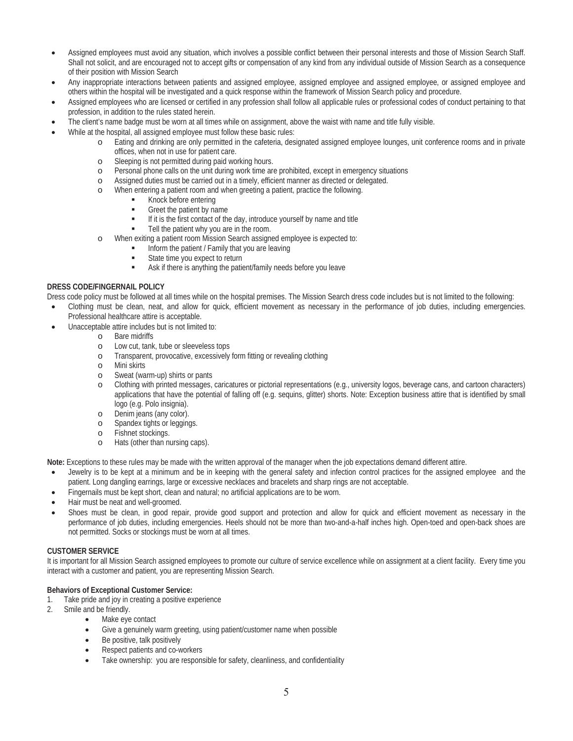- Assigned employees must avoid any situation, which involves a possible conflict between their personal interests and those of Mission Search Staff. Shall not solicit, and are encouraged not to accept gifts or compensation of any kind from any individual outside of Mission Search as a consequence of their position with Mission Search
- Any inappropriate interactions between patients and assigned employee, assigned employee and assigned employee, or assigned employee and others within the hospital will be investigated and a quick response within the framework of Mission Search policy and procedure.
- Assigned employees who are licensed or certified in any profession shall follow all applicable rules or professional codes of conduct pertaining to that profession, in addition to the rules stated herein.
- The client's name badge must be worn at all times while on assignment, above the waist with name and title fully visible.
- While at the hospital, all assigned employee must follow these basic rules:
  - Eating and drinking are only permitted in the cafeteria, designated assigned employee lounges, unit conference rooms and in private offices, when not in use for patient care.
  - Sleeping is not permitted during paid working hours.
  - Personal phone calls on the unit during work time are prohibited, except in emergency situations
  - Assigned duties must be carried out in a timely, efficient manner as directed or delegated.
  - When entering a patient room and when greeting a patient, practice the following.
    - Knock before entering
    - Greet the patient by name
    - If it is the first contact of the day, introduce yourself by name and title
    - Tell the patient why you are in the room.
  - When exiting a patient room Mission Search assigned employee is expected to:
    - Inform the patient / Family that you are leaving
    - State time you expect to return
    - Ask if there is anything the patient/family needs before you leave

**DRESS CODE/FINGERNAIL POLICY**

Dress code policy must be followed at all times while on the hospital premises. The Mission Search dress code includes but is not limited to the following:

- Clothing must be clean, neat, and allow for quick, efficient movement as necessary in the performance of job duties, including emergencies. Professional healthcare attire is acceptable.
- Unacceptable attire includes but is not limited to:
  - Bare midriffs
  - Low cut, tank, tube or sleeveless tops
  - Transparent, provocative, excessively form fitting or revealing clothing
  - Mini skirts
  - Sweat (warm-up) shirts or pants
  - Clothing with printed messages, caricatures or pictorial representations (e.g., university logos, beverage cans, and cartoon characters) applications that have the potential of falling off (e.g. sequins, glitter) shorts. Note: Exception business attire that is identified by small logo (e.g. Polo insignia).
  - Denim jeans (any color).
  - Spandex tights or leggings.
  - Fishnet stockings.
  - Hats (other than nursing caps).

**Note:** Exceptions to these rules may be made with the written approval of the manager when the job expectations demand different attire.

- Jewelry is to be kept at a minimum and be in keeping with the general safety and infection control practices for the assigned employee and the patient. Long dangling earrings, large or excessive necklaces and bracelets and sharp rings are not acceptable.
- Fingernails must be kept short, clean and natural; no artificial applications are to be worn.
- Hair must be neat and well-groomed.
- Shoes must be clean, in good repair, provide good support and protection and allow for quick and efficient movement as necessary in the performance of job duties, including emergencies. Heels should not be more than two-and-a-half inches high. Open-toed and open-back shoes are not permitted. Socks or stockings must be worn at all times.

**CUSTOMER SERVICE**

It is important for all Mission Search assigned employees to promote our culture of service excellence while on assignment at a client facility. Every time you interact with a customer and patient, you are representing Mission Search.

**Behaviors of Exceptional Customer Service:**

1. Take pride and joy in creating a positive experience
2. Smile and be friendly.
   - Make eye contact
   - Give a genuinely warm greeting, using patient/customer name when possible
   - Be positive, talk positively
   - Respect patients and co-workers
   - Take ownership: you are responsible for safety, cleanliness, and confidentiality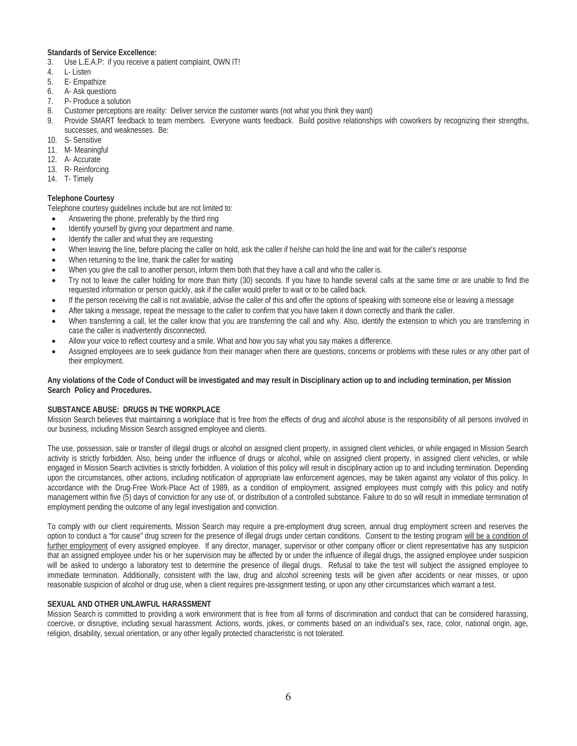**Standards of Service Excellence:**

3. Use L.E.A.P: if you receive a patient complaint, OWN IT!
4. L- Listen
5. E- Empathize
6. A- Ask questions
7. P- Produce a solution
8. Customer perceptions are reality: Deliver service the customer wants (not what you think they want)
9. Provide SMART feedback to team members. Everyone wants feedback. Build positive relationships with coworkers by recognizing their strengths, successes, and weaknesses. Be:
10. S- Sensitive
11. M- Meaningful
12. A- Accurate
13. R- Reinforcing
14. T- Timely

**Telephone Courtesy**

Telephone courtesy guidelines include but are not limited to:

- Answering the phone, preferably by the third ring
- Identify yourself by giving your department and name.
- Identify the caller and what they are requesting
- When leaving the line, before placing the caller on hold, ask the caller if he/she can hold the line and wait for the caller's response
- When returning to the line, thank the caller for waiting
- When you give the call to another person, inform them both that they have a call and who the caller is.
- Try not to leave the caller holding for more than thirty (30) seconds. If you have to handle several calls at the same time or are unable to find the requested information or person quickly, ask if the caller would prefer to wait or to be called back.
- If the person receiving the call is not available, advise the caller of this and offer the options of speaking with someone else or leaving a message
- After taking a message, repeat the message to the caller to confirm that you have taken it down correctly and thank the caller.
- When transferring a call, let the caller know that you are transferring the call and why. Also, identify the extension to which you are transferring in case the caller is inadvertently disconnected.
- Allow your voice to reflect courtesy and a smile. What and how you say what you say makes a difference.
- Assigned employees are to seek guidance from their manager when there are questions, concerns or problems with these rules or any other part of their employment.

**Any violations of the Code of Conduct will be investigated and may result in Disciplinary action up to and including termination, per Mission Search Policy and Procedures.**

**SUBSTANCE ABUSE: DRUGS IN THE WORKPLACE**

Mission Search believes that maintaining a workplace that is free from the effects of drug and alcohol abuse is the responsibility of all persons involved in our business, including Mission Search assigned employee and clients.

The use, possession, sale or transfer of illegal drugs or alcohol on assigned client property, in assigned client vehicles, or while engaged in Mission Search activity is strictly forbidden. Also, being under the influence of drugs or alcohol, while on assigned client property, in assigned client vehicles, or while engaged in Mission Search activities is strictly forbidden. A violation of this policy will result in disciplinary action up to and including termination. Depending upon the circumstances, other actions, including notification of appropriate law enforcement agencies, may be taken against any violator of this policy. In accordance with the Drug-Free Work-Place Act of 1989, as a condition of employment, assigned employees must comply with this policy and notify management within five (5) days of conviction for any use of, or distribution of a controlled substance. Failure to do so will result in immediate termination of employment pending the outcome of any legal investigation and conviction.

To comply with our client requirements, Mission Search may require a pre-employment drug screen, annual drug employment screen and reserves the option to conduct a "for cause" drug screen for the presence of illegal drugs under certain conditions. Consent to the testing program will be a condition of further employment of every assigned employee. If any director, manager, supervisor or other company officer or client representative has any suspicion that an assigned employee under his or her supervision may be affected by or under the influence of illegal drugs, the assigned employee under suspicion will be asked to undergo a laboratory test to determine the presence of illegal drugs. Refusal to take the test will subject the assigned employee to immediate termination. Additionally, consistent with the law, drug and alcohol screening tests will be given after accidents or near misses, or upon reasonable suspicion of alcohol or drug use, when a client requires pre-assignment testing, or upon any other circumstances which warrant a test.

**SEXUAL AND OTHER UNLAWFUL HARASSMENT**

Mission Search is committed to providing a work environment that is free from all forms of discrimination and conduct that can be considered harassing, coercive, or disruptive, including sexual harassment. Actions, words, jokes, or comments based on an individual's sex, race, color, national origin, age, religion, disability, sexual orientation, or any other legally protected characteristic is not tolerated.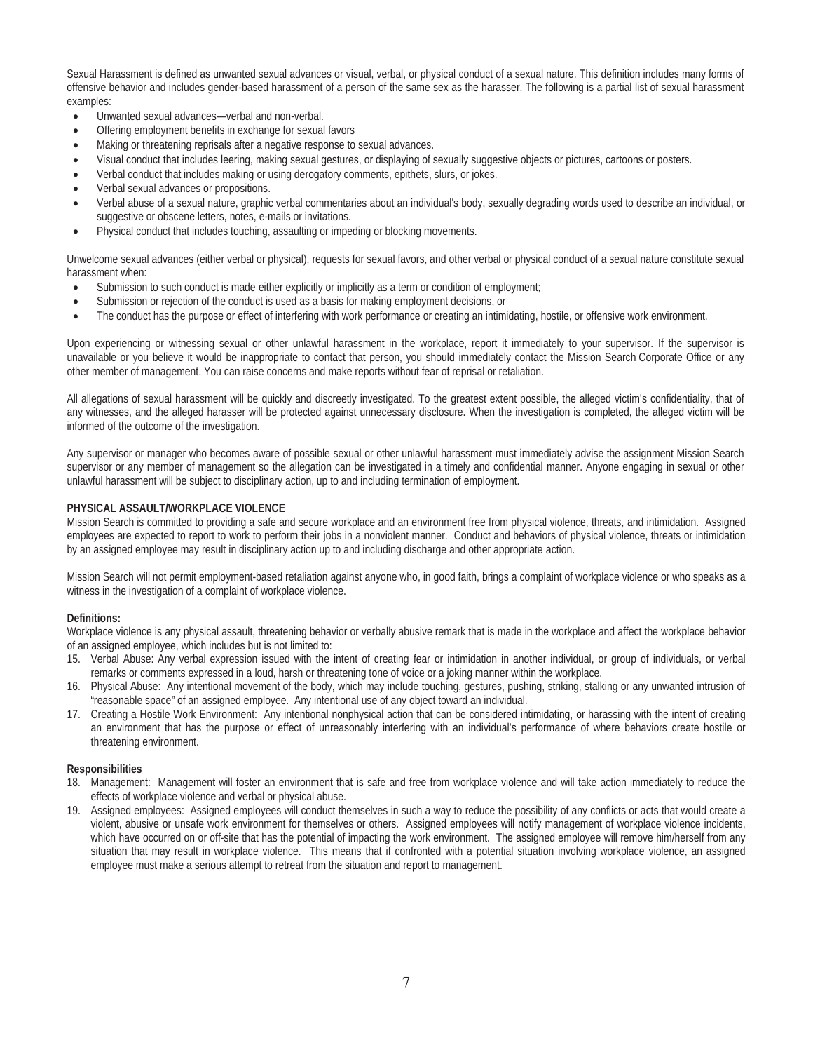Sexual Harassment is defined as unwanted sexual advances or visual, verbal, or physical conduct of a sexual nature. This definition includes many forms of offensive behavior and includes gender-based harassment of a person of the same sex as the harasser. The following is a partial list of sexual harassment examples:

- Unwanted sexual advances—verbal and non-verbal.
- Offering employment benefits in exchange for sexual favors
- Making or threatening reprisals after a negative response to sexual advances.
- Visual conduct that includes leering, making sexual gestures, or displaying of sexually suggestive objects or pictures, cartoons or posters.
- Verbal conduct that includes making or using derogatory comments, epithets, slurs, or jokes.
- Verbal sexual advances or propositions.
- Verbal abuse of a sexual nature, graphic verbal commentaries about an individual's body, sexually degrading words used to describe an individual, or suggestive or obscene letters, notes, e-mails or invitations.
- Physical conduct that includes touching, assaulting or impeding or blocking movements.

Unwelcome sexual advances (either verbal or physical), requests for sexual favors, and other verbal or physical conduct of a sexual nature constitute sexual harassment when:

- Submission to such conduct is made either explicitly or implicitly as a term or condition of employment;
- Submission or rejection of the conduct is used as a basis for making employment decisions, or
- The conduct has the purpose or effect of interfering with work performance or creating an intimidating, hostile, or offensive work environment.

Upon experiencing or witnessing sexual or other unlawful harassment in the workplace, report it immediately to your supervisor. If the supervisor is unavailable or you believe it would be inappropriate to contact that person, you should immediately contact the Mission Search Corporate Office or any other member of management. You can raise concerns and make reports without fear of reprisal or retaliation.

All allegations of sexual harassment will be quickly and discreetly investigated. To the greatest extent possible, the alleged victim's confidentiality, that of any witnesses, and the alleged harasser will be protected against unnecessary disclosure. When the investigation is completed, the alleged victim will be informed of the outcome of the investigation.

Any supervisor or manager who becomes aware of possible sexual or other unlawful harassment must immediately advise the assignment Mission Search supervisor or any member of management so the allegation can be investigated in a timely and confidential manner. Anyone engaging in sexual or other unlawful harassment will be subject to disciplinary action, up to and including termination of employment.

**PHYSICAL ASSAULT/WORKPLACE VIOLENCE**

Mission Search is committed to providing a safe and secure workplace and an environment free from physical violence, threats, and intimidation. Assigned employees are expected to report to work to perform their jobs in a nonviolent manner. Conduct and behaviors of physical violence, threats or intimidation by an assigned employee may result in disciplinary action up to and including discharge and other appropriate action.

Mission Search will not permit employment-based retaliation against anyone who, in good faith, brings a complaint of workplace violence or who speaks as a witness in the investigation of a complaint of workplace violence.

**Definitions:**

Workplace violence is any physical assault, threatening behavior or verbally abusive remark that is made in the workplace and affect the workplace behavior of an assigned employee, which includes but is not limited to:

15. Verbal Abuse: Any verbal expression issued with the intent of creating fear or intimidation in another individual, or group of individuals, or verbal remarks or comments expressed in a loud, harsh or threatening tone of voice or a joking manner within the workplace.
16. Physical Abuse: Any intentional movement of the body, which may include touching, gestures, pushing, striking, stalking or any unwanted intrusion of "reasonable space" of an assigned employee. Any intentional use of any object toward an individual.
17. Creating a Hostile Work Environment: Any intentional nonphysical action that can be considered intimidating, or harassing with the intent of creating an environment that has the purpose or effect of unreasonably interfering with an individual's performance of where behaviors create hostile or threatening environment.

**Responsibilities**

18. Management: Management will foster an environment that is safe and free from workplace violence and will take action immediately to reduce the effects of workplace violence and verbal or physical abuse.
19. Assigned employees: Assigned employees will conduct themselves in such a way to reduce the possibility of any conflicts or acts that would create a violent, abusive or unsafe work environment for themselves or others. Assigned employees will notify management of workplace violence incidents, which have occurred on or off-site that has the potential of impacting the work environment. The assigned employee will remove him/herself from any situation that may result in workplace violence. This means that if confronted with a potential situation involving workplace violence, an assigned employee must make a serious attempt to retreat from the situation and report to management.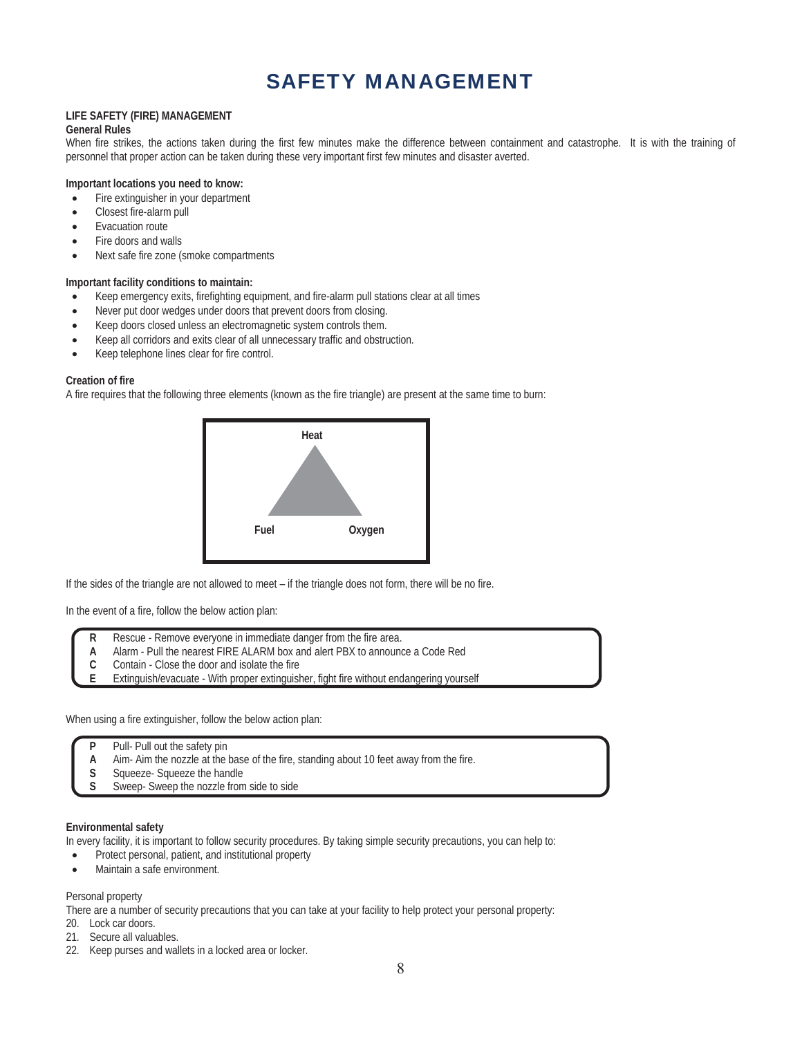# SAFETY MANAGEMENT

**LIFE SAFETY (FIRE) MANAGEMENT**

**General Rules**

When fire strikes, the actions taken during the first few minutes make the difference between containment and catastrophe. It is with the training of personnel that proper action can be taken during these very important first few minutes and disaster averted.

**Important locations you need to know:**

- Fire extinguisher in your department
- Closest fire-alarm pull
- Evacuation route
- Fire doors and walls
- Next safe fire zone (smoke compartments

**Important facility conditions to maintain:**

- Keep emergency exits, firefighting equipment, and fire-alarm pull stations clear at all times
- Never put door wedges under doors that prevent doors from closing.
- Keep doors closed unless an electromagnetic system controls them.
- Keep all corridors and exits clear of all unnecessary traffic and obstruction.
- Keep telephone lines clear for fire control.

**Creation of fire**

A fire requires that the following three elements (known as the fire triangle) are present at the same time to burn:

**Heat**

**Fuel** **Oxygen**

If the sides of the triangle are not allowed to meet – if the triangle does not form, there will be no fire.

In the event of a fire, follow the below action plan:

| | |
|---|---|
| **R** | Rescue - Remove everyone in immediate danger from the fire area. |
| **A** | Alarm - Pull the nearest FIRE ALARM box and alert PBX to announce a Code Red |
| **C** | Contain - Close the door and isolate the fire |
| **E** | Extinguish/evacuate - With proper extinguisher, fight fire without endangering yourself |

When using a fire extinguisher, follow the below action plan:

| | |
|---|---|
| **P** | Pull- Pull out the safety pin |
| **A** | Aim- Aim the nozzle at the base of the fire, standing about 10 feet away from the fire. |
| **S** | Squeeze- Squeeze the handle |
| **S** | Sweep- Sweep the nozzle from side to side |

**Environmental safety**

In every facility, it is important to follow security procedures. By taking simple security precautions, you can help to:

- Protect personal, patient, and institutional property
- Maintain a safe environment.

Personal property

There are a number of security precautions that you can take at your facility to help protect your personal property:

20. Lock car doors.
21. Secure all valuables.
22. Keep purses and wallets in a locked area or locker.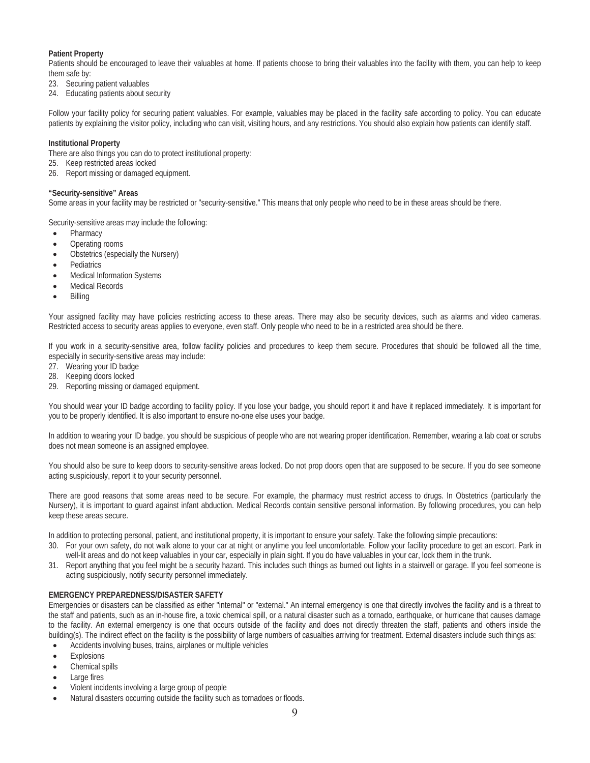**Patient Property**

Patients should be encouraged to leave their valuables at home. If patients choose to bring their valuables into the facility with them, you can help to keep them safe by:

23. Securing patient valuables
24. Educating patients about security

Follow your facility policy for securing patient valuables. For example, valuables may be placed in the facility safe according to policy. You can educate patients by explaining the visitor policy, including who can visit, visiting hours, and any restrictions. You should also explain how patients can identify staff.

**Institutional Property**

There are also things you can do to protect institutional property:

25. Keep restricted areas locked
26. Report missing or damaged equipment.

**"Security-sensitive" Areas**

Some areas in your facility may be restricted or "security-sensitive." This means that only people who need to be in these areas should be there.

Security-sensitive areas may include the following:

- Pharmacy
- Operating rooms
- Obstetrics (especially the Nursery)
- Pediatrics
- Medical Information Systems
- Medical Records
- Billing

Your assigned facility may have policies restricting access to these areas. There may also be security devices, such as alarms and video cameras. Restricted access to security areas applies to everyone, even staff. Only people who need to be in a restricted area should be there.

If you work in a security-sensitive area, follow facility policies and procedures to keep them secure. Procedures that should be followed all the time, especially in security-sensitive areas may include:

27. Wearing your ID badge
28. Keeping doors locked
29. Reporting missing or damaged equipment.

You should wear your ID badge according to facility policy. If you lose your badge, you should report it and have it replaced immediately. It is important for you to be properly identified. It is also important to ensure no-one else uses your badge.

In addition to wearing your ID badge, you should be suspicious of people who are not wearing proper identification. Remember, wearing a lab coat or scrubs does not mean someone is an assigned employee.

You should also be sure to keep doors to security-sensitive areas locked. Do not prop doors open that are supposed to be secure. If you do see someone acting suspiciously, report it to your security personnel.

There are good reasons that some areas need to be secure. For example, the pharmacy must restrict access to drugs. In Obstetrics (particularly the Nursery), it is important to guard against infant abduction. Medical Records contain sensitive personal information. By following procedures, you can help keep these areas secure.

In addition to protecting personal, patient, and institutional property, it is important to ensure your safety. Take the following simple precautions:

30. For your own safety, do not walk alone to your car at night or anytime you feel uncomfortable. Follow your facility procedure to get an escort. Park in well-lit areas and do not keep valuables in your car, especially in plain sight. If you do have valuables in your car, lock them in the trunk.
31. Report anything that you feel might be a security hazard. This includes such things as burned out lights in a stairwell or garage. If you feel someone is acting suspiciously, notify security personnel immediately.

**EMERGENCY PREPAREDNESS/DISASTER SAFETY**

Emergencies or disasters can be classified as either "internal" or "external." An internal emergency is one that directly involves the facility and is a threat to the staff and patients, such as an in-house fire, a toxic chemical spill, or a natural disaster such as a tornado, earthquake, or hurricane that causes damage to the facility. An external emergency is one that occurs outside of the facility and does not directly threaten the staff, patients and others inside the building(s). The indirect effect on the facility is the possibility of large numbers of casualties arriving for treatment. External disasters include such things as:

- Accidents involving buses, trains, airplanes or multiple vehicles
- Explosions
- Chemical spills
- Large fires
- Violent incidents involving a large group of people
- Natural disasters occurring outside the facility such as tornadoes or floods.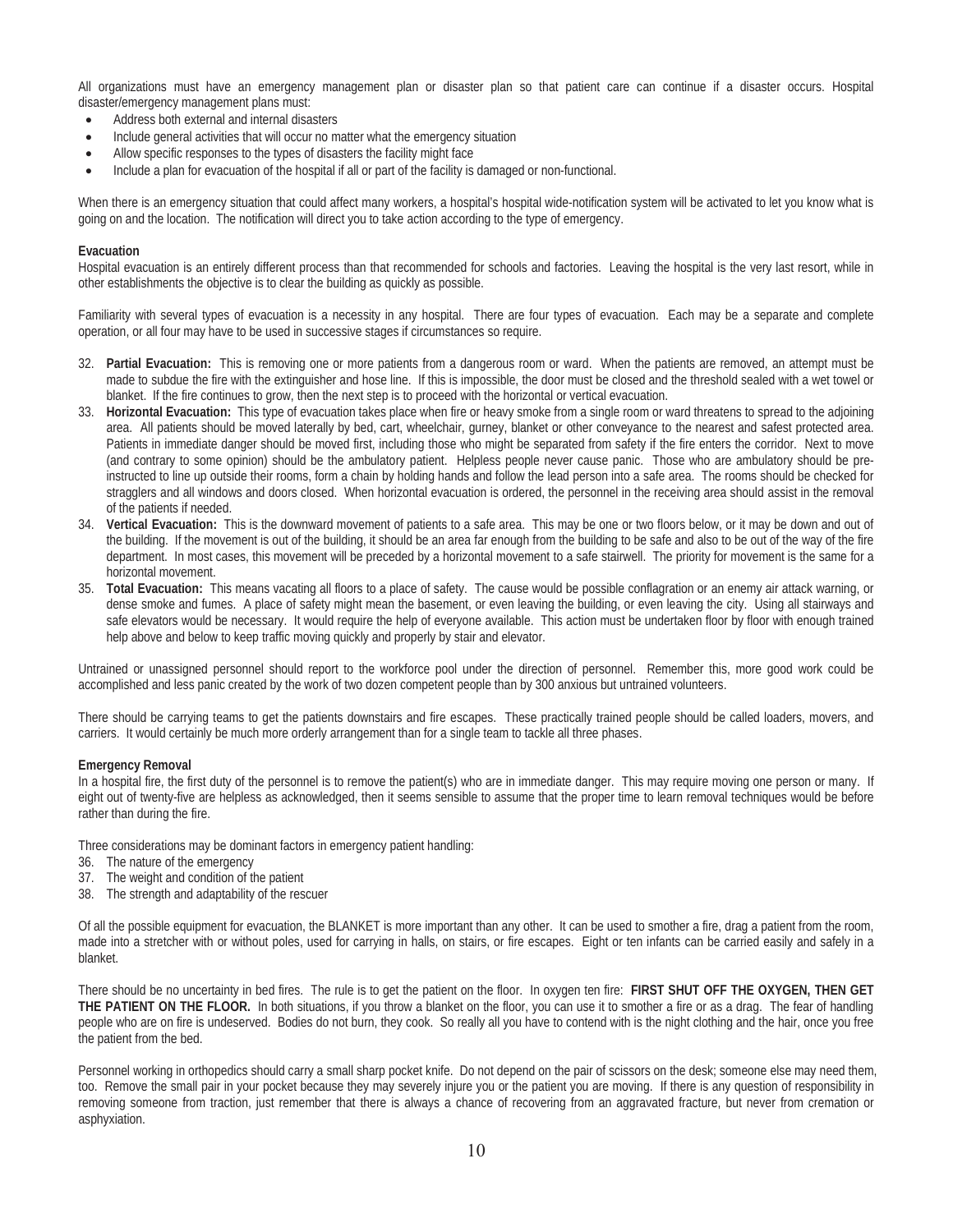All organizations must have an emergency management plan or disaster plan so that patient care can continue if a disaster occurs. Hospital disaster/emergency management plans must:

- Address both external and internal disasters
- Include general activities that will occur no matter what the emergency situation
- Allow specific responses to the types of disasters the facility might face
- Include a plan for evacuation of the hospital if all or part of the facility is damaged or non-functional.

When there is an emergency situation that could affect many workers, a hospital's hospital wide-notification system will be activated to let you know what is going on and the location. The notification will direct you to take action according to the type of emergency.

**Evacuation**

Hospital evacuation is an entirely different process than that recommended for schools and factories. Leaving the hospital is the very last resort, while in other establishments the objective is to clear the building as quickly as possible.

Familiarity with several types of evacuation is a necessity in any hospital. There are four types of evacuation. Each may be a separate and complete operation, or all four may have to be used in successive stages if circumstances so require.

32. **Partial Evacuation:** This is removing one or more patients from a dangerous room or ward. When the patients are removed, an attempt must be made to subdue the fire with the extinguisher and hose line. If this is impossible, the door must be closed and the threshold sealed with a wet towel or blanket. If the fire continues to grow, then the next step is to proceed with the horizontal or vertical evacuation.
33. **Horizontal Evacuation:** This type of evacuation takes place when fire or heavy smoke from a single room or ward threatens to spread to the adjoining area. All patients should be moved laterally by bed, cart, wheelchair, gurney, blanket or other conveyance to the nearest and safest protected area. Patients in immediate danger should be moved first, including those who might be separated from safety if the fire enters the corridor. Next to move (and contrary to some opinion) should be the ambulatory patient. Helpless people never cause panic. Those who are ambulatory should be pre-instructed to line up outside their rooms, form a chain by holding hands and follow the lead person into a safe area. The rooms should be checked for stragglers and all windows and doors closed. When horizontal evacuation is ordered, the personnel in the receiving area should assist in the removal of the patients if needed.
34. **Vertical Evacuation:** This is the downward movement of patients to a safe area. This may be one or two floors below, or it may be down and out of the building. If the movement is out of the building, it should be an area far enough from the building to be safe and also to be out of the way of the fire department. In most cases, this movement will be preceded by a horizontal movement to a safe stairwell. The priority for movement is the same for a horizontal movement.
35. **Total Evacuation:** This means vacating all floors to a place of safety. The cause would be possible conflagration or an enemy air attack warning, or dense smoke and fumes. A place of safety might mean the basement, or even leaving the building, or even leaving the city. Using all stairways and safe elevators would be necessary. It would require the help of everyone available. This action must be undertaken floor by floor with enough trained help above and below to keep traffic moving quickly and properly by stair and elevator.

Untrained or unassigned personnel should report to the workforce pool under the direction of personnel. Remember this, more good work could be accomplished and less panic created by the work of two dozen competent people than by 300 anxious but untrained volunteers.

There should be carrying teams to get the patients downstairs and fire escapes. These practically trained people should be called loaders, movers, and carriers. It would certainly be much more orderly arrangement than for a single team to tackle all three phases.

**Emergency Removal**

In a hospital fire, the first duty of the personnel is to remove the patient(s) who are in immediate danger. This may require moving one person or many. If eight out of twenty-five are helpless as acknowledged, then it seems sensible to assume that the proper time to learn removal techniques would be before rather than during the fire.

Three considerations may be dominant factors in emergency patient handling:

36. The nature of the emergency
37. The weight and condition of the patient
38. The strength and adaptability of the rescuer

Of all the possible equipment for evacuation, the BLANKET is more important than any other. It can be used to smother a fire, drag a patient from the room, made into a stretcher with or without poles, used for carrying in halls, on stairs, or fire escapes. Eight or ten infants can be carried easily and safely in a blanket.

There should be no uncertainty in bed fires. The rule is to get the patient on the floor. In oxygen ten fire: **FIRST SHUT OFF THE OXYGEN, THEN GET THE PATIENT ON THE FLOOR.** In both situations, if you throw a blanket on the floor, you can use it to smother a fire or as a drag. The fear of handling people who are on fire is undeserved. Bodies do not burn, they cook. So really all you have to contend with is the night clothing and the hair, once you free the patient from the bed.

Personnel working in orthopedics should carry a small sharp pocket knife. Do not depend on the pair of scissors on the desk; someone else may need them, too. Remove the small pair in your pocket because they may severely injure you or the patient you are moving. If there is any question of responsibility in removing someone from traction, just remember that there is always a chance of recovering from an aggravated fracture, but never from cremation or asphyxiation.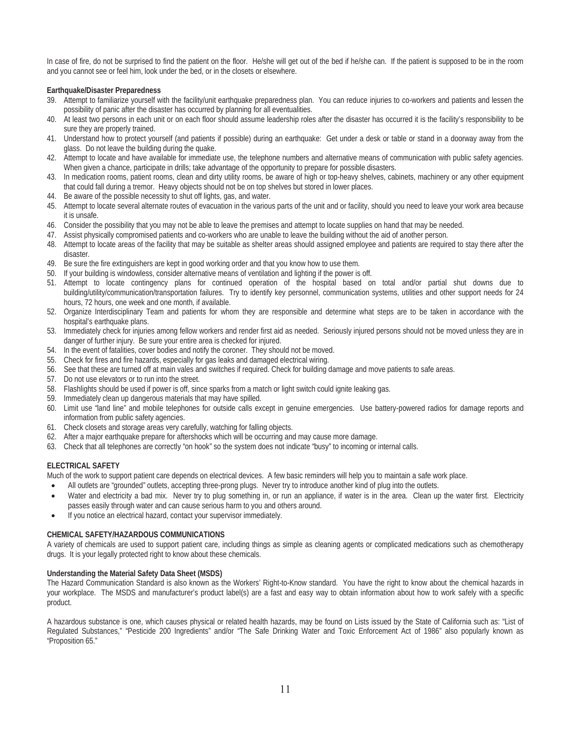In case of fire, do not be surprised to find the patient on the floor. He/she will get out of the bed if he/she can. If the patient is supposed to be in the room and you cannot see or feel him, look under the bed, or in the closets or elsewhere.

**Earthquake/Disaster Preparedness**

39. Attempt to familiarize yourself with the facility/unit earthquake preparedness plan. You can reduce injuries to co-workers and patients and lessen the possibility of panic after the disaster has occurred by planning for all eventualities.
40. At least two persons in each unit or on each floor should assume leadership roles after the disaster has occurred it is the facility's responsibility to be sure they are properly trained.
41. Understand how to protect yourself (and patients if possible) during an earthquake: Get under a desk or table or stand in a doorway away from the glass. Do not leave the building during the quake.
42. Attempt to locate and have available for immediate use, the telephone numbers and alternative means of communication with public safety agencies. When given a chance, participate in drills; take advantage of the opportunity to prepare for possible disasters.
43. In medication rooms, patient rooms, clean and dirty utility rooms, be aware of high or top-heavy shelves, cabinets, machinery or any other equipment that could fall during a tremor. Heavy objects should not be on top shelves but stored in lower places.
44. Be aware of the possible necessity to shut off lights, gas, and water.
45. Attempt to locate several alternate routes of evacuation in the various parts of the unit and or facility, should you need to leave your work area because it is unsafe.
46. Consider the possibility that you may not be able to leave the premises and attempt to locate supplies on hand that may be needed.
47. Assist physically compromised patients and co-workers who are unable to leave the building without the aid of another person.
48. Attempt to locate areas of the facility that may be suitable as shelter areas should assigned employee and patients are required to stay there after the disaster.
49. Be sure the fire extinguishers are kept in good working order and that you know how to use them.
50. If your building is windowless, consider alternative means of ventilation and lighting if the power is off.
51. Attempt to locate contingency plans for continued operation of the hospital based on total and/or partial shut downs due to building/utility/communication/transportation failures. Try to identify key personnel, communication systems, utilities and other support needs for 24 hours, 72 hours, one week and one month, if available.
52. Organize Interdisciplinary Team and patients for whom they are responsible and determine what steps are to be taken in accordance with the hospital's earthquake plans.
53. Immediately check for injuries among fellow workers and render first aid as needed. Seriously injured persons should not be moved unless they are in danger of further injury. Be sure your entire area is checked for injured.
54. In the event of fatalities, cover bodies and notify the coroner. They should not be moved.
55. Check for fires and fire hazards, especially for gas leaks and damaged electrical wiring.
56. See that these are turned off at main vales and switches if required. Check for building damage and move patients to safe areas.
57. Do not use elevators or to run into the street.
58. Flashlights should be used if power is off, since sparks from a match or light switch could ignite leaking gas.
59. Immediately clean up dangerous materials that may have spilled.
60. Limit use "land line" and mobile telephones for outside calls except in genuine emergencies. Use battery-powered radios for damage reports and information from public safety agencies.
61. Check closets and storage areas very carefully, watching for falling objects.
62. After a major earthquake prepare for aftershocks which will be occurring and may cause more damage.
63. Check that all telephones are correctly "on hook" so the system does not indicate "busy" to incoming or internal calls.

**ELECTRICAL SAFETY**

Much of the work to support patient care depends on electrical devices. A few basic reminders will help you to maintain a safe work place.

- All outlets are "grounded" outlets, accepting three-prong plugs. Never try to introduce another kind of plug into the outlets.
- Water and electricity a bad mix. Never try to plug something in, or run an appliance, if water is in the area. Clean up the water first. Electricity passes easily through water and can cause serious harm to you and others around.
- If you notice an electrical hazard, contact your supervisor immediately.

**CHEMICAL SAFETY/HAZARDOUS COMMUNICATIONS**

A variety of chemicals are used to support patient care, including things as simple as cleaning agents or complicated medications such as chemotherapy drugs. It is your legally protected right to know about these chemicals.

**Understanding the Material Safety Data Sheet (MSDS)**

The Hazard Communication Standard is also known as the Workers' Right-to-Know standard. You have the right to know about the chemical hazards in your workplace. The MSDS and manufacturer's product label(s) are a fast and easy way to obtain information about how to work safely with a specific product.

A hazardous substance is one, which causes physical or related health hazards, may be found on Lists issued by the State of California such as: "List of Regulated Substances," "Pesticide 200 Ingredients" and/or "The Safe Drinking Water and Toxic Enforcement Act of 1986" also popularly known as "Proposition 65."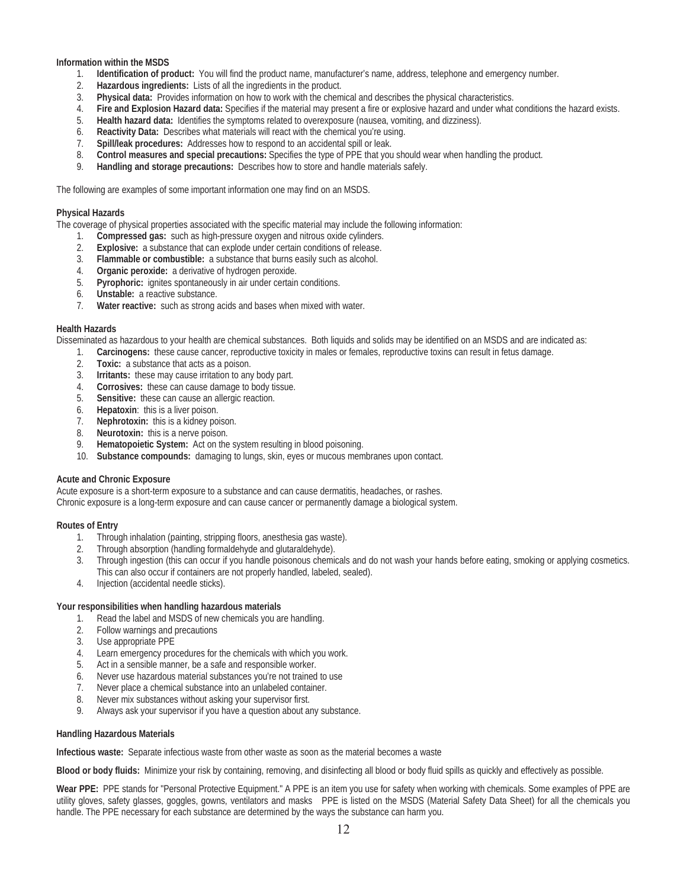**Information within the MSDS**

1. **Identification of product:** You will find the product name, manufacturer's name, address, telephone and emergency number.
2. **Hazardous ingredients:** Lists of all the ingredients in the product.
3. **Physical data:** Provides information on how to work with the chemical and describes the physical characteristics.
4. **Fire and Explosion Hazard data:** Specifies if the material may present a fire or explosive hazard and under what conditions the hazard exists.
5. **Health hazard data:** Identifies the symptoms related to overexposure (nausea, vomiting, and dizziness).
6. **Reactivity Data:** Describes what materials will react with the chemical you're using.
7. **Spill/leak procedures:** Addresses how to respond to an accidental spill or leak.
8. **Control measures and special precautions:** Specifies the type of PPE that you should wear when handling the product.
9. **Handling and storage precautions:** Describes how to store and handle materials safely.

The following are examples of some important information one may find on an MSDS.

**Physical Hazards**

The coverage of physical properties associated with the specific material may include the following information:

1. **Compressed gas:** such as high-pressure oxygen and nitrous oxide cylinders.
2. **Explosive:** a substance that can explode under certain conditions of release.
3. **Flammable or combustible:** a substance that burns easily such as alcohol.
4. **Organic peroxide:** a derivative of hydrogen peroxide.
5. **Pyrophoric:** ignites spontaneously in air under certain conditions.
6. **Unstable:** a reactive substance.
7. **Water reactive:** such as strong acids and bases when mixed with water.

**Health Hazards**

Disseminated as hazardous to your health are chemical substances. Both liquids and solids may be identified on an MSDS and are indicated as:

1. **Carcinogens:** these cause cancer, reproductive toxicity in males or females, reproductive toxins can result in fetus damage.
2. **Toxic:** a substance that acts as a poison.
3. **Irritants:** these may cause irritation to any body part.
4. **Corrosives:** these can cause damage to body tissue.
5. **Sensitive:** these can cause an allergic reaction.
6. **Hepatoxin**: this is a liver poison.
7. **Nephrotoxin:** this is a kidney poison.
8. **Neurotoxin:** this is a nerve poison.
9. **Hematopoietic System:** Act on the system resulting in blood poisoning.
10. **Substance compounds:** damaging to lungs, skin, eyes or mucous membranes upon contact.

**Acute and Chronic Exposure**

Acute exposure is a short-term exposure to a substance and can cause dermatitis, headaches, or rashes.
Chronic exposure is a long-term exposure and can cause cancer or permanently damage a biological system.

**Routes of Entry**

1. Through inhalation (painting, stripping floors, anesthesia gas waste).
2. Through absorption (handling formaldehyde and glutaraldehyde).
3. Through ingestion (this can occur if you handle poisonous chemicals and do not wash your hands before eating, smoking or applying cosmetics. This can also occur if containers are not properly handled, labeled, sealed).
4. Injection (accidental needle sticks).

**Your responsibilities when handling hazardous materials**

1. Read the label and MSDS of new chemicals you are handling.
2. Follow warnings and precautions
3. Use appropriate PPE
4. Learn emergency procedures for the chemicals with which you work.
5. Act in a sensible manner, be a safe and responsible worker.
6. Never use hazardous material substances you're not trained to use
7. Never place a chemical substance into an unlabeled container.
8. Never mix substances without asking your supervisor first.
9. Always ask your supervisor if you have a question about any substance.

**Handling Hazardous Materials**

**Infectious waste:** Separate infectious waste from other waste as soon as the material becomes a waste

**Blood or body fluids:** Minimize your risk by containing, removing, and disinfecting all blood or body fluid spills as quickly and effectively as possible.

**Wear PPE:** PPE stands for "Personal Protective Equipment." A PPE is an item you use for safety when working with chemicals. Some examples of PPE are utility gloves, safety glasses, goggles, gowns, ventilators and masks PPE is listed on the MSDS (Material Safety Data Sheet) for all the chemicals you handle. The PPE necessary for each substance are determined by the ways the substance can harm you.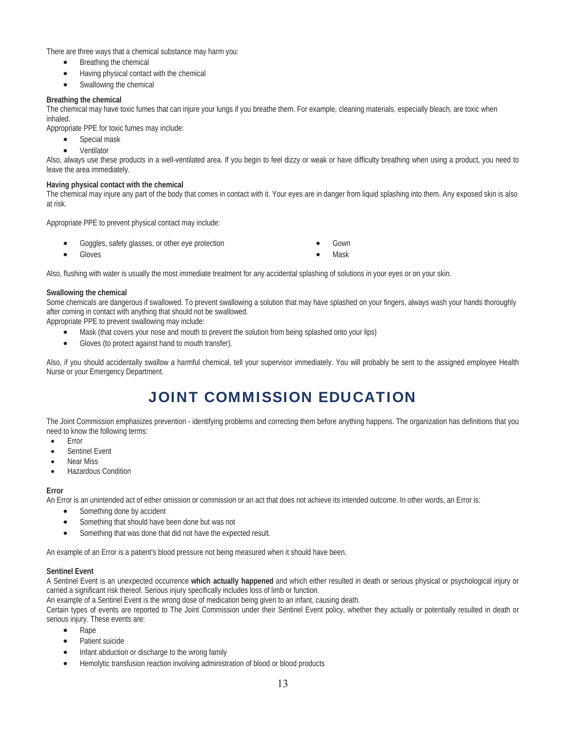There are three ways that a chemical substance may harm you:

- Breathing the chemical
- Having physical contact with the chemical
- Swallowing the chemical

**Breathing the chemical**

The chemical may have toxic fumes that can injure your lungs if you breathe them. For example, cleaning materials, especially bleach, are toxic when inhaled.

Appropriate PPE for toxic fumes may include:

- Special mask
- Ventilator

Also, always use these products in a well-ventilated area. If you begin to feel dizzy or weak or have difficulty breathing when using a product, you need to leave the area immediately.

**Having physical contact with the chemical**

The chemical may injure any part of the body that comes in contact with it. Your eyes are in danger from liquid splashing into them. Any exposed skin is also at risk.

Appropriate PPE to prevent physical contact may include:

- Goggles, safety glasses, or other eye protection
- Gloves
- Gown
- Mask

Also, flushing with water is usually the most immediate treatment for any accidental splashing of solutions in your eyes or on your skin.

**Swallowing the chemical**

Some chemicals are dangerous if swallowed. To prevent swallowing a solution that may have splashed on your fingers, always wash your hands thoroughly after coming in contact with anything that should not be swallowed.

Appropriate PPE to prevent swallowing may include:

- Mask (that covers your nose and mouth to prevent the solution from being splashed onto your lips)
- Gloves (to protect against hand to mouth transfer).

Also, if you should accidentally swallow a harmful chemical, tell your supervisor immediately. You will probably be sent to the assigned employee Health Nurse or your Emergency Department.

# JOINT COMMISSION EDUCATION

The Joint Commission emphasizes prevention - identifying problems and correcting them before anything happens. The organization has definitions that you need to know the following terms:

- Error
- Sentinel Event
- Near Miss
- Hazardous Condition

**Error**

An Error is an unintended act of either omission or commission or an act that does not achieve its intended outcome. In other words, an Error is:

- Something done by accident
- Something that should have been done but was not
- Something that was done that did not have the expected result.

An example of an Error is a patient's blood pressure not being measured when it should have been.

**Sentinel Event**

A Sentinel Event is an unexpected occurrence **which actually happened** and which either resulted in death or serious physical or psychological injury or carried a significant risk thereof. Serious injury specifically includes loss of limb or function.

An example of a Sentinel Event is the wrong dose of medication being given to an infant, causing death.

Certain types of events are reported to The Joint Commission under their Sentinel Event policy, whether they actually or potentially resulted in death or serious injury. These events are:

- Rape
- Patient suicide
- Infant abduction or discharge to the wrong family
- Hemolytic transfusion reaction involving administration of blood or blood products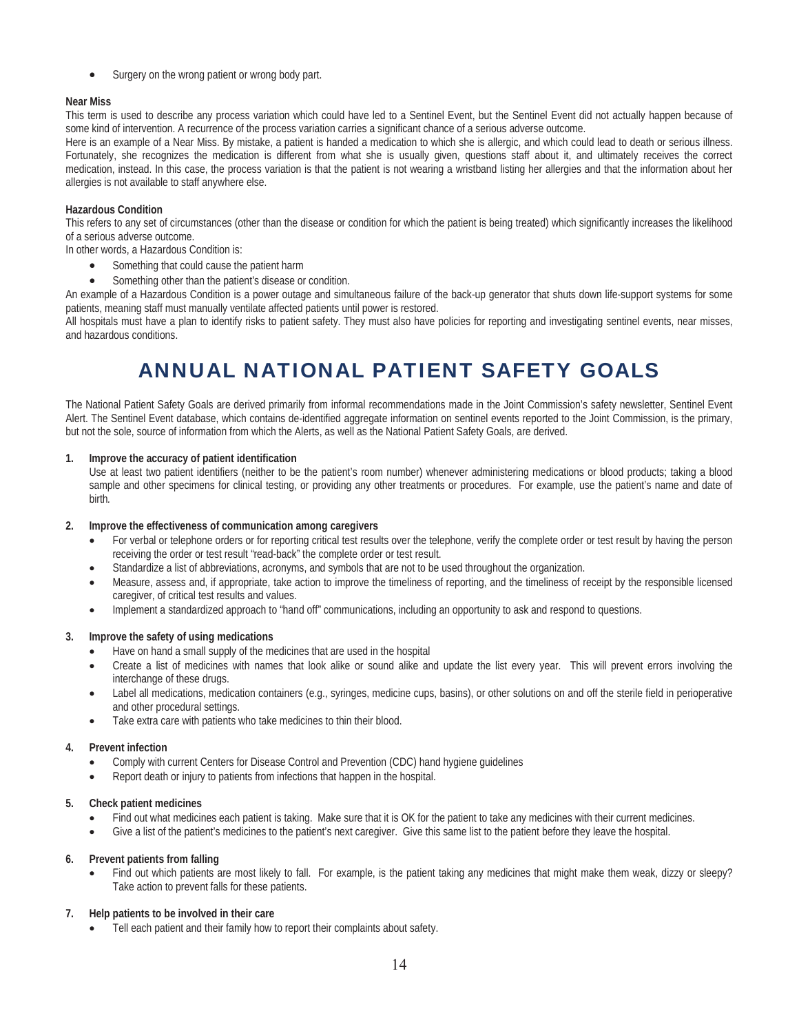- Surgery on the wrong patient or wrong body part.

**Near Miss**

This term is used to describe any process variation which could have led to a Sentinel Event, but the Sentinel Event did not actually happen because of some kind of intervention. A recurrence of the process variation carries a significant chance of a serious adverse outcome.

Here is an example of a Near Miss. By mistake, a patient is handed a medication to which she is allergic, and which could lead to death or serious illness. Fortunately, she recognizes the medication is different from what she is usually given, questions staff about it, and ultimately receives the correct medication, instead. In this case, the process variation is that the patient is not wearing a wristband listing her allergies and that the information about her allergies is not available to staff anywhere else.

**Hazardous Condition**

This refers to any set of circumstances (other than the disease or condition for which the patient is being treated) which significantly increases the likelihood of a serious adverse outcome.

In other words, a Hazardous Condition is:

- Something that could cause the patient harm
- Something other than the patient's disease or condition.

An example of a Hazardous Condition is a power outage and simultaneous failure of the back-up generator that shuts down life-support systems for some patients, meaning staff must manually ventilate affected patients until power is restored.

All hospitals must have a plan to identify risks to patient safety. They must also have policies for reporting and investigating sentinel events, near misses, and hazardous conditions.

# ANNUAL NATIONAL PATIENT SAFETY GOALS

The National Patient Safety Goals are derived primarily from informal recommendations made in the Joint Commission's safety newsletter, Sentinel Event Alert. The Sentinel Event database, which contains de-identified aggregate information on sentinel events reported to the Joint Commission, is the primary, but not the sole, source of information from which the Alerts, as well as the National Patient Safety Goals, are derived.

1. **Improve the accuracy of patient identification**

   Use at least two patient identifiers (neither to be the patient's room number) whenever administering medications or blood products; taking a blood sample and other specimens for clinical testing, or providing any other treatments or procedures. For example, use the patient's name and date of birth.

2. **Improve the effectiveness of communication among caregivers**
   - For verbal or telephone orders or for reporting critical test results over the telephone, verify the complete order or test result by having the person receiving the order or test result "read-back" the complete order or test result.
   - Standardize a list of abbreviations, acronyms, and symbols that are not to be used throughout the organization.
   - Measure, assess and, if appropriate, take action to improve the timeliness of reporting, and the timeliness of receipt by the responsible licensed caregiver, of critical test results and values.
   - Implement a standardized approach to "hand off" communications, including an opportunity to ask and respond to questions.

3. **Improve the safety of using medications**
   - Have on hand a small supply of the medicines that are used in the hospital
   - Create a list of medicines with names that look alike or sound alike and update the list every year. This will prevent errors involving the interchange of these drugs.
   - Label all medications, medication containers (e.g., syringes, medicine cups, basins), or other solutions on and off the sterile field in perioperative and other procedural settings.
   - Take extra care with patients who take medicines to thin their blood.

4. **Prevent infection**
   - Comply with current Centers for Disease Control and Prevention (CDC) hand hygiene guidelines
   - Report death or injury to patients from infections that happen in the hospital.

5. **Check patient medicines**
   - Find out what medicines each patient is taking. Make sure that it is OK for the patient to take any medicines with their current medicines.
   - Give a list of the patient's medicines to the patient's next caregiver. Give this same list to the patient before they leave the hospital.

6. **Prevent patients from falling**
   - Find out which patients are most likely to fall. For example, is the patient taking any medicines that might make them weak, dizzy or sleepy? Take action to prevent falls for these patients.

7. **Help patients to be involved in their care**
   - Tell each patient and their family how to report their complaints about safety.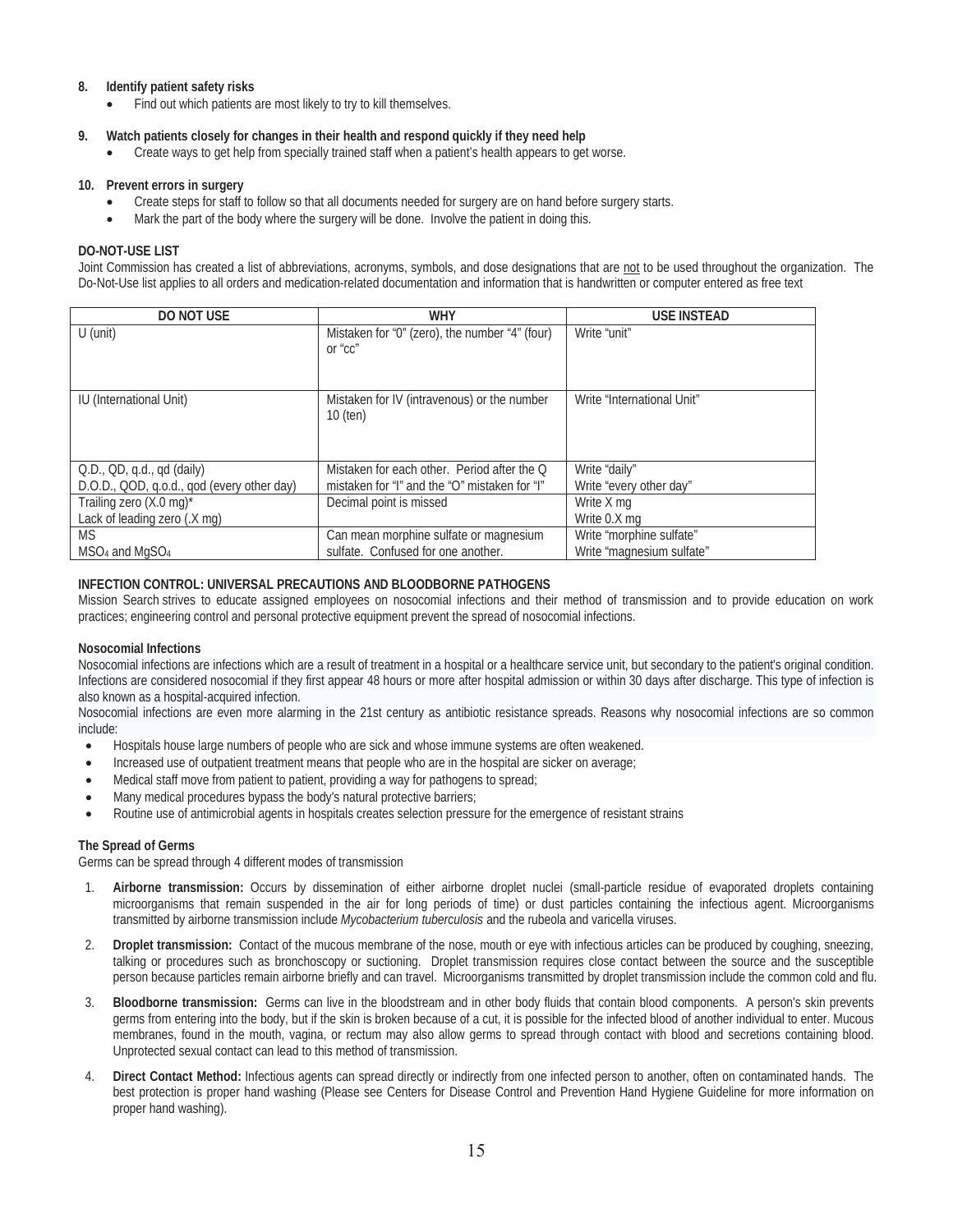**8. Identify patient safety risks**

- Find out which patients are most likely to try to kill themselves.

**9. Watch patients closely for changes in their health and respond quickly if they need help**

- Create ways to get help from specially trained staff when a patient's health appears to get worse.

**10. Prevent errors in surgery**

- Create steps for staff to follow so that all documents needed for surgery are on hand before surgery starts.
- Mark the part of the body where the surgery will be done. Involve the patient in doing this.

**DO-NOT-USE LIST**

Joint Commission has created a list of abbreviations, acronyms, symbols, and dose designations that are not to be used throughout the organization. The Do-Not-Use list applies to all orders and medication-related documentation and information that is handwritten or computer entered as free text

| DO NOT USE | WHY | USE INSTEAD |
|---|---|---|
| U (unit) | Mistaken for "0" (zero), the number "4" (four) or "cc" | Write "unit" |
| IU (International Unit) | Mistaken for IV (intravenous) or the number 10 (ten) | Write "International Unit" |
| Q.D., QD, q.d., qd (daily)<br>D.O.D., QOD, q.o.d., qod (every other day) | Mistaken for each other. Period after the Q mistaken for "I" and the "O" mistaken for "I" | Write "daily"<br>Write "every other day" |
| Trailing zero (X.0 mg)*<br>Lack of leading zero (.X mg) | Decimal point is missed | Write X mg<br>Write 0.X mg |
| MS<br>$MSO_4$ and $MgSO_4$ | Can mean morphine sulfate or magnesium sulfate. Confused for one another. | Write "morphine sulfate"<br>Write "magnesium sulfate" |

**INFECTION CONTROL: UNIVERSAL PRECAUTIONS AND BLOODBORNE PATHOGENS**

Mission Search strives to educate assigned employees on nosocomial infections and their method of transmission and to provide education on work practices; engineering control and personal protective equipment prevent the spread of nosocomial infections.

**Nosocomial Infections**

Nosocomial infections are infections which are a result of treatment in a hospital or a healthcare service unit, but secondary to the patient's original condition. Infections are considered nosocomial if they first appear 48 hours or more after hospital admission or within 30 days after discharge. This type of infection is also known as a hospital-acquired infection.

Nosocomial infections are even more alarming in the 21st century as antibiotic resistance spreads. Reasons why nosocomial infections are so common include:

- Hospitals house large numbers of people who are sick and whose immune systems are often weakened.
- Increased use of outpatient treatment means that people who are in the hospital are sicker on average;
- Medical staff move from patient to patient, providing a way for pathogens to spread;
- Many medical procedures bypass the body's natural protective barriers;
- Routine use of antimicrobial agents in hospitals creates selection pressure for the emergence of resistant strains

**The Spread of Germs**

Germs can be spread through 4 different modes of transmission

1. **Airborne transmission:** Occurs by dissemination of either airborne droplet nuclei (small-particle residue of evaporated droplets containing microorganisms that remain suspended in the air for long periods of time) or dust particles containing the infectious agent. Microorganisms transmitted by airborne transmission include *Mycobacterium tuberculosis* and the rubeola and varicella viruses.
2. **Droplet transmission:** Contact of the mucous membrane of the nose, mouth or eye with infectious articles can be produced by coughing, sneezing, talking or procedures such as bronchoscopy or suctioning. Droplet transmission requires close contact between the source and the susceptible person because particles remain airborne briefly and can travel. Microorganisms transmitted by droplet transmission include the common cold and flu.
3. **Bloodborne transmission:** Germs can live in the bloodstream and in other body fluids that contain blood components. A person's skin prevents germs from entering into the body, but if the skin is broken because of a cut, it is possible for the infected blood of another individual to enter. Mucous membranes, found in the mouth, vagina, or rectum may also allow germs to spread through contact with blood and secretions containing blood. Unprotected sexual contact can lead to this method of transmission.
4. **Direct Contact Method:** Infectious agents can spread directly or indirectly from one infected person to another, often on contaminated hands. The best protection is proper hand washing (Please see Centers for Disease Control and Prevention Hand Hygiene Guideline for more information on proper hand washing).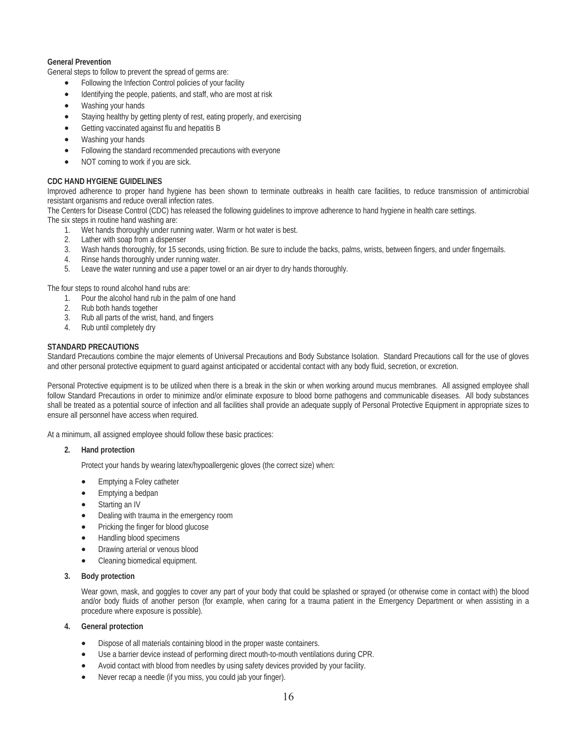**General Prevention**

General steps to follow to prevent the spread of germs are:

- Following the Infection Control policies of your facility
- Identifying the people, patients, and staff, who are most at risk
- Washing your hands
- Staying healthy by getting plenty of rest, eating properly, and exercising
- Getting vaccinated against flu and hepatitis B
- Washing your hands
- Following the standard recommended precautions with everyone
- NOT coming to work if you are sick.

**CDC HAND HYGIENE GUIDELINES**

Improved adherence to proper hand hygiene has been shown to terminate outbreaks in health care facilities, to reduce transmission of antimicrobial resistant organisms and reduce overall infection rates.

The Centers for Disease Control (CDC) has released the following guidelines to improve adherence to hand hygiene in health care settings.

The six steps in routine hand washing are:

1. Wet hands thoroughly under running water. Warm or hot water is best.
2. Lather with soap from a dispenser
3. Wash hands thoroughly, for 15 seconds, using friction. Be sure to include the backs, palms, wrists, between fingers, and under fingernails.
4. Rinse hands thoroughly under running water.
5. Leave the water running and use a paper towel or an air dryer to dry hands thoroughly.

The four steps to round alcohol hand rubs are:

1. Pour the alcohol hand rub in the palm of one hand
2. Rub both hands together
3. Rub all parts of the wrist, hand, and fingers
4. Rub until completely dry

**STANDARD PRECAUTIONS**

Standard Precautions combine the major elements of Universal Precautions and Body Substance Isolation. Standard Precautions call for the use of gloves and other personal protective equipment to guard against anticipated or accidental contact with any body fluid, secretion, or excretion.

Personal Protective equipment is to be utilized when there is a break in the skin or when working around mucus membranes. All assigned employee shall follow Standard Precautions in order to minimize and/or eliminate exposure to blood borne pathogens and communicable diseases. All body substances shall be treated as a potential source of infection and all facilities shall provide an adequate supply of Personal Protective Equipment in appropriate sizes to ensure all personnel have access when required.

At a minimum, all assigned employee should follow these basic practices:

**2. Hand protection**

Protect your hands by wearing latex/hypoallergenic gloves (the correct size) when:

- Emptying a Foley catheter
- Emptying a bedpan
- Starting an IV
- Dealing with trauma in the emergency room
- Pricking the finger for blood glucose
- Handling blood specimens
- Drawing arterial or venous blood
- Cleaning biomedical equipment.

**3. Body protection**

Wear gown, mask, and goggles to cover any part of your body that could be splashed or sprayed (or otherwise come in contact with) the blood and/or body fluids of another person (for example, when caring for a trauma patient in the Emergency Department or when assisting in a procedure where exposure is possible).

**4. General protection**

- Dispose of all materials containing blood in the proper waste containers.
- Use a barrier device instead of performing direct mouth-to-mouth ventilations during CPR.
- Avoid contact with blood from needles by using safety devices provided by your facility.
- Never recap a needle (if you miss, you could jab your finger).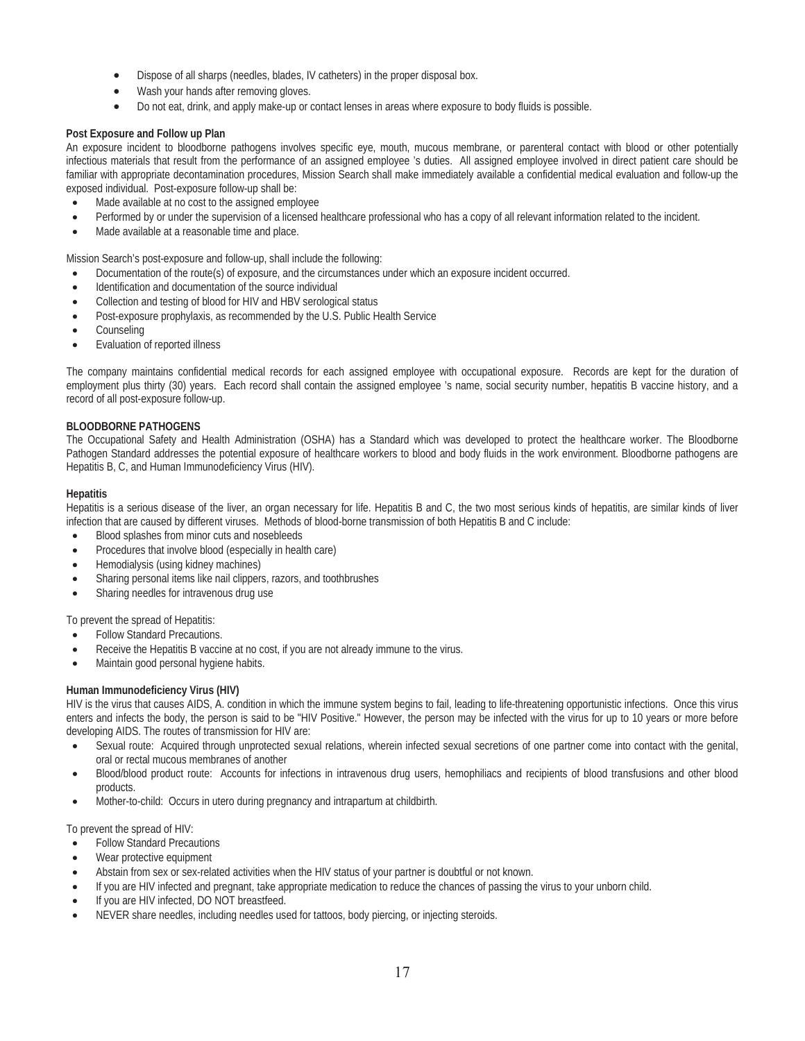- Dispose of all sharps (needles, blades, IV catheters) in the proper disposal box.
- Wash your hands after removing gloves.
- Do not eat, drink, and apply make-up or contact lenses in areas where exposure to body fluids is possible.

**Post Exposure and Follow up Plan**

An exposure incident to bloodborne pathogens involves specific eye, mouth, mucous membrane, or parenteral contact with blood or other potentially infectious materials that result from the performance of an assigned employee 's duties. All assigned employee involved in direct patient care should be familiar with appropriate decontamination procedures, Mission Search shall make immediately available a confidential medical evaluation and follow-up the exposed individual. Post-exposure follow-up shall be:

- Made available at no cost to the assigned employee
- Performed by or under the supervision of a licensed healthcare professional who has a copy of all relevant information related to the incident.
- Made available at a reasonable time and place.

Mission Search's post-exposure and follow-up, shall include the following:

- Documentation of the route(s) of exposure, and the circumstances under which an exposure incident occurred.
- Identification and documentation of the source individual
- Collection and testing of blood for HIV and HBV serological status
- Post-exposure prophylaxis, as recommended by the U.S. Public Health Service
- Counseling
- Evaluation of reported illness

The company maintains confidential medical records for each assigned employee with occupational exposure. Records are kept for the duration of employment plus thirty (30) years. Each record shall contain the assigned employee 's name, social security number, hepatitis B vaccine history, and a record of all post-exposure follow-up.

**BLOODBORNE PATHOGENS**

The Occupational Safety and Health Administration (OSHA) has a Standard which was developed to protect the healthcare worker. The Bloodborne Pathogen Standard addresses the potential exposure of healthcare workers to blood and body fluids in the work environment. Bloodborne pathogens are Hepatitis B, C, and Human Immunodeficiency Virus (HIV).

**Hepatitis**

Hepatitis is a serious disease of the liver, an organ necessary for life. Hepatitis B and C, the two most serious kinds of hepatitis, are similar kinds of liver infection that are caused by different viruses. Methods of blood-borne transmission of both Hepatitis B and C include:

- Blood splashes from minor cuts and nosebleeds
- Procedures that involve blood (especially in health care)
- Hemodialysis (using kidney machines)
- Sharing personal items like nail clippers, razors, and toothbrushes
- Sharing needles for intravenous drug use

To prevent the spread of Hepatitis:

- Follow Standard Precautions.
- Receive the Hepatitis B vaccine at no cost, if you are not already immune to the virus.
- Maintain good personal hygiene habits.

**Human Immunodeficiency Virus (HIV)**

HIV is the virus that causes AIDS, A. condition in which the immune system begins to fail, leading to life-threatening opportunistic infections. Once this virus enters and infects the body, the person is said to be "HIV Positive." However, the person may be infected with the virus for up to 10 years or more before developing AIDS. The routes of transmission for HIV are:

- Sexual route: Acquired through unprotected sexual relations, wherein infected sexual secretions of one partner come into contact with the genital, oral or rectal mucous membranes of another
- Blood/blood product route: Accounts for infections in intravenous drug users, hemophiliacs and recipients of blood transfusions and other blood products.
- Mother-to-child: Occurs in utero during pregnancy and intrapartum at childbirth.

To prevent the spread of HIV:

- Follow Standard Precautions
- Wear protective equipment
- Abstain from sex or sex-related activities when the HIV status of your partner is doubtful or not known.
- If you are HIV infected and pregnant, take appropriate medication to reduce the chances of passing the virus to your unborn child.
- If you are HIV infected, DO NOT breastfeed.
- NEVER share needles, including needles used for tattoos, body piercing, or injecting steroids.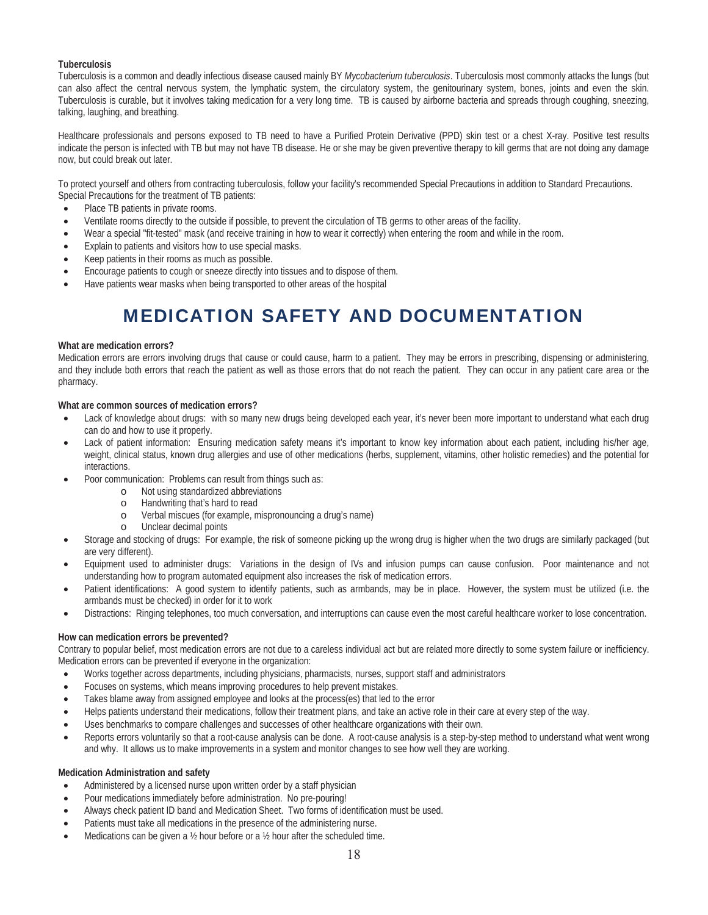**Tuberculosis**

Tuberculosis is a common and deadly infectious disease caused mainly BY *Mycobacterium tuberculosis*. Tuberculosis most commonly attacks the lungs (but can also affect the central nervous system, the lymphatic system, the circulatory system, the genitourinary system, bones, joints and even the skin. Tuberculosis is curable, but it involves taking medication for a very long time. TB is caused by airborne bacteria and spreads through coughing, sneezing, talking, laughing, and breathing.

Healthcare professionals and persons exposed to TB need to have a Purified Protein Derivative (PPD) skin test or a chest X-ray. Positive test results indicate the person is infected with TB but may not have TB disease. He or she may be given preventive therapy to kill germs that are not doing any damage now, but could break out later.

To protect yourself and others from contracting tuberculosis, follow your facility's recommended Special Precautions in addition to Standard Precautions. Special Precautions for the treatment of TB patients:

- Place TB patients in private rooms.
- Ventilate rooms directly to the outside if possible, to prevent the circulation of TB germs to other areas of the facility.
- Wear a special "fit-tested" mask (and receive training in how to wear it correctly) when entering the room and while in the room.
- Explain to patients and visitors how to use special masks.
- Keep patients in their rooms as much as possible.
- Encourage patients to cough or sneeze directly into tissues and to dispose of them.
- Have patients wear masks when being transported to other areas of the hospital

# MEDICATION SAFETY AND DOCUMENTATION

**What are medication errors?**

Medication errors are errors involving drugs that cause or could cause, harm to a patient. They may be errors in prescribing, dispensing or administering, and they include both errors that reach the patient as well as those errors that do not reach the patient. They can occur in any patient care area or the pharmacy.

**What are common sources of medication errors?**

- Lack of knowledge about drugs: with so many new drugs being developed each year, it's never been more important to understand what each drug can do and how to use it properly.
- Lack of patient information: Ensuring medication safety means it's important to know key information about each patient, including his/her age, weight, clinical status, known drug allergies and use of other medications (herbs, supplement, vitamins, other holistic remedies) and the potential for interactions.
- Poor communication: Problems can result from things such as:
  - Not using standardized abbreviations
  - Handwriting that's hard to read
  - Verbal miscues (for example, mispronouncing a drug's name)
  - Unclear decimal points
- Storage and stocking of drugs: For example, the risk of someone picking up the wrong drug is higher when the two drugs are similarly packaged (but are very different).
- Equipment used to administer drugs: Variations in the design of IVs and infusion pumps can cause confusion. Poor maintenance and not understanding how to program automated equipment also increases the risk of medication errors.
- Patient identifications: A good system to identify patients, such as armbands, may be in place. However, the system must be utilized (i.e. the armbands must be checked) in order for it to work
- Distractions: Ringing telephones, too much conversation, and interruptions can cause even the most careful healthcare worker to lose concentration.

**How can medication errors be prevented?**

Contrary to popular belief, most medication errors are not due to a careless individual act but are related more directly to some system failure or inefficiency. Medication errors can be prevented if everyone in the organization:

- Works together across departments, including physicians, pharmacists, nurses, support staff and administrators
- Focuses on systems, which means improving procedures to help prevent mistakes.
- Takes blame away from assigned employee and looks at the process(es) that led to the error
- Helps patients understand their medications, follow their treatment plans, and take an active role in their care at every step of the way.
- Uses benchmarks to compare challenges and successes of other healthcare organizations with their own.
- Reports errors voluntarily so that a root-cause analysis can be done. A root-cause analysis is a step-by-step method to understand what went wrong and why. It allows us to make improvements in a system and monitor changes to see how well they are working.

**Medication Administration and safety**

- Administered by a licensed nurse upon written order by a staff physician
- Pour medications immediately before administration. No pre-pouring!
- Always check patient ID band and Medication Sheet. Two forms of identification must be used.
- Patients must take all medications in the presence of the administering nurse.
- Medications can be given a ½ hour before or a ½ hour after the scheduled time.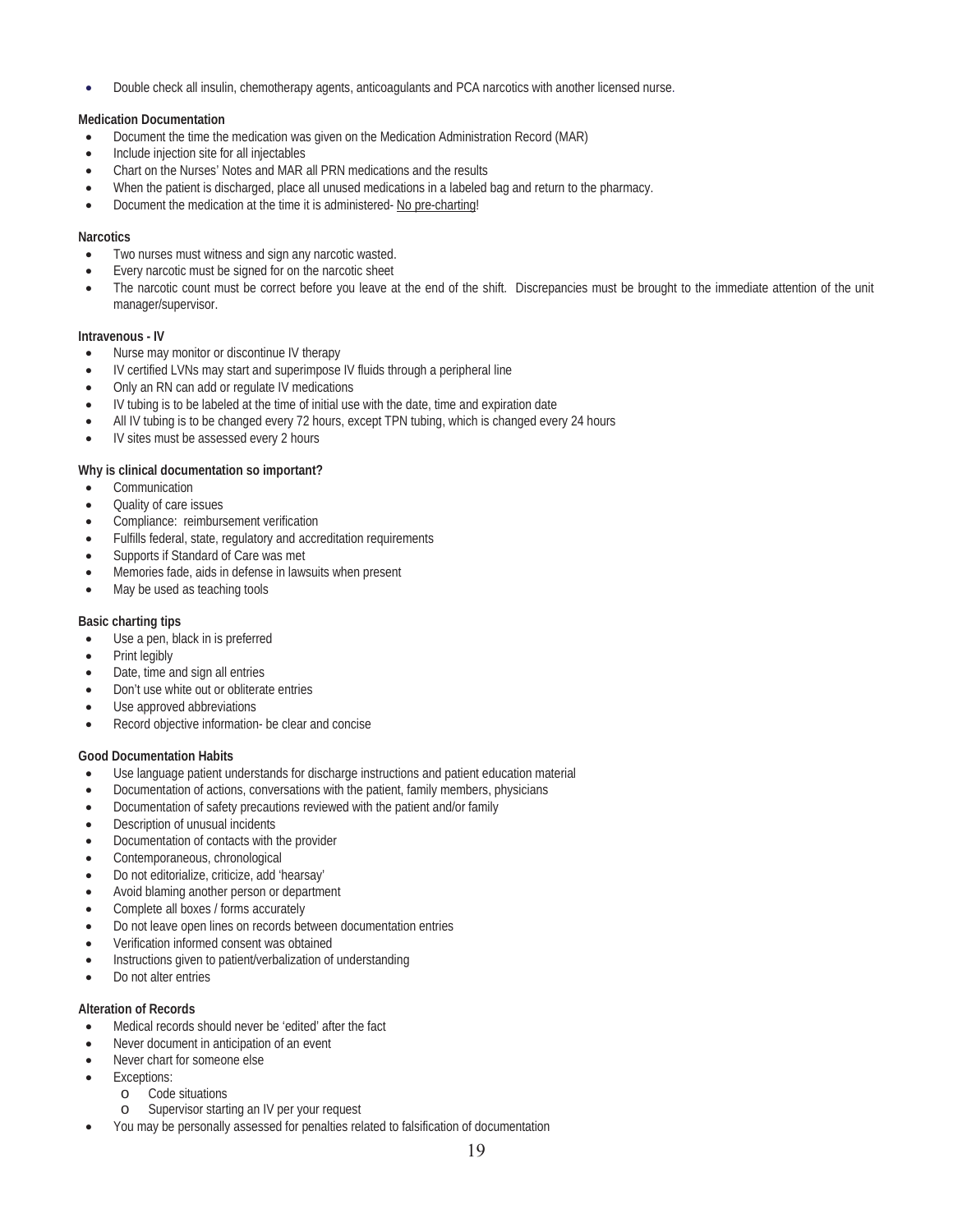- Double check all insulin, chemotherapy agents, anticoagulants and PCA narcotics with another licensed nurse.

**Medication Documentation**

- Document the time the medication was given on the Medication Administration Record (MAR)
- Include injection site for all injectables
- Chart on the Nurses' Notes and MAR all PRN medications and the results
- When the patient is discharged, place all unused medications in a labeled bag and return to the pharmacy.
- Document the medication at the time it is administered- No pre-charting!

**Narcotics**

- Two nurses must witness and sign any narcotic wasted.
- Every narcotic must be signed for on the narcotic sheet
- The narcotic count must be correct before you leave at the end of the shift. Discrepancies must be brought to the immediate attention of the unit manager/supervisor.

**Intravenous - IV**

- Nurse may monitor or discontinue IV therapy
- IV certified LVNs may start and superimpose IV fluids through a peripheral line
- Only an RN can add or regulate IV medications
- IV tubing is to be labeled at the time of initial use with the date, time and expiration date
- All IV tubing is to be changed every 72 hours, except TPN tubing, which is changed every 24 hours
- IV sites must be assessed every 2 hours

**Why is clinical documentation so important?**

- Communication
- Quality of care issues
- Compliance: reimbursement verification
- Fulfills federal, state, regulatory and accreditation requirements
- Supports if Standard of Care was met
- Memories fade, aids in defense in lawsuits when present
- May be used as teaching tools

**Basic charting tips**

- Use a pen, black in is preferred
- Print legibly
- Date, time and sign all entries
- Don't use white out or obliterate entries
- Use approved abbreviations
- Record objective information- be clear and concise

**Good Documentation Habits**

- Use language patient understands for discharge instructions and patient education material
- Documentation of actions, conversations with the patient, family members, physicians
- Documentation of safety precautions reviewed with the patient and/or family
- Description of unusual incidents
- Documentation of contacts with the provider
- Contemporaneous, chronological
- Do not editorialize, criticize, add 'hearsay'
- Avoid blaming another person or department
- Complete all boxes / forms accurately
- Do not leave open lines on records between documentation entries
- Verification informed consent was obtained
- Instructions given to patient/verbalization of understanding
- Do not alter entries

**Alteration of Records**

- Medical records should never be 'edited' after the fact
- Never document in anticipation of an event
- Never chart for someone else
- Exceptions:
  - Code situations
  - Supervisor starting an IV per your request
- You may be personally assessed for penalties related to falsification of documentation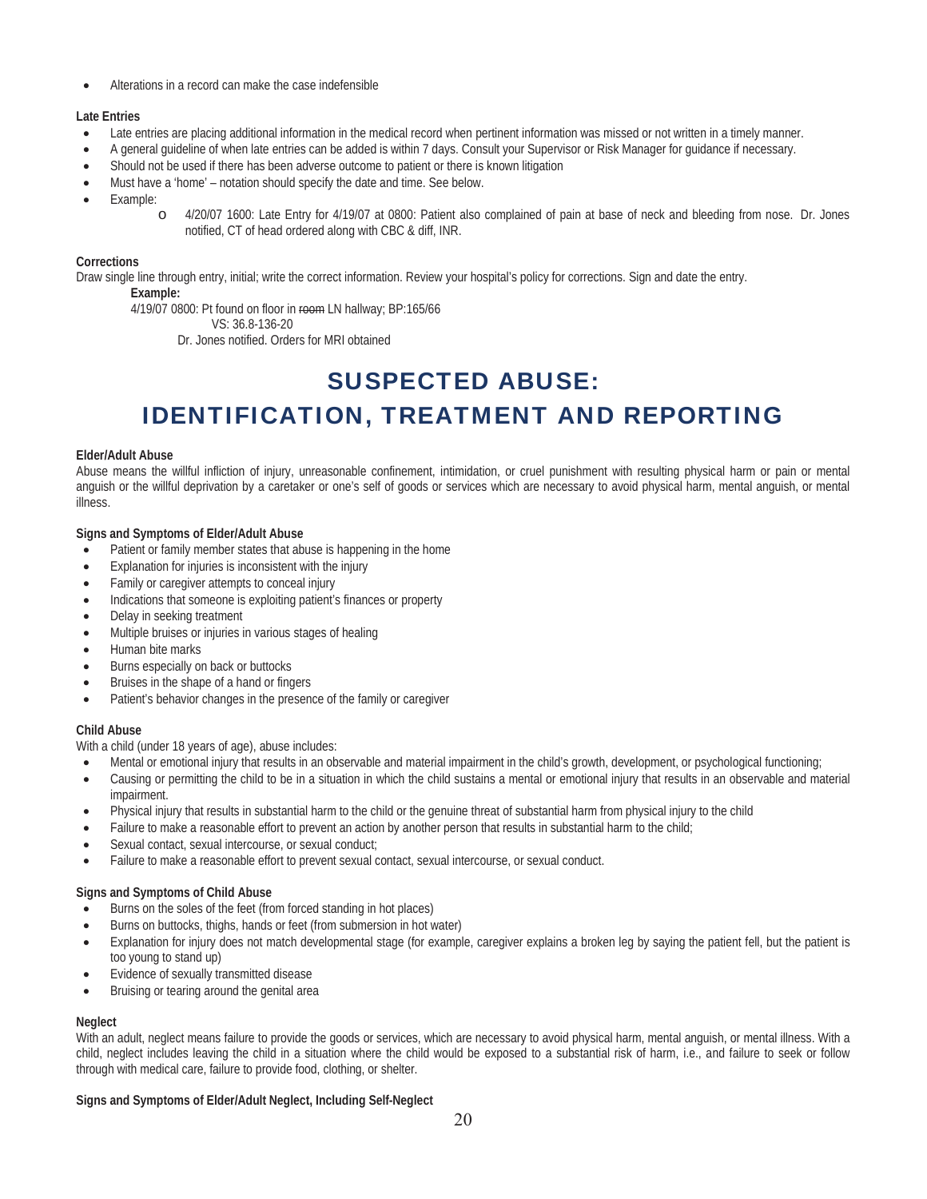- Alterations in a record can make the case indefensible

**Late Entries**

- Late entries are placing additional information in the medical record when pertinent information was missed or not written in a timely manner.
- A general guideline of when late entries can be added is within 7 days. Consult your Supervisor or Risk Manager for guidance if necessary.
- Should not be used if there has been adverse outcome to patient or there is known litigation
- Must have a 'home' – notation should specify the date and time. See below.
- Example:
    - 4/20/07 1600: Late Entry for 4/19/07 at 0800: Patient also complained of pain at base of neck and bleeding from nose. Dr. Jones notified, CT of head ordered along with CBC & diff, INR.

**Corrections**

Draw single line through entry, initial; write the correct information. Review your hospital's policy for corrections. Sign and date the entry.

**Example:**

4/19/07 0800: Pt found on floor in ~~room~~ LN hallway; BP:165/66
VS: 36.8-136-20
Dr. Jones notified. Orders for MRI obtained

# SUSPECTED ABUSE: IDENTIFICATION, TREATMENT AND REPORTING

**Elder/Adult Abuse**

Abuse means the willful infliction of injury, unreasonable confinement, intimidation, or cruel punishment with resulting physical harm or pain or mental anguish or the willful deprivation by a caretaker or one's self of goods or services which are necessary to avoid physical harm, mental anguish, or mental illness.

**Signs and Symptoms of Elder/Adult Abuse**

- Patient or family member states that abuse is happening in the home
- Explanation for injuries is inconsistent with the injury
- Family or caregiver attempts to conceal injury
- Indications that someone is exploiting patient's finances or property
- Delay in seeking treatment
- Multiple bruises or injuries in various stages of healing
- Human bite marks
- Burns especially on back or buttocks
- Bruises in the shape of a hand or fingers
- Patient's behavior changes in the presence of the family or caregiver

**Child Abuse**

With a child (under 18 years of age), abuse includes:

- Mental or emotional injury that results in an observable and material impairment in the child's growth, development, or psychological functioning;
- Causing or permitting the child to be in a situation in which the child sustains a mental or emotional injury that results in an observable and material impairment.
- Physical injury that results in substantial harm to the child or the genuine threat of substantial harm from physical injury to the child
- Failure to make a reasonable effort to prevent an action by another person that results in substantial harm to the child;
- Sexual contact, sexual intercourse, or sexual conduct;
- Failure to make a reasonable effort to prevent sexual contact, sexual intercourse, or sexual conduct.

**Signs and Symptoms of Child Abuse**

- Burns on the soles of the feet (from forced standing in hot places)
- Burns on buttocks, thighs, hands or feet (from submersion in hot water)
- Explanation for injury does not match developmental stage (for example, caregiver explains a broken leg by saying the patient fell, but the patient is too young to stand up)
- Evidence of sexually transmitted disease
- Bruising or tearing around the genital area

**Neglect**

With an adult, neglect means failure to provide the goods or services, which are necessary to avoid physical harm, mental anguish, or mental illness. With a child, neglect includes leaving the child in a situation where the child would be exposed to a substantial risk of harm, i.e., and failure to seek or follow through with medical care, failure to provide food, clothing, or shelter.

**Signs and Symptoms of Elder/Adult Neglect, Including Self-Neglect**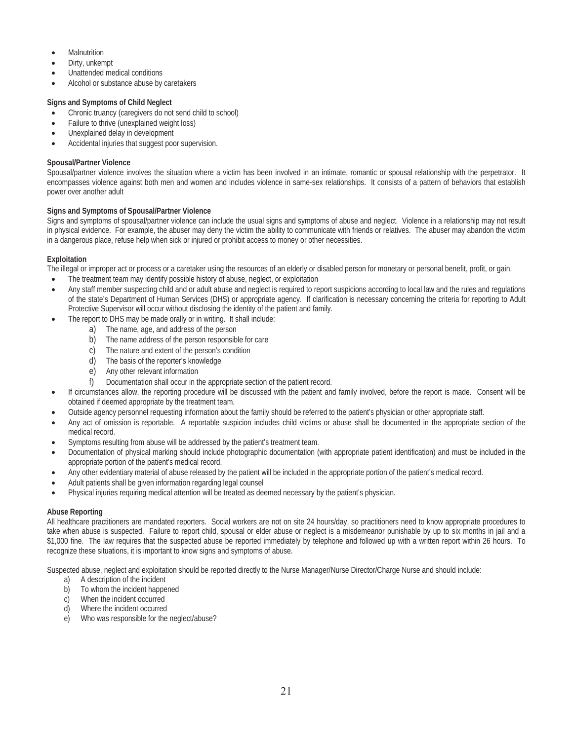- Malnutrition
- Dirty, unkempt
- Unattended medical conditions
- Alcohol or substance abuse by caretakers

**Signs and Symptoms of Child Neglect**

- Chronic truancy (caregivers do not send child to school)
- Failure to thrive (unexplained weight loss)
- Unexplained delay in development
- Accidental injuries that suggest poor supervision.

**Spousal/Partner Violence**

Spousal/partner violence involves the situation where a victim has been involved in an intimate, romantic or spousal relationship with the perpetrator. It encompasses violence against both men and women and includes violence in same-sex relationships. It consists of a pattern of behaviors that establish power over another adult

**Signs and Symptoms of Spousal/Partner Violence**

Signs and symptoms of spousal/partner violence can include the usual signs and symptoms of abuse and neglect. Violence in a relationship may not result in physical evidence. For example, the abuser may deny the victim the ability to communicate with friends or relatives. The abuser may abandon the victim in a dangerous place, refuse help when sick or injured or prohibit access to money or other necessities.

**Exploitation**

The illegal or improper act or process or a caretaker using the resources of an elderly or disabled person for monetary or personal benefit, profit, or gain.

- The treatment team may identify possible history of abuse, neglect, or exploitation
- Any staff member suspecting child and or adult abuse and neglect is required to report suspicions according to local law and the rules and regulations of the state's Department of Human Services (DHS) or appropriate agency. If clarification is necessary concerning the criteria for reporting to Adult Protective Supervisor will occur without disclosing the identity of the patient and family.
- The report to DHS may be made orally or in writing. It shall include:
    a) The name, age, and address of the person
    b) The name address of the person responsible for care
    c) The nature and extent of the person's condition
    d) The basis of the reporter's knowledge
    e) Any other relevant information
    f) Documentation shall occur in the appropriate section of the patient record.
- If circumstances allow, the reporting procedure will be discussed with the patient and family involved, before the report is made. Consent will be obtained if deemed appropriate by the treatment team.
- Outside agency personnel requesting information about the family should be referred to the patient's physician or other appropriate staff.
- Any act of omission is reportable. A reportable suspicion includes child victims or abuse shall be documented in the appropriate section of the medical record.
- Symptoms resulting from abuse will be addressed by the patient's treatment team.
- Documentation of physical marking should include photographic documentation (with appropriate patient identification) and must be included in the appropriate portion of the patient's medical record.
- Any other evidentiary material of abuse released by the patient will be included in the appropriate portion of the patient's medical record.
- Adult patients shall be given information regarding legal counsel
- Physical injuries requiring medical attention will be treated as deemed necessary by the patient's physician.

**Abuse Reporting**

All healthcare practitioners are mandated reporters. Social workers are not on site 24 hours/day, so practitioners need to know appropriate procedures to take when abuse is suspected. Failure to report child, spousal or elder abuse or neglect is a misdemeanor punishable by up to six months in jail and a $1,000 fine. The law requires that the suspected abuse be reported immediately by telephone and followed up with a written report within 26 hours. To recognize these situations, it is important to know signs and symptoms of abuse.

Suspected abuse, neglect and exploitation should be reported directly to the Nurse Manager/Nurse Director/Charge Nurse and should include:

a) A description of the incident
b) To whom the incident happened
c) When the incident occurred
d) Where the incident occurred
e) Who was responsible for the neglect/abuse?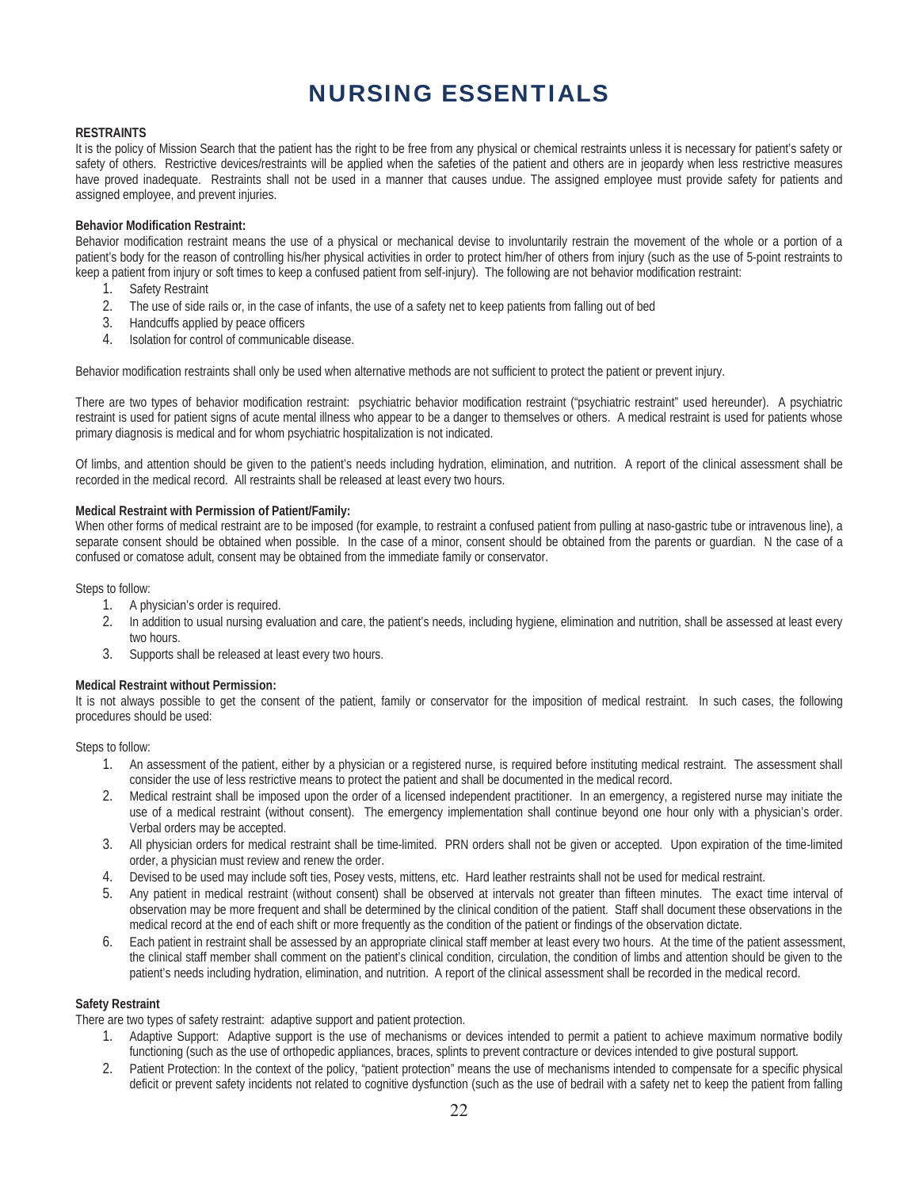# NURSING ESSENTIALS

**RESTRAINTS**

It is the policy of Mission Search that the patient has the right to be free from any physical or chemical restraints unless it is necessary for patient's safety or safety of others. Restrictive devices/restraints will be applied when the safeties of the patient and others are in jeopardy when less restrictive measures have proved inadequate. Restraints shall not be used in a manner that causes undue. The assigned employee must provide safety for patients and assigned employee, and prevent injuries.

**Behavior Modification Restraint:**

Behavior modification restraint means the use of a physical or mechanical devise to involuntarily restrain the movement of the whole or a portion of a patient's body for the reason of controlling his/her physical activities in order to protect him/her of others from injury (such as the use of 5-point restraints to keep a patient from injury or soft times to keep a confused patient from self-injury). The following are not behavior modification restraint:

1. Safety Restraint
2. The use of side rails or, in the case of infants, the use of a safety net to keep patients from falling out of bed
3. Handcuffs applied by peace officers
4. Isolation for control of communicable disease.

Behavior modification restraints shall only be used when alternative methods are not sufficient to protect the patient or prevent injury.

There are two types of behavior modification restraint: psychiatric behavior modification restraint ("psychiatric restraint" used hereunder). A psychiatric restraint is used for patient signs of acute mental illness who appear to be a danger to themselves or others. A medical restraint is used for patients whose primary diagnosis is medical and for whom psychiatric hospitalization is not indicated.

Of limbs, and attention should be given to the patient's needs including hydration, elimination, and nutrition. A report of the clinical assessment shall be recorded in the medical record. All restraints shall be released at least every two hours.

**Medical Restraint with Permission of Patient/Family:**

When other forms of medical restraint are to be imposed (for example, to restraint a confused patient from pulling at naso-gastric tube or intravenous line), a separate consent should be obtained when possible. In the case of a minor, consent should be obtained from the parents or guardian. N the case of a confused or comatose adult, consent may be obtained from the immediate family or conservator.

Steps to follow:

1. A physician's order is required.
2. In addition to usual nursing evaluation and care, the patient's needs, including hygiene, elimination and nutrition, shall be assessed at least every two hours.
3. Supports shall be released at least every two hours.

**Medical Restraint without Permission:**

It is not always possible to get the consent of the patient, family or conservator for the imposition of medical restraint. In such cases, the following procedures should be used:

Steps to follow:

1. An assessment of the patient, either by a physician or a registered nurse, is required before instituting medical restraint. The assessment shall consider the use of less restrictive means to protect the patient and shall be documented in the medical record.
2. Medical restraint shall be imposed upon the order of a licensed independent practitioner. In an emergency, a registered nurse may initiate the use of a medical restraint (without consent). The emergency implementation shall continue beyond one hour only with a physician's order. Verbal orders may be accepted.
3. All physician orders for medical restraint shall be time-limited. PRN orders shall not be given or accepted. Upon expiration of the time-limited order, a physician must review and renew the order.
4. Devised to be used may include soft ties, Posey vests, mittens, etc. Hard leather restraints shall not be used for medical restraint.
5. Any patient in medical restraint (without consent) shall be observed at intervals not greater than fifteen minutes. The exact time interval of observation may be more frequent and shall be determined by the clinical condition of the patient. Staff shall document these observations in the medical record at the end of each shift or more frequently as the condition of the patient or findings of the observation dictate.
6. Each patient in restraint shall be assessed by an appropriate clinical staff member at least every two hours. At the time of the patient assessment, the clinical staff member shall comment on the patient's clinical condition, circulation, the condition of limbs and attention should be given to the patient's needs including hydration, elimination, and nutrition. A report of the clinical assessment shall be recorded in the medical record.

**Safety Restraint**

There are two types of safety restraint: adaptive support and patient protection.

1. Adaptive Support: Adaptive support is the use of mechanisms or devices intended to permit a patient to achieve maximum normative bodily functioning (such as the use of orthopedic appliances, braces, splints to prevent contracture or devices intended to give postural support.
2. Patient Protection: In the context of the policy, "patient protection" means the use of mechanisms intended to compensate for a specific physical deficit or prevent safety incidents not related to cognitive dysfunction (such as the use of bedrail with a safety net to keep the patient from falling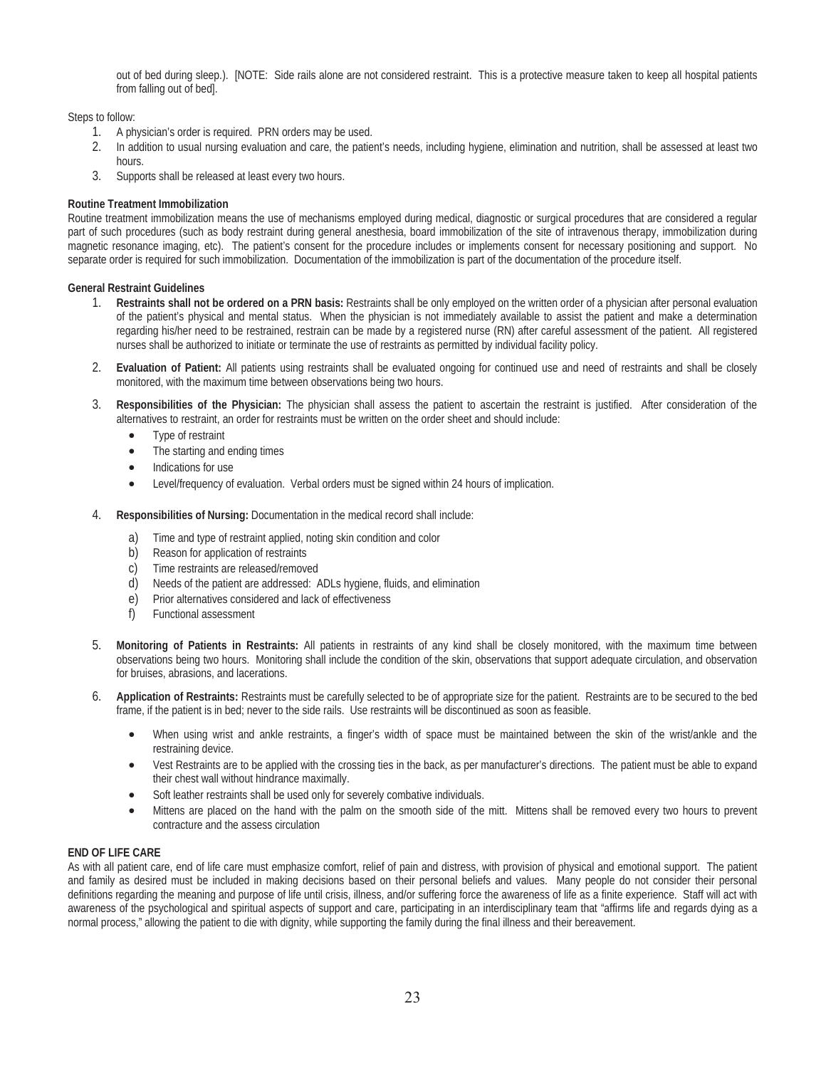out of bed during sleep.). [NOTE: Side rails alone are not considered restraint. This is a protective measure taken to keep all hospital patients from falling out of bed].

Steps to follow:

1. A physician's order is required. PRN orders may be used.
2. In addition to usual nursing evaluation and care, the patient's needs, including hygiene, elimination and nutrition, shall be assessed at least two hours.
3. Supports shall be released at least every two hours.

**Routine Treatment Immobilization**

Routine treatment immobilization means the use of mechanisms employed during medical, diagnostic or surgical procedures that are considered a regular part of such procedures (such as body restraint during general anesthesia, board immobilization of the site of intravenous therapy, immobilization during magnetic resonance imaging, etc). The patient's consent for the procedure includes or implements consent for necessary positioning and support. No separate order is required for such immobilization. Documentation of the immobilization is part of the documentation of the procedure itself.

**General Restraint Guidelines**

1. **Restraints shall not be ordered on a PRN basis:** Restraints shall be only employed on the written order of a physician after personal evaluation of the patient's physical and mental status. When the physician is not immediately available to assist the patient and make a determination regarding his/her need to be restrained, restrain can be made by a registered nurse (RN) after careful assessment of the patient. All registered nurses shall be authorized to initiate or terminate the use of restraints as permitted by individual facility policy.

2. **Evaluation of Patient:** All patients using restraints shall be evaluated ongoing for continued use and need of restraints and shall be closely monitored, with the maximum time between observations being two hours.

3. **Responsibilities of the Physician:** The physician shall assess the patient to ascertain the restraint is justified. After consideration of the alternatives to restraint, an order for restraints must be written on the order sheet and should include:
   - Type of restraint
   - The starting and ending times
   - Indications for use
   - Level/frequency of evaluation. Verbal orders must be signed within 24 hours of implication.

4. **Responsibilities of Nursing:** Documentation in the medical record shall include:
   a) Time and type of restraint applied, noting skin condition and color
   b) Reason for application of restraints
   c) Time restraints are released/removed
   d) Needs of the patient are addressed: ADLs hygiene, fluids, and elimination
   e) Prior alternatives considered and lack of effectiveness
   f) Functional assessment

5. **Monitoring of Patients in Restraints:** All patients in restraints of any kind shall be closely monitored, with the maximum time between observations being two hours. Monitoring shall include the condition of the skin, observations that support adequate circulation, and observation for bruises, abrasions, and lacerations.

6. **Application of Restraints:** Restraints must be carefully selected to be of appropriate size for the patient. Restraints are to be secured to the bed frame, if the patient is in bed; never to the side rails. Use restraints will be discontinued as soon as feasible.
   - When using wrist and ankle restraints, a finger's width of space must be maintained between the skin of the wrist/ankle and the restraining device.
   - Vest Restraints are to be applied with the crossing ties in the back, as per manufacturer's directions. The patient must be able to expand their chest wall without hindrance maximally.
   - Soft leather restraints shall be used only for severely combative individuals.
   - Mittens are placed on the hand with the palm on the smooth side of the mitt. Mittens shall be removed every two hours to prevent contracture and the assess circulation

**END OF LIFE CARE**

As with all patient care, end of life care must emphasize comfort, relief of pain and distress, with provision of physical and emotional support. The patient and family as desired must be included in making decisions based on their personal beliefs and values. Many people do not consider their personal definitions regarding the meaning and purpose of life until crisis, illness, and/or suffering force the awareness of life as a finite experience. Staff will act with awareness of the psychological and spiritual aspects of support and care, participating in an interdisciplinary team that "affirms life and regards dying as a normal process," allowing the patient to die with dignity, while supporting the family during the final illness and their bereavement.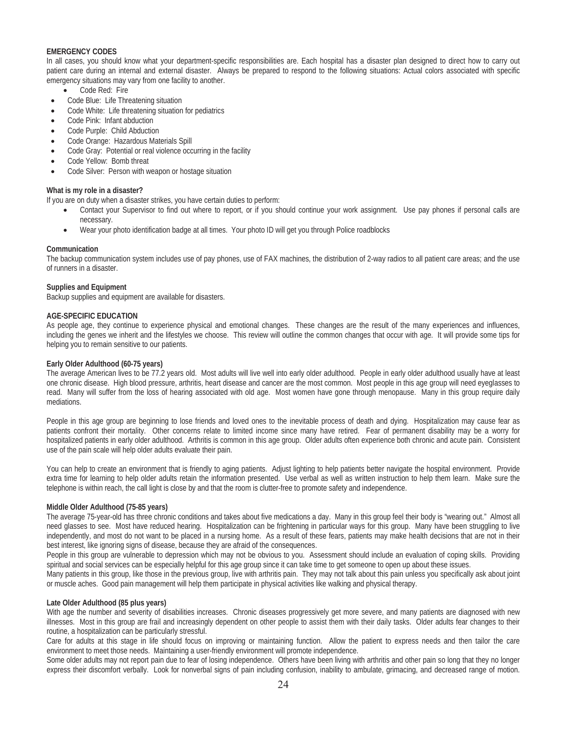**EMERGENCY CODES**

In all cases, you should know what your department-specific responsibilities are. Each hospital has a disaster plan designed to direct how to carry out patient care during an internal and external disaster. Always be prepared to respond to the following situations: Actual colors associated with specific emergency situations may vary from one facility to another.

- Code Red: Fire
- Code Blue: Life Threatening situation
- Code White: Life threatening situation for pediatrics
- Code Pink: Infant abduction
- Code Purple: Child Abduction
- Code Orange: Hazardous Materials Spill
- Code Gray: Potential or real violence occurring in the facility
- Code Yellow: Bomb threat
- Code Silver: Person with weapon or hostage situation

**What is my role in a disaster?**

If you are on duty when a disaster strikes, you have certain duties to perform:

- Contact your Supervisor to find out where to report, or if you should continue your work assignment. Use pay phones if personal calls are necessary.
- Wear your photo identification badge at all times. Your photo ID will get you through Police roadblocks

**Communication**

The backup communication system includes use of pay phones, use of FAX machines, the distribution of 2-way radios to all patient care areas; and the use of runners in a disaster.

**Supplies and Equipment**

Backup supplies and equipment are available for disasters.

**AGE-SPECIFIC EDUCATION**

As people age, they continue to experience physical and emotional changes. These changes are the result of the many experiences and influences, including the genes we inherit and the lifestyles we choose. This review will outline the common changes that occur with age. It will provide some tips for helping you to remain sensitive to our patients.

**Early Older Adulthood (60-75 years)**

The average American lives to be 77.2 years old. Most adults will live well into early older adulthood. People in early older adulthood usually have at least one chronic disease. High blood pressure, arthritis, heart disease and cancer are the most common. Most people in this age group will need eyeglasses to read. Many will suffer from the loss of hearing associated with old age. Most women have gone through menopause. Many in this group require daily mediations.

People in this age group are beginning to lose friends and loved ones to the inevitable process of death and dying. Hospitalization may cause fear as patients confront their mortality. Other concerns relate to limited income since many have retired. Fear of permanent disability may be a worry for hospitalized patients in early older adulthood. Arthritis is common in this age group. Older adults often experience both chronic and acute pain. Consistent use of the pain scale will help older adults evaluate their pain.

You can help to create an environment that is friendly to aging patients. Adjust lighting to help patients better navigate the hospital environment. Provide extra time for learning to help older adults retain the information presented. Use verbal as well as written instruction to help them learn. Make sure the telephone is within reach, the call light is close by and that the room is clutter-free to promote safety and independence.

**Middle Older Adulthood (75-85 years)**

The average 75-year-old has three chronic conditions and takes about five medications a day. Many in this group feel their body is "wearing out." Almost all need glasses to see. Most have reduced hearing. Hospitalization can be frightening in particular ways for this group. Many have been struggling to live independently, and most do not want to be placed in a nursing home. As a result of these fears, patients may make health decisions that are not in their best interest, like ignoring signs of disease, because they are afraid of the consequences.

People in this group are vulnerable to depression which may not be obvious to you. Assessment should include an evaluation of coping skills. Providing spiritual and social services can be especially helpful for this age group since it can take time to get someone to open up about these issues.

Many patients in this group, like those in the previous group, live with arthritis pain. They may not talk about this pain unless you specifically ask about joint or muscle aches. Good pain management will help them participate in physical activities like walking and physical therapy.

**Late Older Adulthood (85 plus years)**

With age the number and severity of disabilities increases. Chronic diseases progressively get more severe, and many patients are diagnosed with new illnesses. Most in this group are frail and increasingly dependent on other people to assist them with their daily tasks. Older adults fear changes to their routine, a hospitalization can be particularly stressful.

Care for adults at this stage in life should focus on improving or maintaining function. Allow the patient to express needs and then tailor the care environment to meet those needs. Maintaining a user-friendly environment will promote independence.

Some older adults may not report pain due to fear of losing independence. Others have been living with arthritis and other pain so long that they no longer express their discomfort verbally. Look for nonverbal signs of pain including confusion, inability to ambulate, grimacing, and decreased range of motion.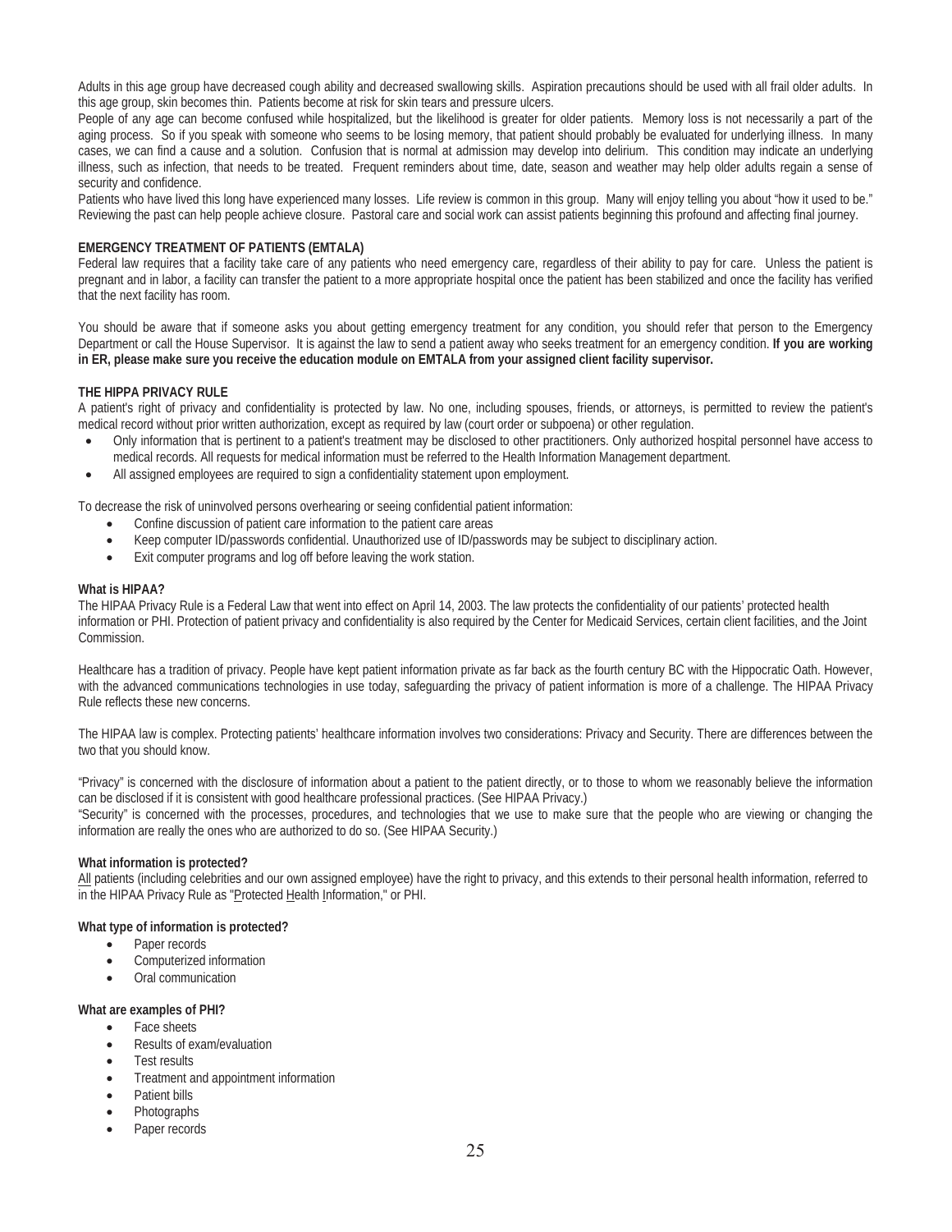Adults in this age group have decreased cough ability and decreased swallowing skills. Aspiration precautions should be used with all frail older adults. In this age group, skin becomes thin. Patients become at risk for skin tears and pressure ulcers.

People of any age can become confused while hospitalized, but the likelihood is greater for older patients. Memory loss is not necessarily a part of the aging process. So if you speak with someone who seems to be losing memory, that patient should probably be evaluated for underlying illness. In many cases, we can find a cause and a solution. Confusion that is normal at admission may develop into delirium. This condition may indicate an underlying illness, such as infection, that needs to be treated. Frequent reminders about time, date, season and weather may help older adults regain a sense of security and confidence.

Patients who have lived this long have experienced many losses. Life review is common in this group. Many will enjoy telling you about "how it used to be." Reviewing the past can help people achieve closure. Pastoral care and social work can assist patients beginning this profound and affecting final journey.

**EMERGENCY TREATMENT OF PATIENTS (EMTALA)**

Federal law requires that a facility take care of any patients who need emergency care, regardless of their ability to pay for care. Unless the patient is pregnant and in labor, a facility can transfer the patient to a more appropriate hospital once the patient has been stabilized and once the facility has verified that the next facility has room.

You should be aware that if someone asks you about getting emergency treatment for any condition, you should refer that person to the Emergency Department or call the House Supervisor. It is against the law to send a patient away who seeks treatment for an emergency condition. **If you are working in ER, please make sure you receive the education module on EMTALA from your assigned client facility supervisor.**

**THE HIPPA PRIVACY RULE**

A patient's right of privacy and confidentiality is protected by law. No one, including spouses, friends, or attorneys, is permitted to review the patient's medical record without prior written authorization, except as required by law (court order or subpoena) or other regulation.

- Only information that is pertinent to a patient's treatment may be disclosed to other practitioners. Only authorized hospital personnel have access to medical records. All requests for medical information must be referred to the Health Information Management department.
- All assigned employees are required to sign a confidentiality statement upon employment.

To decrease the risk of uninvolved persons overhearing or seeing confidential patient information:

- Confine discussion of patient care information to the patient care areas
- Keep computer ID/passwords confidential. Unauthorized use of ID/passwords may be subject to disciplinary action.
- Exit computer programs and log off before leaving the work station.

**What is HIPAA?**

The HIPAA Privacy Rule is a Federal Law that went into effect on April 14, 2003. The law protects the confidentiality of our patients' protected health information or PHI. Protection of patient privacy and confidentiality is also required by the Center for Medicaid Services, certain client facilities, and the Joint Commission.

Healthcare has a tradition of privacy. People have kept patient information private as far back as the fourth century BC with the Hippocratic Oath. However, with the advanced communications technologies in use today, safeguarding the privacy of patient information is more of a challenge. The HIPAA Privacy Rule reflects these new concerns.

The HIPAA law is complex. Protecting patients' healthcare information involves two considerations: Privacy and Security. There are differences between the two that you should know.

"Privacy" is concerned with the disclosure of information about a patient to the patient directly, or to those to whom we reasonably believe the information can be disclosed if it is consistent with good healthcare professional practices. (See HIPAA Privacy.)

"Security" is concerned with the processes, procedures, and technologies that we use to make sure that the people who are viewing or changing the information are really the ones who are authorized to do so. (See HIPAA Security.)

**What information is protected?**

All patients (including celebrities and our own assigned employee) have the right to privacy, and this extends to their personal health information, referred to in the HIPAA Privacy Rule as "Protected Health Information," or PHI.

**What type of information is protected?**

- Paper records
- Computerized information
- Oral communication

**What are examples of PHI?**

- Face sheets
- Results of exam/evaluation
- Test results
- Treatment and appointment information
- Patient bills
- Photographs
- Paper records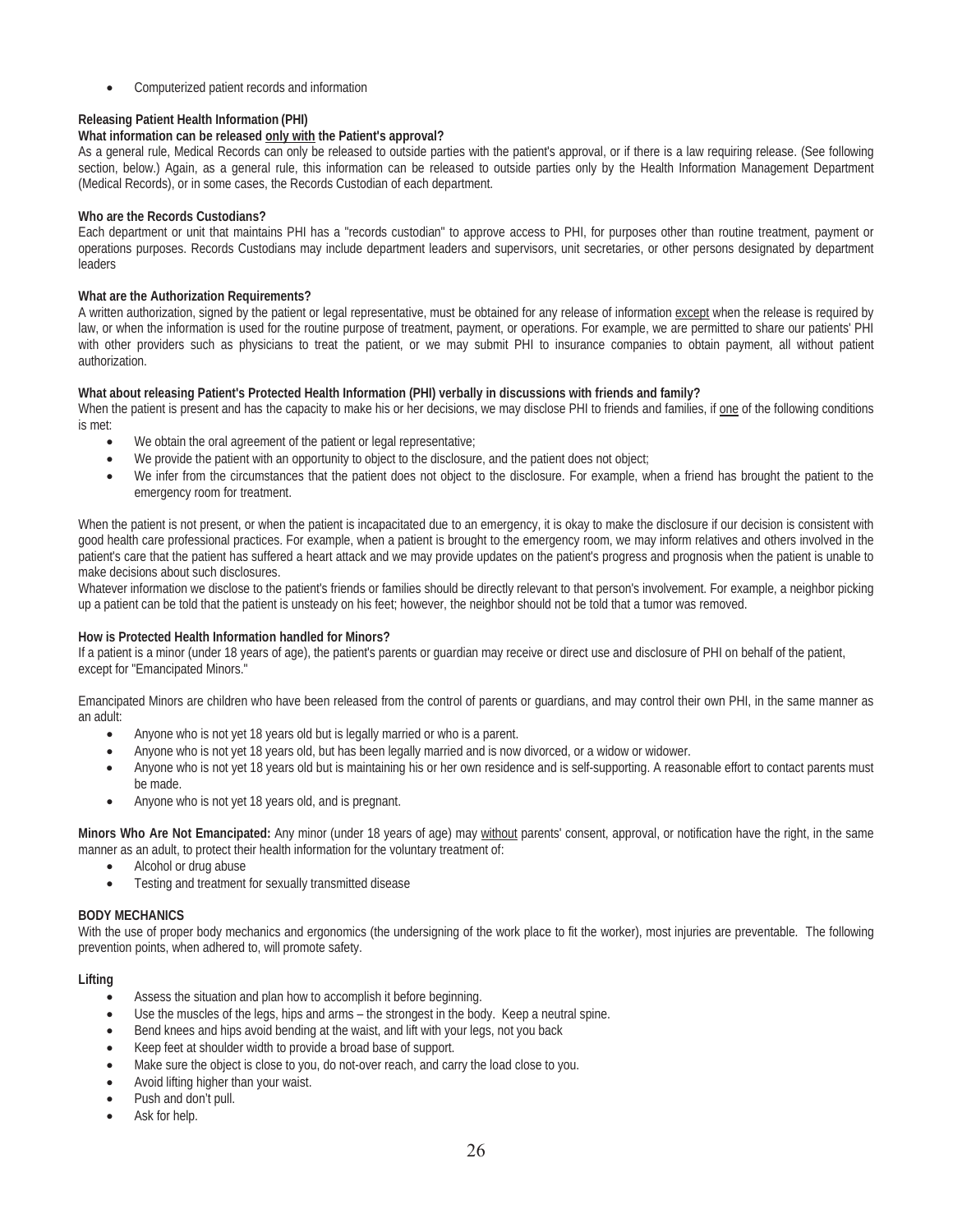- Computerized patient records and information

**Releasing Patient Health Information (PHI)**

**What information can be released only with the Patient's approval?**

As a general rule, Medical Records can only be released to outside parties with the patient's approval, or if there is a law requiring release. (See following section, below.) Again, as a general rule, this information can be released to outside parties only by the Health Information Management Department (Medical Records), or in some cases, the Records Custodian of each department.

**Who are the Records Custodians?**

Each department or unit that maintains PHI has a "records custodian" to approve access to PHI, for purposes other than routine treatment, payment or operations purposes. Records Custodians may include department leaders and supervisors, unit secretaries, or other persons designated by department leaders

**What are the Authorization Requirements?**

A written authorization, signed by the patient or legal representative, must be obtained for any release of information except when the release is required by law, or when the information is used for the routine purpose of treatment, payment, or operations. For example, we are permitted to share our patients' PHI with other providers such as physicians to treat the patient, or we may submit PHI to insurance companies to obtain payment, all without patient authorization.

**What about releasing Patient's Protected Health Information (PHI) verbally in discussions with friends and family?**

When the patient is present and has the capacity to make his or her decisions, we may disclose PHI to friends and families, if one of the following conditions is met:

- We obtain the oral agreement of the patient or legal representative;
- We provide the patient with an opportunity to object to the disclosure, and the patient does not object;
- We infer from the circumstances that the patient does not object to the disclosure. For example, when a friend has brought the patient to the emergency room for treatment.

When the patient is not present, or when the patient is incapacitated due to an emergency, it is okay to make the disclosure if our decision is consistent with good health care professional practices. For example, when a patient is brought to the emergency room, we may inform relatives and others involved in the patient's care that the patient has suffered a heart attack and we may provide updates on the patient's progress and prognosis when the patient is unable to make decisions about such disclosures.

Whatever information we disclose to the patient's friends or families should be directly relevant to that person's involvement. For example, a neighbor picking up a patient can be told that the patient is unsteady on his feet; however, the neighbor should not be told that a tumor was removed.

**How is Protected Health Information handled for Minors?**

If a patient is a minor (under 18 years of age), the patient's parents or guardian may receive or direct use and disclosure of PHI on behalf of the patient, except for "Emancipated Minors."

Emancipated Minors are children who have been released from the control of parents or guardians, and may control their own PHI, in the same manner as an adult:

- Anyone who is not yet 18 years old but is legally married or who is a parent.
- Anyone who is not yet 18 years old, but has been legally married and is now divorced, or a widow or widower.
- Anyone who is not yet 18 years old but is maintaining his or her own residence and is self-supporting. A reasonable effort to contact parents must be made.
- Anyone who is not yet 18 years old, and is pregnant.

**Minors Who Are Not Emancipated:** Any minor (under 18 years of age) may without parents' consent, approval, or notification have the right, in the same manner as an adult, to protect their health information for the voluntary treatment of:

- Alcohol or drug abuse
- Testing and treatment for sexually transmitted disease

**BODY MECHANICS**

With the use of proper body mechanics and ergonomics (the undersigning of the work place to fit the worker), most injuries are preventable. The following prevention points, when adhered to, will promote safety.

**Lifting**

- Assess the situation and plan how to accomplish it before beginning.
- Use the muscles of the legs, hips and arms – the strongest in the body. Keep a neutral spine.
- Bend knees and hips avoid bending at the waist, and lift with your legs, not you back
- Keep feet at shoulder width to provide a broad base of support.
- Make sure the object is close to you, do not-over reach, and carry the load close to you.
- Avoid lifting higher than your waist.
- Push and don't pull.
- Ask for help.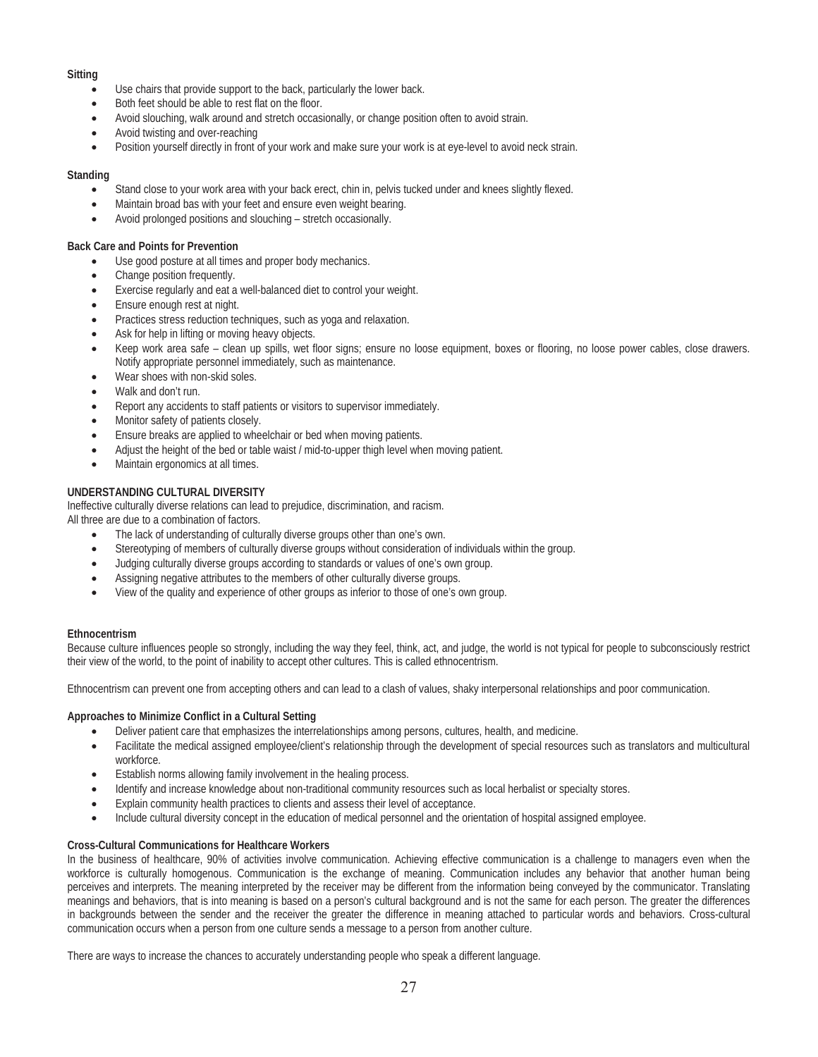**Sitting**

- Use chairs that provide support to the back, particularly the lower back.
- Both feet should be able to rest flat on the floor.
- Avoid slouching, walk around and stretch occasionally, or change position often to avoid strain.
- Avoid twisting and over-reaching
- Position yourself directly in front of your work and make sure your work is at eye-level to avoid neck strain.

**Standing**

- Stand close to your work area with your back erect, chin in, pelvis tucked under and knees slightly flexed.
- Maintain broad bas with your feet and ensure even weight bearing.
- Avoid prolonged positions and slouching – stretch occasionally.

**Back Care and Points for Prevention**

- Use good posture at all times and proper body mechanics.
- Change position frequently.
- Exercise regularly and eat a well-balanced diet to control your weight.
- Ensure enough rest at night.
- Practices stress reduction techniques, such as yoga and relaxation.
- Ask for help in lifting or moving heavy objects.
- Keep work area safe – clean up spills, wet floor signs; ensure no loose equipment, boxes or flooring, no loose power cables, close drawers. Notify appropriate personnel immediately, such as maintenance.
- Wear shoes with non-skid soles.
- Walk and don't run.
- Report any accidents to staff patients or visitors to supervisor immediately.
- Monitor safety of patients closely.
- Ensure breaks are applied to wheelchair or bed when moving patients.
- Adjust the height of the bed or table waist / mid-to-upper thigh level when moving patient.
- Maintain ergonomics at all times.

**UNDERSTANDING CULTURAL DIVERSITY**

Ineffective culturally diverse relations can lead to prejudice, discrimination, and racism.
All three are due to a combination of factors.

- The lack of understanding of culturally diverse groups other than one's own.
- Stereotyping of members of culturally diverse groups without consideration of individuals within the group.
- Judging culturally diverse groups according to standards or values of one's own group.
- Assigning negative attributes to the members of other culturally diverse groups.
- View of the quality and experience of other groups as inferior to those of one's own group.

**Ethnocentrism**

Because culture influences people so strongly, including the way they feel, think, act, and judge, the world is not typical for people to subconsciously restrict their view of the world, to the point of inability to accept other cultures. This is called ethnocentrism.

Ethnocentrism can prevent one from accepting others and can lead to a clash of values, shaky interpersonal relationships and poor communication.

**Approaches to Minimize Conflict in a Cultural Setting**

- Deliver patient care that emphasizes the interrelationships among persons, cultures, health, and medicine.
- Facilitate the medical assigned employee/client's relationship through the development of special resources such as translators and multicultural workforce.
- Establish norms allowing family involvement in the healing process.
- Identify and increase knowledge about non-traditional community resources such as local herbalist or specialty stores.
- Explain community health practices to clients and assess their level of acceptance.
- Include cultural diversity concept in the education of medical personnel and the orientation of hospital assigned employee.

**Cross-Cultural Communications for Healthcare Workers**

In the business of healthcare, 90% of activities involve communication. Achieving effective communication is a challenge to managers even when the workforce is culturally homogenous. Communication is the exchange of meaning. Communication includes any behavior that another human being perceives and interprets. The meaning interpreted by the receiver may be different from the information being conveyed by the communicator. Translating meanings and behaviors, that is into meaning is based on a person's cultural background and is not the same for each person. The greater the differences in backgrounds between the sender and the receiver the greater the difference in meaning attached to particular words and behaviors. Cross-cultural communication occurs when a person from one culture sends a message to a person from another culture.

There are ways to increase the chances to accurately understanding people who speak a different language.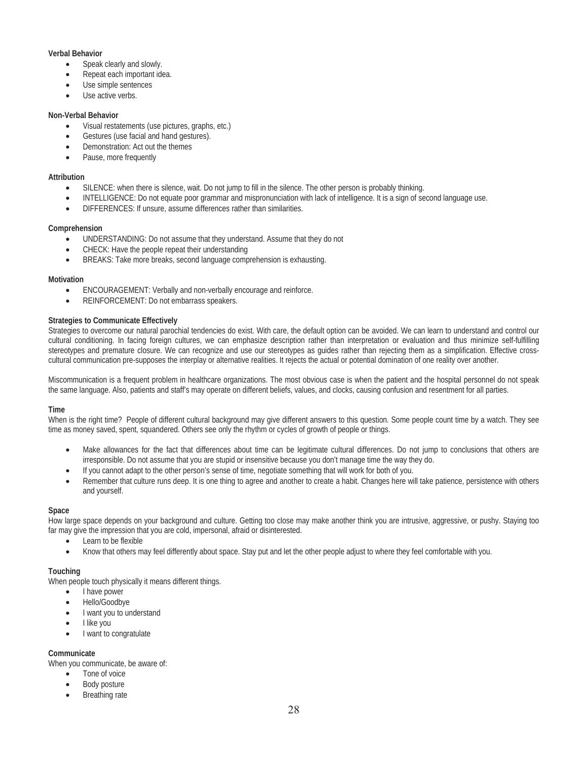**Verbal Behavior**

- Speak clearly and slowly.
- Repeat each important idea.
- Use simple sentences
- Use active verbs.

**Non-Verbal Behavior**

- Visual restatements (use pictures, graphs, etc.)
- Gestures (use facial and hand gestures).
- Demonstration: Act out the themes
- Pause, more frequently

**Attribution**

- SILENCE: when there is silence, wait. Do not jump to fill in the silence. The other person is probably thinking.
- INTELLIGENCE: Do not equate poor grammar and mispronunciation with lack of intelligence. It is a sign of second language use.
- DIFFERENCES: If unsure, assume differences rather than similarities.

**Comprehension**

- UNDERSTANDING: Do not assume that they understand. Assume that they do not
- CHECK: Have the people repeat their understanding
- BREAKS: Take more breaks, second language comprehension is exhausting.

**Motivation**

- ENCOURAGEMENT: Verbally and non-verbally encourage and reinforce.
- REINFORCEMENT: Do not embarrass speakers.

**Strategies to Communicate Effectively**

Strategies to overcome our natural parochial tendencies do exist. With care, the default option can be avoided. We can learn to understand and control our cultural conditioning. In facing foreign cultures, we can emphasize description rather than interpretation or evaluation and thus minimize self-fulfilling stereotypes and premature closure. We can recognize and use our stereotypes as guides rather than rejecting them as a simplification. Effective cross-cultural communication pre-supposes the interplay or alternative realities. It rejects the actual or potential domination of one reality over another.

Miscommunication is a frequent problem in healthcare organizations. The most obvious case is when the patient and the hospital personnel do not speak the same language. Also, patients and staff's may operate on different beliefs, values, and clocks, causing confusion and resentment for all parties.

**Time**

When is the right time? People of different cultural background may give different answers to this question. Some people count time by a watch. They see time as money saved, spent, squandered. Others see only the rhythm or cycles of growth of people or things.

- Make allowances for the fact that differences about time can be legitimate cultural differences. Do not jump to conclusions that others are irresponsible. Do not assume that you are stupid or insensitive because you don't manage time the way they do.
- If you cannot adapt to the other person's sense of time, negotiate something that will work for both of you.
- Remember that culture runs deep. It is one thing to agree and another to create a habit. Changes here will take patience, persistence with others and yourself.

**Space**

How large space depends on your background and culture. Getting too close may make another think you are intrusive, aggressive, or pushy. Staying too far may give the impression that you are cold, impersonal, afraid or disinterested.

- Learn to be flexible
- Know that others may feel differently about space. Stay put and let the other people adjust to where they feel comfortable with you.

**Touching**

When people touch physically it means different things.

- I have power
- Hello/Goodbye
- I want you to understand
- I like you
- I want to congratulate

**Communicate**

When you communicate, be aware of:

- Tone of voice
- Body posture
- Breathing rate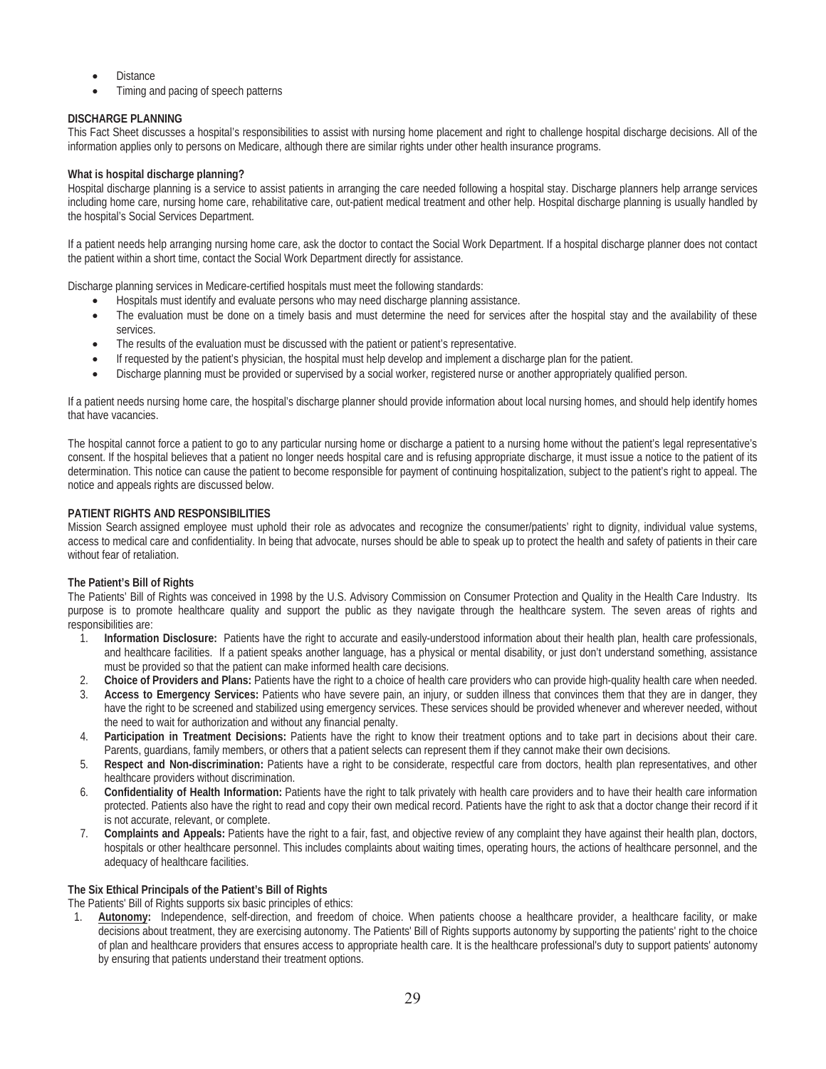- Distance
- Timing and pacing of speech patterns

**DISCHARGE PLANNING**

This Fact Sheet discusses a hospital's responsibilities to assist with nursing home placement and right to challenge hospital discharge decisions. All of the information applies only to persons on Medicare, although there are similar rights under other health insurance programs.

**What is hospital discharge planning?**

Hospital discharge planning is a service to assist patients in arranging the care needed following a hospital stay. Discharge planners help arrange services including home care, nursing home care, rehabilitative care, out-patient medical treatment and other help. Hospital discharge planning is usually handled by the hospital's Social Services Department.

If a patient needs help arranging nursing home care, ask the doctor to contact the Social Work Department. If a hospital discharge planner does not contact the patient within a short time, contact the Social Work Department directly for assistance.

Discharge planning services in Medicare-certified hospitals must meet the following standards:

- Hospitals must identify and evaluate persons who may need discharge planning assistance.
- The evaluation must be done on a timely basis and must determine the need for services after the hospital stay and the availability of these services.
- The results of the evaluation must be discussed with the patient or patient's representative.
- If requested by the patient's physician, the hospital must help develop and implement a discharge plan for the patient.
- Discharge planning must be provided or supervised by a social worker, registered nurse or another appropriately qualified person.

If a patient needs nursing home care, the hospital's discharge planner should provide information about local nursing homes, and should help identify homes that have vacancies.

The hospital cannot force a patient to go to any particular nursing home or discharge a patient to a nursing home without the patient's legal representative's consent. If the hospital believes that a patient no longer needs hospital care and is refusing appropriate discharge, it must issue a notice to the patient of its determination. This notice can cause the patient to become responsible for payment of continuing hospitalization, subject to the patient's right to appeal. The notice and appeals rights are discussed below.

**PATIENT RIGHTS AND RESPONSIBILITIES**

Mission Search assigned employee must uphold their role as advocates and recognize the consumer/patients' right to dignity, individual value systems, access to medical care and confidentiality. In being that advocate, nurses should be able to speak up to protect the health and safety of patients in their care without fear of retaliation.

**The Patient's Bill of Rights**

The Patients' Bill of Rights was conceived in 1998 by the U.S. Advisory Commission on Consumer Protection and Quality in the Health Care Industry. Its purpose is to promote healthcare quality and support the public as they navigate through the healthcare system. The seven areas of rights and responsibilities are:

1. **Information Disclosure:** Patients have the right to accurate and easily-understood information about their health plan, health care professionals, and healthcare facilities. If a patient speaks another language, has a physical or mental disability, or just don't understand something, assistance must be provided so that the patient can make informed health care decisions.
2. **Choice of Providers and Plans:** Patients have the right to a choice of health care providers who can provide high-quality health care when needed.
3. **Access to Emergency Services:** Patients who have severe pain, an injury, or sudden illness that convinces them that they are in danger, they have the right to be screened and stabilized using emergency services. These services should be provided whenever and wherever needed, without the need to wait for authorization and without any financial penalty.
4. **Participation in Treatment Decisions:** Patients have the right to know their treatment options and to take part in decisions about their care. Parents, guardians, family members, or others that a patient selects can represent them if they cannot make their own decisions.
5. **Respect and Non-discrimination:** Patients have a right to be considerate, respectful care from doctors, health plan representatives, and other healthcare providers without discrimination.
6. **Confidentiality of Health Information:** Patients have the right to talk privately with health care providers and to have their health care information protected. Patients also have the right to read and copy their own medical record. Patients have the right to ask that a doctor change their record if it is not accurate, relevant, or complete.
7. **Complaints and Appeals:** Patients have the right to a fair, fast, and objective review of any complaint they have against their health plan, doctors, hospitals or other healthcare personnel. This includes complaints about waiting times, operating hours, the actions of healthcare personnel, and the adequacy of healthcare facilities.

**The Six Ethical Principals of the Patient's Bill of Rights**

The Patients' Bill of Rights supports six basic principles of ethics:

1. **<u>Autonomy</u>:** Independence, self-direction, and freedom of choice. When patients choose a healthcare provider, a healthcare facility, or make decisions about treatment, they are exercising autonomy. The Patients' Bill of Rights supports autonomy by supporting the patients' right to the choice of plan and healthcare providers that ensures access to appropriate health care. It is the healthcare professional's duty to support patients' autonomy by ensuring that patients understand their treatment options.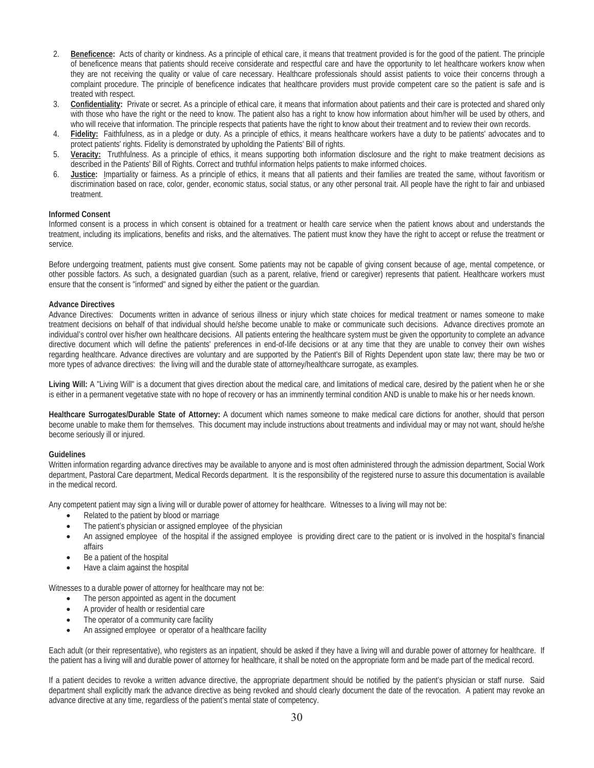2. **Beneficence:** Acts of charity or kindness. As a principle of ethical care, it means that treatment provided is for the good of the patient. The principle of beneficence means that patients should receive considerate and respectful care and have the opportunity to let healthcare workers know when they are not receiving the quality or value of care necessary. Healthcare professionals should assist patients to voice their concerns through a complaint procedure. The principle of beneficence indicates that healthcare providers must provide competent care so the patient is safe and is treated with respect.
3. **Confidentiality:** Private or secret. As a principle of ethical care, it means that information about patients and their care is protected and shared only with those who have the right or the need to know. The patient also has a right to know how information about him/her will be used by others, and who will receive that information. The principle respects that patients have the right to know about their treatment and to review their own records.
4. **Fidelity:** Faithfulness, as in a pledge or duty. As a principle of ethics, it means healthcare workers have a duty to be patients' advocates and to protect patients' rights. Fidelity is demonstrated by upholding the Patients' Bill of rights.
5. **Veracity:** Truthfulness. As a principle of ethics, it means supporting both information disclosure and the right to make treatment decisions as described in the Patients' Bill of Rights. Correct and truthful information helps patients to make informed choices.
6. **Justice:** Impartiality or fairness. As a principle of ethics, it means that all patients and their families are treated the same, without favoritism or discrimination based on race, color, gender, economic status, social status, or any other personal trait. All people have the right to fair and unbiased treatment.

**Informed Consent**

Informed consent is a process in which consent is obtained for a treatment or health care service when the patient knows about and understands the treatment, including its implications, benefits and risks, and the alternatives. The patient must know they have the right to accept or refuse the treatment or service.

Before undergoing treatment, patients must give consent. Some patients may not be capable of giving consent because of age, mental competence, or other possible factors. As such, a designated guardian (such as a parent, relative, friend or caregiver) represents that patient. Healthcare workers must ensure that the consent is "informed" and signed by either the patient or the guardian.

**Advance Directives**

Advance Directives: Documents written in advance of serious illness or injury which state choices for medical treatment or names someone to make treatment decisions on behalf of that individual should he/she become unable to make or communicate such decisions. Advance directives promote an individual's control over his/her own healthcare decisions. All patients entering the healthcare system must be given the opportunity to complete an advance directive document which will define the patients' preferences in end-of-life decisions or at any time that they are unable to convey their own wishes regarding healthcare. Advance directives are voluntary and are supported by the Patient's Bill of Rights Dependent upon state law; there may be two or more types of advance directives: the living will and the durable state of attorney/healthcare surrogate, as examples.

**Living Will:** A "Living Will" is a document that gives direction about the medical care, and limitations of medical care, desired by the patient when he or she is either in a permanent vegetative state with no hope of recovery or has an imminently terminal condition AND is unable to make his or her needs known.

**Healthcare Surrogates/Durable State of Attorney:** A document which names someone to make medical care dictions for another, should that person become unable to make them for themselves. This document may include instructions about treatments and individual may or may not want, should he/she become seriously ill or injured.

**Guidelines**

Written information regarding advance directives may be available to anyone and is most often administered through the admission department, Social Work department, Pastoral Care department, Medical Records department. It is the responsibility of the registered nurse to assure this documentation is available in the medical record.

Any competent patient may sign a living will or durable power of attorney for healthcare. Witnesses to a living will may not be:

- Related to the patient by blood or marriage
- The patient's physician or assigned employee of the physician
- An assigned employee of the hospital if the assigned employee is providing direct care to the patient or is involved in the hospital's financial affairs
- Be a patient of the hospital
- Have a claim against the hospital

Witnesses to a durable power of attorney for healthcare may not be:

- The person appointed as agent in the document
- A provider of health or residential care
- The operator of a community care facility
- An assigned employee or operator of a healthcare facility

Each adult (or their representative), who registers as an inpatient, should be asked if they have a living will and durable power of attorney for healthcare. If the patient has a living will and durable power of attorney for healthcare, it shall be noted on the appropriate form and be made part of the medical record.

If a patient decides to revoke a written advance directive, the appropriate department should be notified by the patient's physician or staff nurse. Said department shall explicitly mark the advance directive as being revoked and should clearly document the date of the revocation. A patient may revoke an advance directive at any time, regardless of the patient's mental state of competency.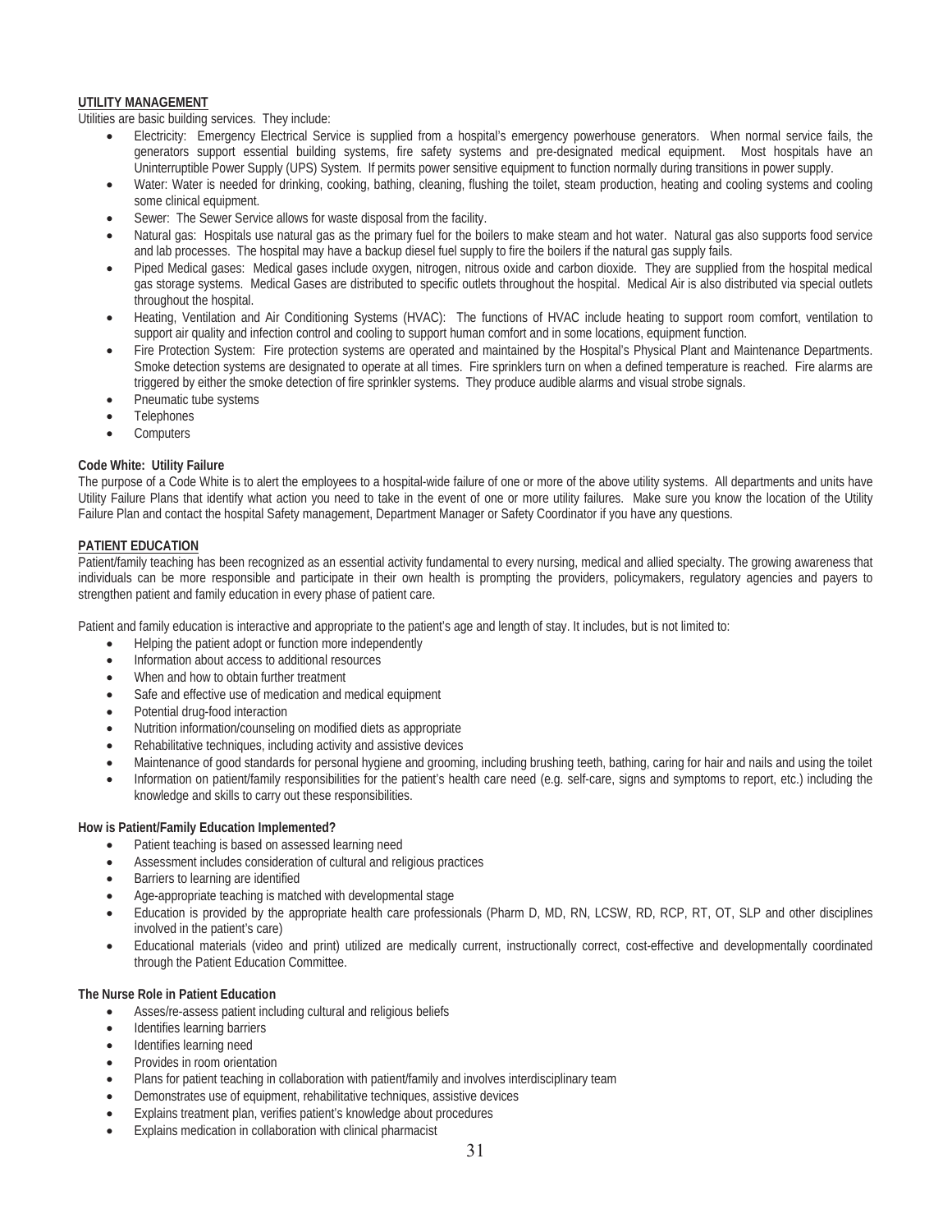## UTILITY MANAGEMENT

Utilities are basic building services. They include:

- Electricity: Emergency Electrical Service is supplied from a hospital's emergency powerhouse generators. When normal service fails, the generators support essential building systems, fire safety systems and pre-designated medical equipment. Most hospitals have an Uninterruptible Power Supply (UPS) System. If permits power sensitive equipment to function normally during transitions in power supply.
- Water: Water is needed for drinking, cooking, bathing, cleaning, flushing the toilet, steam production, heating and cooling systems and cooling some clinical equipment.
- Sewer: The Sewer Service allows for waste disposal from the facility.
- Natural gas: Hospitals use natural gas as the primary fuel for the boilers to make steam and hot water. Natural gas also supports food service and lab processes. The hospital may have a backup diesel fuel supply to fire the boilers if the natural gas supply fails.
- Piped Medical gases: Medical gases include oxygen, nitrogen, nitrous oxide and carbon dioxide. They are supplied from the hospital medical gas storage systems. Medical Gases are distributed to specific outlets throughout the hospital. Medical Air is also distributed via special outlets throughout the hospital.
- Heating, Ventilation and Air Conditioning Systems (HVAC): The functions of HVAC include heating to support room comfort, ventilation to support air quality and infection control and cooling to support human comfort and in some locations, equipment function.
- Fire Protection System: Fire protection systems are operated and maintained by the Hospital's Physical Plant and Maintenance Departments. Smoke detection systems are designated to operate at all times. Fire sprinklers turn on when a defined temperature is reached. Fire alarms are triggered by either the smoke detection of fire sprinkler systems. They produce audible alarms and visual strobe signals.
- Pneumatic tube systems
- Telephones
- Computers

### Code White: Utility Failure

The purpose of a Code White is to alert the employees to a hospital-wide failure of one or more of the above utility systems. All departments and units have Utility Failure Plans that identify what action you need to take in the event of one or more utility failures. Make sure you know the location of the Utility Failure Plan and contact the hospital Safety management, Department Manager or Safety Coordinator if you have any questions.

## PATIENT EDUCATION

Patient/family teaching has been recognized as an essential activity fundamental to every nursing, medical and allied specialty. The growing awareness that individuals can be more responsible and participate in their own health is prompting the providers, policymakers, regulatory agencies and payers to strengthen patient and family education in every phase of patient care.

Patient and family education is interactive and appropriate to the patient's age and length of stay. It includes, but is not limited to:

- Helping the patient adopt or function more independently
- Information about access to additional resources
- When and how to obtain further treatment
- Safe and effective use of medication and medical equipment
- Potential drug-food interaction
- Nutrition information/counseling on modified diets as appropriate
- Rehabilitative techniques, including activity and assistive devices
- Maintenance of good standards for personal hygiene and grooming, including brushing teeth, bathing, caring for hair and nails and using the toilet
- Information on patient/family responsibilities for the patient's health care need (e.g. self-care, signs and symptoms to report, etc.) including the knowledge and skills to carry out these responsibilities.

### How is Patient/Family Education Implemented?

- Patient teaching is based on assessed learning need
- Assessment includes consideration of cultural and religious practices
- Barriers to learning are identified
- Age-appropriate teaching is matched with developmental stage
- Education is provided by the appropriate health care professionals (Pharm D, MD, RN, LCSW, RD, RCP, RT, OT, SLP and other disciplines involved in the patient's care)
- Educational materials (video and print) utilized are medically current, instructionally correct, cost-effective and developmentally coordinated through the Patient Education Committee.

### The Nurse Role in Patient Education

- Asses/re-assess patient including cultural and religious beliefs
- Identifies learning barriers
- Identifies learning need
- Provides in room orientation
- Plans for patient teaching in collaboration with patient/family and involves interdisciplinary team
- Demonstrates use of equipment, rehabilitative techniques, assistive devices
- Explains treatment plan, verifies patient's knowledge about procedures
- Explains medication in collaboration with clinical pharmacist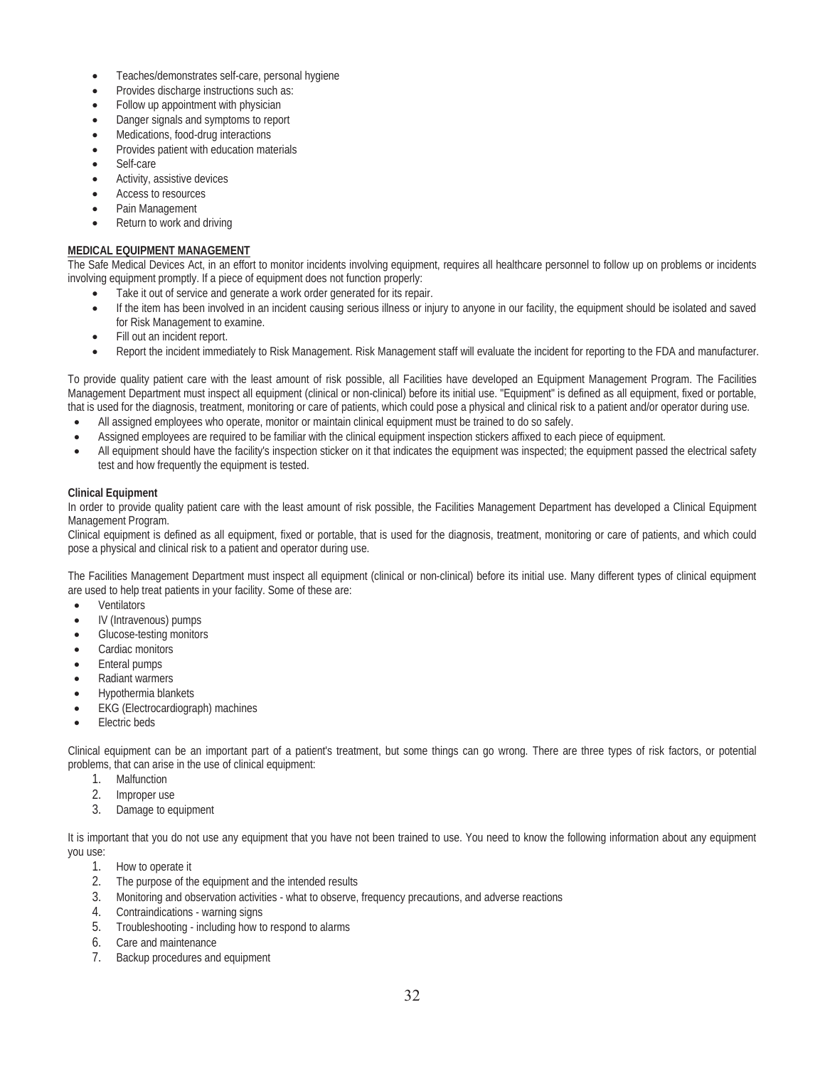- Teaches/demonstrates self-care, personal hygiene
- Provides discharge instructions such as:
- Follow up appointment with physician
- Danger signals and symptoms to report
- Medications, food-drug interactions
- Provides patient with education materials
- Self-care
- Activity, assistive devices
- Access to resources
- Pain Management
- Return to work and driving

**MEDICAL EQUIPMENT MANAGEMENT**

The Safe Medical Devices Act, in an effort to monitor incidents involving equipment, requires all healthcare personnel to follow up on problems or incidents involving equipment promptly. If a piece of equipment does not function properly:

- Take it out of service and generate a work order generated for its repair.
- If the item has been involved in an incident causing serious illness or injury to anyone in our facility, the equipment should be isolated and saved for Risk Management to examine.
- Fill out an incident report.
- Report the incident immediately to Risk Management. Risk Management staff will evaluate the incident for reporting to the FDA and manufacturer.

To provide quality patient care with the least amount of risk possible, all Facilities have developed an Equipment Management Program. The Facilities Management Department must inspect all equipment (clinical or non-clinical) before its initial use. "Equipment" is defined as all equipment, fixed or portable, that is used for the diagnosis, treatment, monitoring or care of patients, which could pose a physical and clinical risk to a patient and/or operator during use.

- All assigned employees who operate, monitor or maintain clinical equipment must be trained to do so safely.
- Assigned employees are required to be familiar with the clinical equipment inspection stickers affixed to each piece of equipment.
- All equipment should have the facility's inspection sticker on it that indicates the equipment was inspected; the equipment passed the electrical safety test and how frequently the equipment is tested.

**Clinical Equipment**

In order to provide quality patient care with the least amount of risk possible, the Facilities Management Department has developed a Clinical Equipment Management Program.

Clinical equipment is defined as all equipment, fixed or portable, that is used for the diagnosis, treatment, monitoring or care of patients, and which could pose a physical and clinical risk to a patient and operator during use.

The Facilities Management Department must inspect all equipment (clinical or non-clinical) before its initial use. Many different types of clinical equipment are used to help treat patients in your facility. Some of these are:

- Ventilators
- IV (Intravenous) pumps
- Glucose-testing monitors
- Cardiac monitors
- Enteral pumps
- Radiant warmers
- Hypothermia blankets
- EKG (Electrocardiograph) machines
- Electric beds

Clinical equipment can be an important part of a patient's treatment, but some things can go wrong. There are three types of risk factors, or potential problems, that can arise in the use of clinical equipment:

1. Malfunction
2. Improper use
3. Damage to equipment

It is important that you do not use any equipment that you have not been trained to use. You need to know the following information about any equipment you use:

1. How to operate it
2. The purpose of the equipment and the intended results
3. Monitoring and observation activities - what to observe, frequency precautions, and adverse reactions
4. Contraindications - warning signs
5. Troubleshooting - including how to respond to alarms
6. Care and maintenance
7. Backup procedures and equipment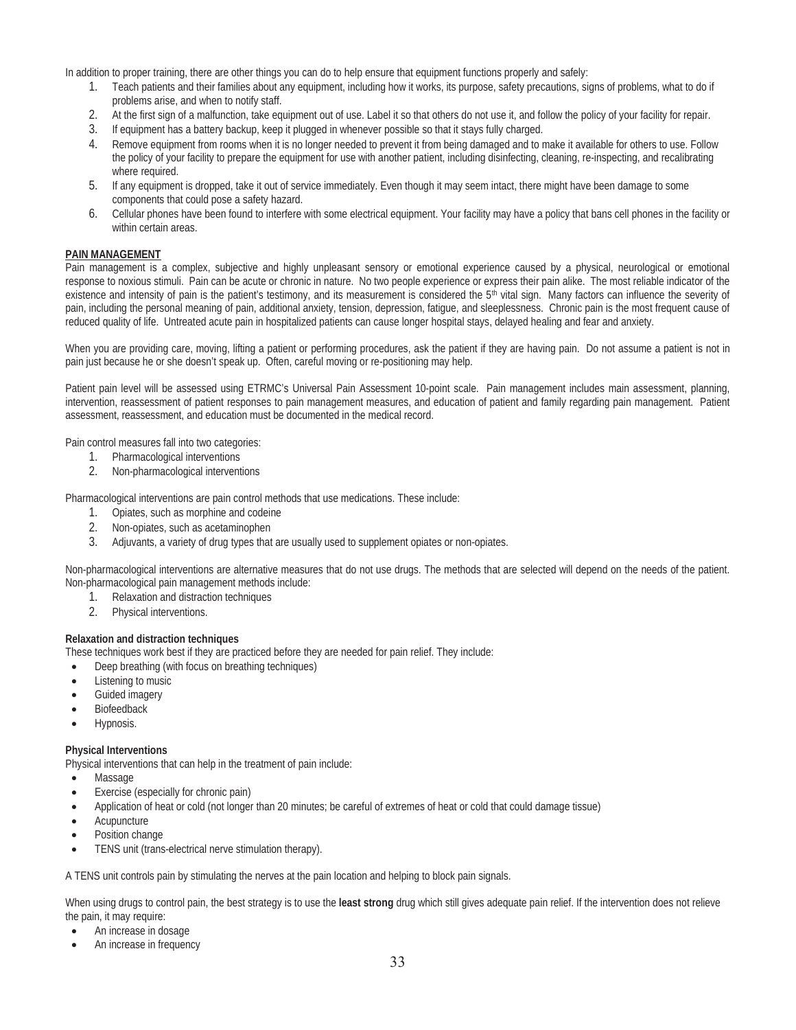In addition to proper training, there are other things you can do to help ensure that equipment functions properly and safely:

1. Teach patients and their families about any equipment, including how it works, its purpose, safety precautions, signs of problems, what to do if problems arise, and when to notify staff.
2. At the first sign of a malfunction, take equipment out of use. Label it so that others do not use it, and follow the policy of your facility for repair.
3. If equipment has a battery backup, keep it plugged in whenever possible so that it stays fully charged.
4. Remove equipment from rooms when it is no longer needed to prevent it from being damaged and to make it available for others to use. Follow the policy of your facility to prepare the equipment for use with another patient, including disinfecting, cleaning, re-inspecting, and recalibrating where required.
5. If any equipment is dropped, take it out of service immediately. Even though it may seem intact, there might have been damage to some components that could pose a safety hazard.
6. Cellular phones have been found to interfere with some electrical equipment. Your facility may have a policy that bans cell phones in the facility or within certain areas.

## PAIN MANAGEMENT

Pain management is a complex, subjective and highly unpleasant sensory or emotional experience caused by a physical, neurological or emotional response to noxious stimuli. Pain can be acute or chronic in nature. No two people experience or express their pain alike. The most reliable indicator of the existence and intensity of pain is the patient's testimony, and its measurement is considered the 5th vital sign. Many factors can influence the severity of pain, including the personal meaning of pain, additional anxiety, tension, depression, fatigue, and sleeplessness. Chronic pain is the most frequent cause of reduced quality of life. Untreated acute pain in hospitalized patients can cause longer hospital stays, delayed healing and fear and anxiety.

When you are providing care, moving, lifting a patient or performing procedures, ask the patient if they are having pain. Do not assume a patient is not in pain just because he or she doesn't speak up. Often, careful moving or re-positioning may help.

Patient pain level will be assessed using ETRMC's Universal Pain Assessment 10-point scale. Pain management includes main assessment, planning, intervention, reassessment of patient responses to pain management measures, and education of patient and family regarding pain management. Patient assessment, reassessment, and education must be documented in the medical record.

Pain control measures fall into two categories:

1. Pharmacological interventions
2. Non-pharmacological interventions

Pharmacological interventions are pain control methods that use medications. These include:

1. Opiates, such as morphine and codeine
2. Non-opiates, such as acetaminophen
3. Adjuvants, a variety of drug types that are usually used to supplement opiates or non-opiates.

Non-pharmacological interventions are alternative measures that do not use drugs. The methods that are selected will depend on the needs of the patient. Non-pharmacological pain management methods include:

1. Relaxation and distraction techniques
2. Physical interventions.

**Relaxation and distraction techniques**

These techniques work best if they are practiced before they are needed for pain relief. They include:

- Deep breathing (with focus on breathing techniques)
- Listening to music
- Guided imagery
- Biofeedback
- Hypnosis.

**Physical Interventions**

Physical interventions that can help in the treatment of pain include:

- Massage
- Exercise (especially for chronic pain)
- Application of heat or cold (not longer than 20 minutes; be careful of extremes of heat or cold that could damage tissue)
- Acupuncture
- Position change
- TENS unit (trans-electrical nerve stimulation therapy).

A TENS unit controls pain by stimulating the nerves at the pain location and helping to block pain signals.

When using drugs to control pain, the best strategy is to use the **least strong** drug which still gives adequate pain relief. If the intervention does not relieve the pain, it may require:

- An increase in dosage
- An increase in frequency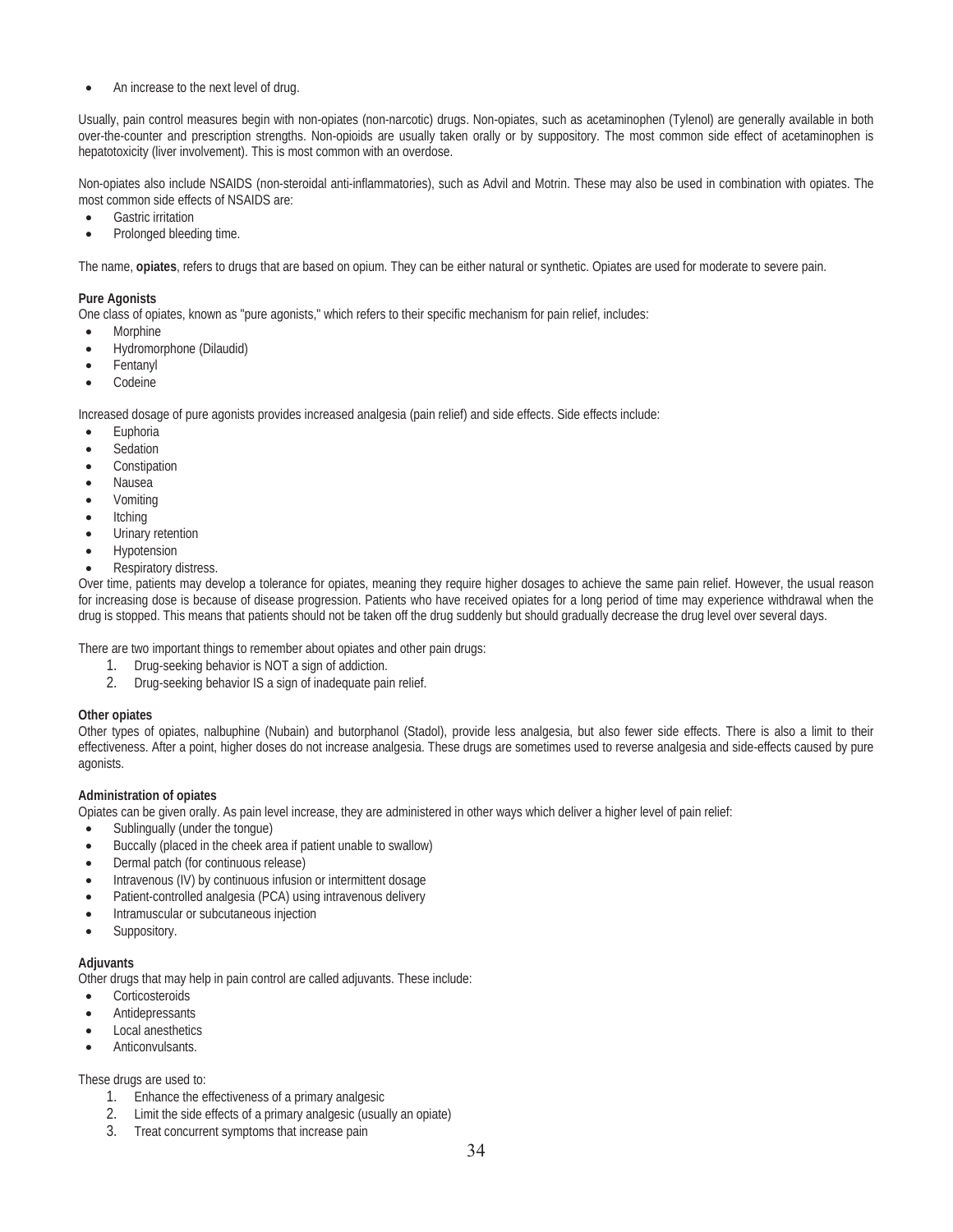- An increase to the next level of drug.

Usually, pain control measures begin with non-opiates (non-narcotic) drugs. Non-opiates, such as acetaminophen (Tylenol) are generally available in both over-the-counter and prescription strengths. Non-opioids are usually taken orally or by suppository. The most common side effect of acetaminophen is hepatotoxicity (liver involvement). This is most common with an overdose.

Non-opiates also include NSAIDS (non-steroidal anti-inflammatories), such as Advil and Motrin. These may also be used in combination with opiates. The most common side effects of NSAIDS are:

- Gastric irritation
- Prolonged bleeding time.

The name, **opiates**, refers to drugs that are based on opium. They can be either natural or synthetic. Opiates are used for moderate to severe pain.

**Pure Agonists**

One class of opiates, known as "pure agonists," which refers to their specific mechanism for pain relief, includes:

- Morphine
- Hydromorphone (Dilaudid)
- Fentanyl
- Codeine

Increased dosage of pure agonists provides increased analgesia (pain relief) and side effects. Side effects include:

- Euphoria
- Sedation
- Constipation
- Nausea
- Vomiting
- Itching
- Urinary retention
- Hypotension
- Respiratory distress.

Over time, patients may develop a tolerance for opiates, meaning they require higher dosages to achieve the same pain relief. However, the usual reason for increasing dose is because of disease progression. Patients who have received opiates for a long period of time may experience withdrawal when the drug is stopped. This means that patients should not be taken off the drug suddenly but should gradually decrease the drug level over several days.

There are two important things to remember about opiates and other pain drugs:

1. Drug-seeking behavior is NOT a sign of addiction.
2. Drug-seeking behavior IS a sign of inadequate pain relief.

**Other opiates**

Other types of opiates, nalbuphine (Nubain) and butorphanol (Stadol), provide less analgesia, but also fewer side effects. There is also a limit to their effectiveness. After a point, higher doses do not increase analgesia. These drugs are sometimes used to reverse analgesia and side-effects caused by pure agonists.

**Administration of opiates**

Opiates can be given orally. As pain level increase, they are administered in other ways which deliver a higher level of pain relief:

- Sublingually (under the tongue)
- Buccally (placed in the cheek area if patient unable to swallow)
- Dermal patch (for continuous release)
- Intravenous (IV) by continuous infusion or intermittent dosage
- Patient-controlled analgesia (PCA) using intravenous delivery
- Intramuscular or subcutaneous injection
- Suppository.

**Adjuvants**

Other drugs that may help in pain control are called adjuvants. These include:

- Corticosteroids
- Antidepressants
- Local anesthetics
- Anticonvulsants.

These drugs are used to:

1. Enhance the effectiveness of a primary analgesic
2. Limit the side effects of a primary analgesic (usually an opiate)
3. Treat concurrent symptoms that increase pain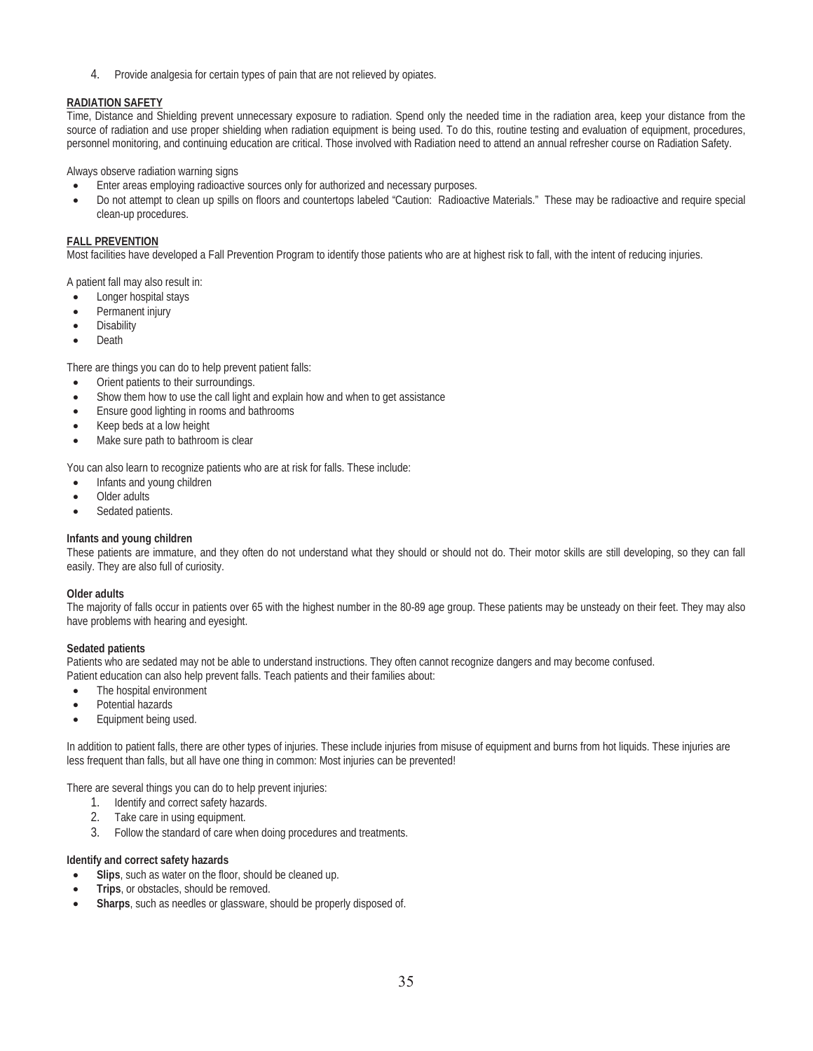4. Provide analgesia for certain types of pain that are not relieved by opiates.

## RADIATION SAFETY

Time, Distance and Shielding prevent unnecessary exposure to radiation. Spend only the needed time in the radiation area, keep your distance from the source of radiation and use proper shielding when radiation equipment is being used. To do this, routine testing and evaluation of equipment, procedures, personnel monitoring, and continuing education are critical. Those involved with Radiation need to attend an annual refresher course on Radiation Safety.

Always observe radiation warning signs

- Enter areas employing radioactive sources only for authorized and necessary purposes.
- Do not attempt to clean up spills on floors and countertops labeled "Caution: Radioactive Materials." These may be radioactive and require special clean-up procedures.

## FALL PREVENTION

Most facilities have developed a Fall Prevention Program to identify those patients who are at highest risk to fall, with the intent of reducing injuries.

A patient fall may also result in:

- Longer hospital stays
- Permanent injury
- Disability
- Death

There are things you can do to help prevent patient falls:

- Orient patients to their surroundings.
- Show them how to use the call light and explain how and when to get assistance
- Ensure good lighting in rooms and bathrooms
- Keep beds at a low height
- Make sure path to bathroom is clear

You can also learn to recognize patients who are at risk for falls. These include:

- Infants and young children
- Older adults
- Sedated patients.

### Infants and young children

These patients are immature, and they often do not understand what they should or should not do. Their motor skills are still developing, so they can fall easily. They are also full of curiosity.

### Older adults

The majority of falls occur in patients over 65 with the highest number in the 80-89 age group. These patients may be unsteady on their feet. They may also have problems with hearing and eyesight.

### Sedated patients

Patients who are sedated may not be able to understand instructions. They often cannot recognize dangers and may become confused.
Patient education can also help prevent falls. Teach patients and their families about:

- The hospital environment
- Potential hazards
- Equipment being used.

In addition to patient falls, there are other types of injuries. These include injuries from misuse of equipment and burns from hot liquids. These injuries are less frequent than falls, but all have one thing in common: Most injuries can be prevented!

There are several things you can do to help prevent injuries:

1. Identify and correct safety hazards.
2. Take care in using equipment.
3. Follow the standard of care when doing procedures and treatments.

### Identify and correct safety hazards

- **Slips**, such as water on the floor, should be cleaned up.
- **Trips**, or obstacles, should be removed.
- **Sharps**, such as needles or glassware, should be properly disposed of.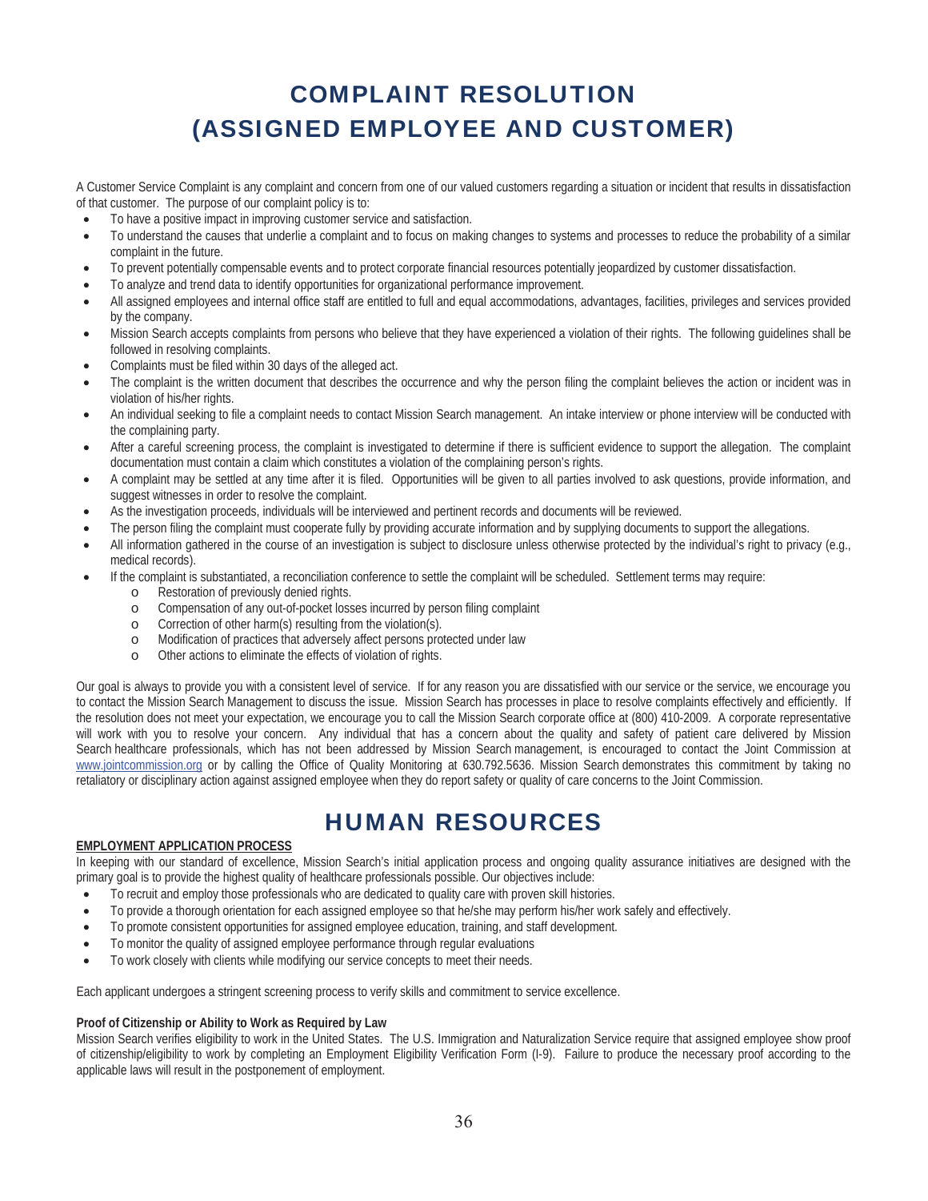# COMPLAINT RESOLUTION (ASSIGNED EMPLOYEE AND CUSTOMER)

A Customer Service Complaint is any complaint and concern from one of our valued customers regarding a situation or incident that results in dissatisfaction of that customer. The purpose of our complaint policy is to:

- To have a positive impact in improving customer service and satisfaction.
- To understand the causes that underlie a complaint and to focus on making changes to systems and processes to reduce the probability of a similar complaint in the future.
- To prevent potentially compensable events and to protect corporate financial resources potentially jeopardized by customer dissatisfaction.
- To analyze and trend data to identify opportunities for organizational performance improvement.
- All assigned employees and internal office staff are entitled to full and equal accommodations, advantages, facilities, privileges and services provided by the company.
- Mission Search accepts complaints from persons who believe that they have experienced a violation of their rights. The following guidelines shall be followed in resolving complaints.
- Complaints must be filed within 30 days of the alleged act.
- The complaint is the written document that describes the occurrence and why the person filing the complaint believes the action or incident was in violation of his/her rights.
- An individual seeking to file a complaint needs to contact Mission Search management. An intake interview or phone interview will be conducted with the complaining party.
- After a careful screening process, the complaint is investigated to determine if there is sufficient evidence to support the allegation. The complaint documentation must contain a claim which constitutes a violation of the complaining person's rights.
- A complaint may be settled at any time after it is filed. Opportunities will be given to all parties involved to ask questions, provide information, and suggest witnesses in order to resolve the complaint.
- As the investigation proceeds, individuals will be interviewed and pertinent records and documents will be reviewed.
- The person filing the complaint must cooperate fully by providing accurate information and by supplying documents to support the allegations.
- All information gathered in the course of an investigation is subject to disclosure unless otherwise protected by the individual's right to privacy (e.g., medical records).
- If the complaint is substantiated, a reconciliation conference to settle the complaint will be scheduled. Settlement terms may require:
    - Restoration of previously denied rights.
    - Compensation of any out-of-pocket losses incurred by person filing complaint
    - Correction of other harm(s) resulting from the violation(s).
    - Modification of practices that adversely affect persons protected under law
    - Other actions to eliminate the effects of violation of rights.

Our goal is always to provide you with a consistent level of service. If for any reason you are dissatisfied with our service or the service, we encourage you to contact the Mission Search Management to discuss the issue. Mission Search has processes in place to resolve complaints effectively and efficiently. If the resolution does not meet your expectation, we encourage you to call the Mission Search corporate office at (800) 410-2009. A corporate representative will work with you to resolve your concern. Any individual that has a concern about the quality and safety of patient care delivered by Mission Search healthcare professionals, which has not been addressed by Mission Search management, is encouraged to contact the Joint Commission at www.jointcommission.org or by calling the Office of Quality Monitoring at 630.792.5636. Mission Search demonstrates this commitment by taking no retaliatory or disciplinary action against assigned employee when they do report safety or quality of care concerns to the Joint Commission.

# HUMAN RESOURCES

**EMPLOYMENT APPLICATION PROCESS**

In keeping with our standard of excellence, Mission Search's initial application process and ongoing quality assurance initiatives are designed with the primary goal is to provide the highest quality of healthcare professionals possible. Our objectives include:

- To recruit and employ those professionals who are dedicated to quality care with proven skill histories.
- To provide a thorough orientation for each assigned employee so that he/she may perform his/her work safely and effectively.
- To promote consistent opportunities for assigned employee education, training, and staff development.
- To monitor the quality of assigned employee performance through regular evaluations
- To work closely with clients while modifying our service concepts to meet their needs.

Each applicant undergoes a stringent screening process to verify skills and commitment to service excellence.

**Proof of Citizenship or Ability to Work as Required by Law**

Mission Search verifies eligibility to work in the United States. The U.S. Immigration and Naturalization Service require that assigned employee show proof of citizenship/eligibility to work by completing an Employment Eligibility Verification Form (I-9). Failure to produce the necessary proof according to the applicable laws will result in the postponement of employment.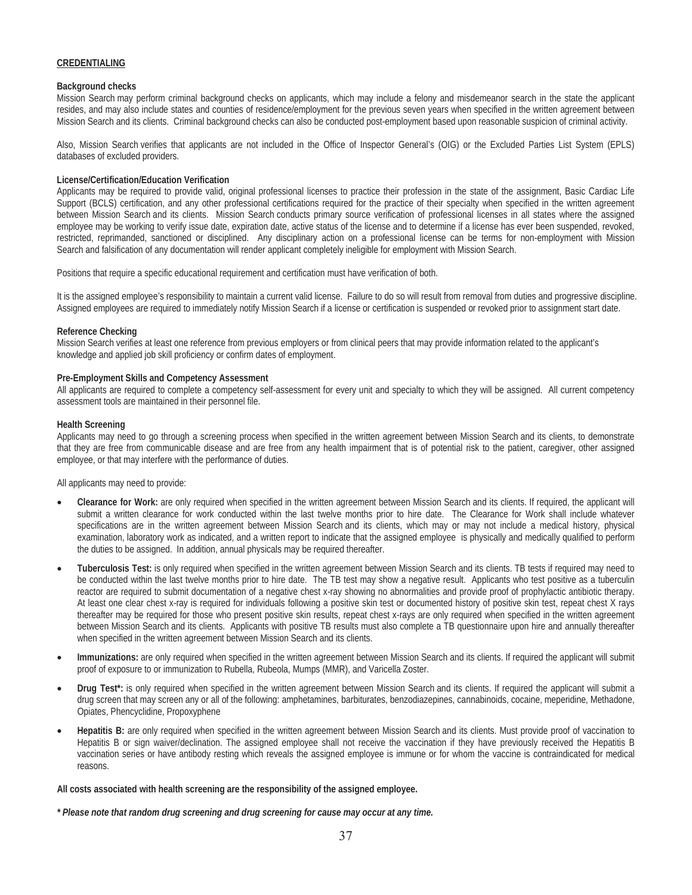## CREDENTIALING

### Background checks

Mission Search may perform criminal background checks on applicants, which may include a felony and misdemeanor search in the state the applicant resides, and may also include states and counties of residence/employment for the previous seven years when specified in the written agreement between Mission Search and its clients. Criminal background checks can also be conducted post-employment based upon reasonable suspicion of criminal activity.

Also, Mission Search verifies that applicants are not included in the Office of Inspector General's (OIG) or the Excluded Parties List System (EPLS) databases of excluded providers.

### License/Certification/Education Verification

Applicants may be required to provide valid, original professional licenses to practice their profession in the state of the assignment, Basic Cardiac Life Support (BCLS) certification, and any other professional certifications required for the practice of their specialty when specified in the written agreement between Mission Search and its clients. Mission Search conducts primary source verification of professional licenses in all states where the assigned employee may be working to verify issue date, expiration date, active status of the license and to determine if a license has ever been suspended, revoked, restricted, reprimanded, sanctioned or disciplined. Any disciplinary action on a professional license can be terms for non-employment with Mission Search and falsification of any documentation will render applicant completely ineligible for employment with Mission Search.

Positions that require a specific educational requirement and certification must have verification of both.

It is the assigned employee's responsibility to maintain a current valid license. Failure to do so will result from removal from duties and progressive discipline. Assigned employees are required to immediately notify Mission Search if a license or certification is suspended or revoked prior to assignment start date.

### Reference Checking

Mission Search verifies at least one reference from previous employers or from clinical peers that may provide information related to the applicant's knowledge and applied job skill proficiency or confirm dates of employment.

### Pre-Employment Skills and Competency Assessment

All applicants are required to complete a competency self-assessment for every unit and specialty to which they will be assigned. All current competency assessment tools are maintained in their personnel file.

### Health Screening

Applicants may need to go through a screening process when specified in the written agreement between Mission Search and its clients, to demonstrate that they are free from communicable disease and are free from any health impairment that is of potential risk to the patient, caregiver, other assigned employee, or that may interfere with the performance of duties.

All applicants may need to provide:

- **Clearance for Work:** are only required when specified in the written agreement between Mission Search and its clients. If required, the applicant will submit a written clearance for work conducted within the last twelve months prior to hire date. The Clearance for Work shall include whatever specifications are in the written agreement between Mission Search and its clients, which may or may not include a medical history, physical examination, laboratory work as indicated, and a written report to indicate that the assigned employee is physically and medically qualified to perform the duties to be assigned. In addition, annual physicals may be required thereafter.
- **Tuberculosis Test:** is only required when specified in the written agreement between Mission Search and its clients. TB tests if required may need to be conducted within the last twelve months prior to hire date. The TB test may show a negative result. Applicants who test positive as a tuberculin reactor are required to submit documentation of a negative chest x-ray showing no abnormalities and provide proof of prophylactic antibiotic therapy. At least one clear chest x-ray is required for individuals following a positive skin test or documented history of positive skin test, repeat chest X rays thereafter may be required for those who present positive skin results, repeat chest x-rays are only required when specified in the written agreement between Mission Search and its clients. Applicants with positive TB results must also complete a TB questionnaire upon hire and annually thereafter when specified in the written agreement between Mission Search and its clients.
- **Immunizations:** are only required when specified in the written agreement between Mission Search and its clients. If required the applicant will submit proof of exposure to or immunization to Rubella, Rubeola, Mumps (MMR), and Varicella Zoster.
- **Drug Test*:** is only required when specified in the written agreement between Mission Search and its clients. If required the applicant will submit a drug screen that may screen any or all of the following: amphetamines, barbiturates, benzodiazepines, cannabinoids, cocaine, meperidine, Methadone, Opiates, Phencyclidine, Propoxyphene
- **Hepatitis B:** are only required when specified in the written agreement between Mission Search and its clients. Must provide proof of vaccination to Hepatitis B or sign waiver/declination. The assigned employee shall not receive the vaccination if they have previously received the Hepatitis B vaccination series or have antibody resting which reveals the assigned employee is immune or for whom the vaccine is contraindicated for medical reasons.

**All costs associated with health screening are the responsibility of the assigned employee.**

***\* Please note that random drug screening and drug screening for cause may occur at any time.***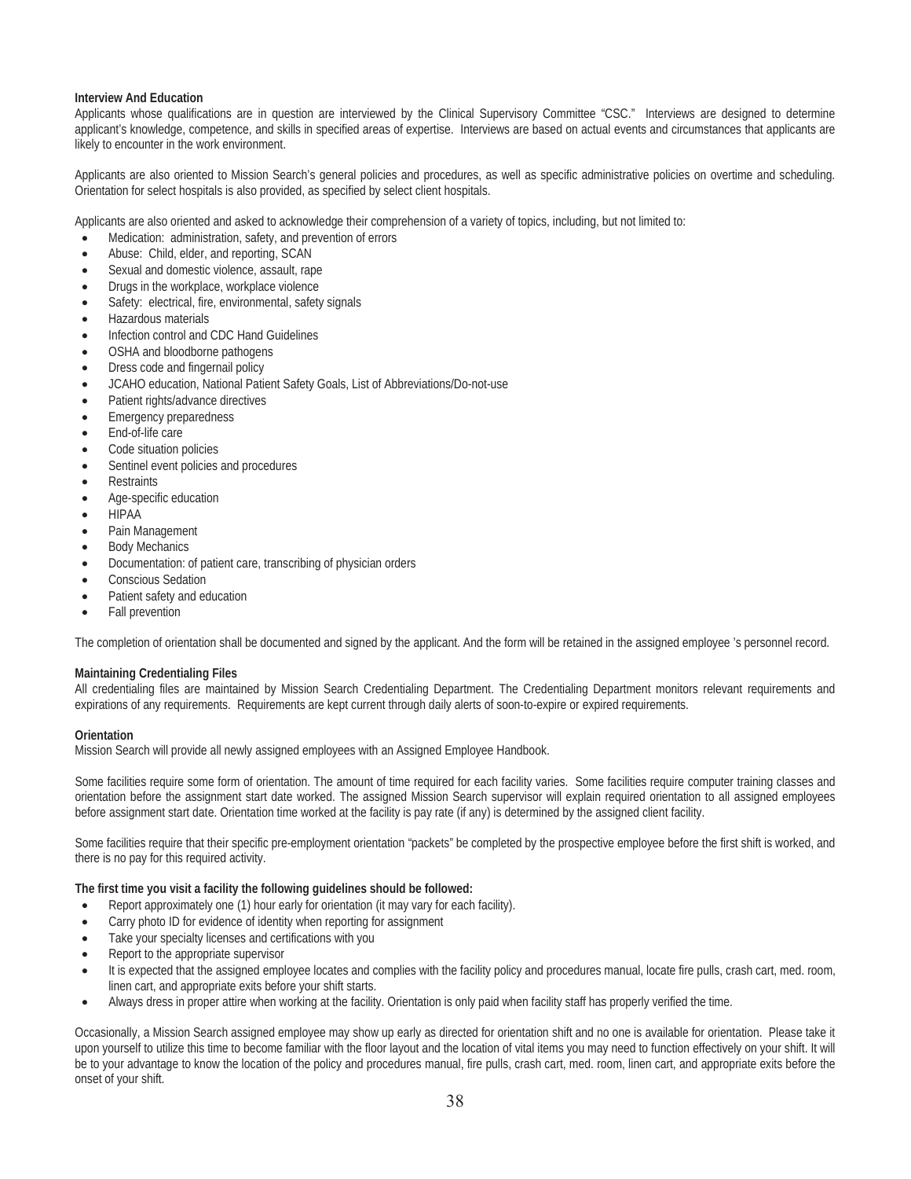**Interview And Education**

Applicants whose qualifications are in question are interviewed by the Clinical Supervisory Committee "CSC." Interviews are designed to determine applicant's knowledge, competence, and skills in specified areas of expertise. Interviews are based on actual events and circumstances that applicants are likely to encounter in the work environment.

Applicants are also oriented to Mission Search's general policies and procedures, as well as specific administrative policies on overtime and scheduling. Orientation for select hospitals is also provided, as specified by select client hospitals.

Applicants are also oriented and asked to acknowledge their comprehension of a variety of topics, including, but not limited to:

- Medication: administration, safety, and prevention of errors
- Abuse: Child, elder, and reporting, SCAN
- Sexual and domestic violence, assault, rape
- Drugs in the workplace, workplace violence
- Safety: electrical, fire, environmental, safety signals
- Hazardous materials
- Infection control and CDC Hand Guidelines
- OSHA and bloodborne pathogens
- Dress code and fingernail policy
- JCAHO education, National Patient Safety Goals, List of Abbreviations/Do-not-use
- Patient rights/advance directives
- Emergency preparedness
- End-of-life care
- Code situation policies
- Sentinel event policies and procedures
- Restraints
- Age-specific education
- HIPAA
- Pain Management
- Body Mechanics
- Documentation: of patient care, transcribing of physician orders
- Conscious Sedation
- Patient safety and education
- Fall prevention

The completion of orientation shall be documented and signed by the applicant. And the form will be retained in the assigned employee 's personnel record.

**Maintaining Credentialing Files**

All credentialing files are maintained by Mission Search Credentialing Department. The Credentialing Department monitors relevant requirements and expirations of any requirements. Requirements are kept current through daily alerts of soon-to-expire or expired requirements.

**Orientation**

Mission Search will provide all newly assigned employees with an Assigned Employee Handbook.

Some facilities require some form of orientation. The amount of time required for each facility varies. Some facilities require computer training classes and orientation before the assignment start date worked. The assigned Mission Search supervisor will explain required orientation to all assigned employees before assignment start date. Orientation time worked at the facility is pay rate (if any) is determined by the assigned client facility.

Some facilities require that their specific pre-employment orientation "packets" be completed by the prospective employee before the first shift is worked, and there is no pay for this required activity.

**The first time you visit a facility the following guidelines should be followed:**

- Report approximately one (1) hour early for orientation (it may vary for each facility).
- Carry photo ID for evidence of identity when reporting for assignment
- Take your specialty licenses and certifications with you
- Report to the appropriate supervisor
- It is expected that the assigned employee locates and complies with the facility policy and procedures manual, locate fire pulls, crash cart, med. room, linen cart, and appropriate exits before your shift starts.
- Always dress in proper attire when working at the facility. Orientation is only paid when facility staff has properly verified the time.

Occasionally, a Mission Search assigned employee may show up early as directed for orientation shift and no one is available for orientation. Please take it upon yourself to utilize this time to become familiar with the floor layout and the location of vital items you may need to function effectively on your shift. It will be to your advantage to know the location of the policy and procedures manual, fire pulls, crash cart, med. room, linen cart, and appropriate exits before the onset of your shift.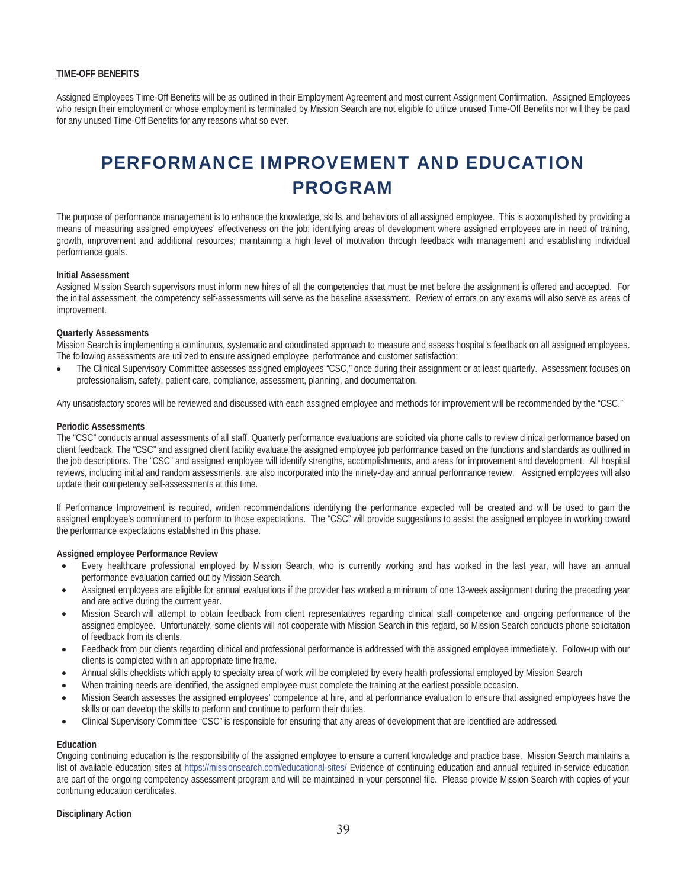**TIME-OFF BENEFITS**

Assigned Employees Time-Off Benefits will be as outlined in their Employment Agreement and most current Assignment Confirmation. Assigned Employees who resign their employment or whose employment is terminated by Mission Search are not eligible to utilize unused Time-Off Benefits nor will they be paid for any unused Time-Off Benefits for any reasons what so ever.

# PERFORMANCE IMPROVEMENT AND EDUCATION PROGRAM

The purpose of performance management is to enhance the knowledge, skills, and behaviors of all assigned employee. This is accomplished by providing a means of measuring assigned employees' effectiveness on the job; identifying areas of development where assigned employees are in need of training, growth, improvement and additional resources; maintaining a high level of motivation through feedback with management and establishing individual performance goals.

**Initial Assessment**

Assigned Mission Search supervisors must inform new hires of all the competencies that must be met before the assignment is offered and accepted. For the initial assessment, the competency self-assessments will serve as the baseline assessment. Review of errors on any exams will also serve as areas of improvement.

**Quarterly Assessments**

Mission Search is implementing a continuous, systematic and coordinated approach to measure and assess hospital's feedback on all assigned employees. The following assessments are utilized to ensure assigned employee performance and customer satisfaction:

- The Clinical Supervisory Committee assesses assigned employees "CSC," once during their assignment or at least quarterly. Assessment focuses on professionalism, safety, patient care, compliance, assessment, planning, and documentation.

Any unsatisfactory scores will be reviewed and discussed with each assigned employee and methods for improvement will be recommended by the "CSC."

**Periodic Assessments**

The "CSC" conducts annual assessments of all staff. Quarterly performance evaluations are solicited via phone calls to review clinical performance based on client feedback. The "CSC" and assigned client facility evaluate the assigned employee job performance based on the functions and standards as outlined in the job descriptions. The "CSC" and assigned employee will identify strengths, accomplishments, and areas for improvement and development. All hospital reviews, including initial and random assessments, are also incorporated into the ninety-day and annual performance review. Assigned employees will also update their competency self-assessments at this time.

If Performance Improvement is required, written recommendations identifying the performance expected will be created and will be used to gain the assigned employee's commitment to perform to those expectations. The "CSC" will provide suggestions to assist the assigned employee in working toward the performance expectations established in this phase.

**Assigned employee Performance Review**

- Every healthcare professional employed by Mission Search, who is currently working and has worked in the last year, will have an annual performance evaluation carried out by Mission Search.
- Assigned employees are eligible for annual evaluations if the provider has worked a minimum of one 13-week assignment during the preceding year and are active during the current year.
- Mission Search will attempt to obtain feedback from client representatives regarding clinical staff competence and ongoing performance of the assigned employee. Unfortunately, some clients will not cooperate with Mission Search in this regard, so Mission Search conducts phone solicitation of feedback from its clients.
- Feedback from our clients regarding clinical and professional performance is addressed with the assigned employee immediately. Follow-up with our clients is completed within an appropriate time frame.
- Annual skills checklists which apply to specialty area of work will be completed by every health professional employed by Mission Search
- When training needs are identified, the assigned employee must complete the training at the earliest possible occasion.
- Mission Search assesses the assigned employees' competence at hire, and at performance evaluation to ensure that assigned employees have the skills or can develop the skills to perform and continue to perform their duties.
- Clinical Supervisory Committee "CSC" is responsible for ensuring that any areas of development that are identified are addressed.

**Education**

Ongoing continuing education is the responsibility of the assigned employee to ensure a current knowledge and practice base. Mission Search maintains a list of available education sites at https://missionsearch.com/educational-sites/ Evidence of continuing education and annual required in-service education are part of the ongoing competency assessment program and will be maintained in your personnel file. Please provide Mission Search with copies of your continuing education certificates.

**Disciplinary Action**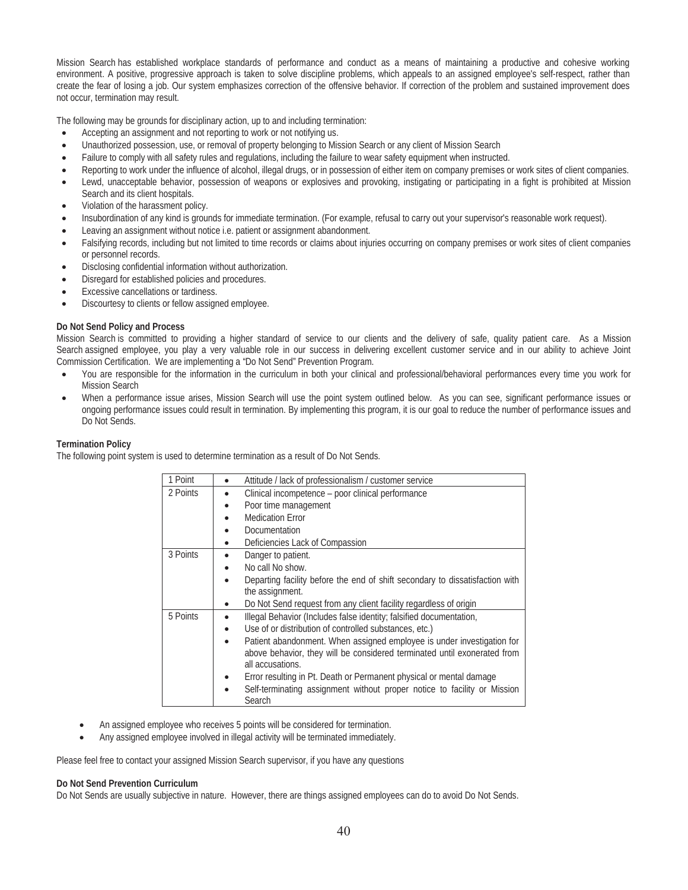Mission Search has established workplace standards of performance and conduct as a means of maintaining a productive and cohesive working environment. A positive, progressive approach is taken to solve discipline problems, which appeals to an assigned employee's self-respect, rather than create the fear of losing a job. Our system emphasizes correction of the offensive behavior. If correction of the problem and sustained improvement does not occur, termination may result.

The following may be grounds for disciplinary action, up to and including termination:

- Accepting an assignment and not reporting to work or not notifying us.
- Unauthorized possession, use, or removal of property belonging to Mission Search or any client of Mission Search
- Failure to comply with all safety rules and regulations, including the failure to wear safety equipment when instructed.
- Reporting to work under the influence of alcohol, illegal drugs, or in possession of either item on company premises or work sites of client companies.
- Lewd, unacceptable behavior, possession of weapons or explosives and provoking, instigating or participating in a fight is prohibited at Mission Search and its client hospitals.
- Violation of the harassment policy.
- Insubordination of any kind is grounds for immediate termination. (For example, refusal to carry out your supervisor's reasonable work request).
- Leaving an assignment without notice i.e. patient or assignment abandonment.
- Falsifying records, including but not limited to time records or claims about injuries occurring on company premises or work sites of client companies or personnel records.
- Disclosing confidential information without authorization.
- Disregard for established policies and procedures.
- Excessive cancellations or tardiness.
- Discourtesy to clients or fellow assigned employee.

**Do Not Send Policy and Process**

Mission Search is committed to providing a higher standard of service to our clients and the delivery of safe, quality patient care. As a Mission Search assigned employee, you play a very valuable role in our success in delivering excellent customer service and in our ability to achieve Joint Commission Certification. We are implementing a "Do Not Send" Prevention Program.

- You are responsible for the information in the curriculum in both your clinical and professional/behavioral performances every time you work for Mission Search
- When a performance issue arises, Mission Search will use the point system outlined below. As you can see, significant performance issues or ongoing performance issues could result in termination. By implementing this program, it is our goal to reduce the number of performance issues and Do Not Sends.

**Termination Policy**

The following point system is used to determine termination as a result of Do Not Sends.

| Points | Issues |
|---|---|
| 1 Point | • Attitude / lack of professionalism / customer service |
| 2 Points | • Clinical incompetence – poor clinical performance<br>• Poor time management<br>• Medication Error<br>• Documentation<br>• Deficiencies Lack of Compassion |
| 3 Points | • Danger to patient.<br>• No call No show.<br>• Departing facility before the end of shift secondary to dissatisfaction with the assignment.<br>• Do Not Send request from any client facility regardless of origin |
| 5 Points | • Illegal Behavior (Includes false identity; falsified documentation,<br>• Use of or distribution of controlled substances, etc.)<br>• Patient abandonment. When assigned employee is under investigation for above behavior, they will be considered terminated until exonerated from all accusations.<br>• Error resulting in Pt. Death or Permanent physical or mental damage<br>• Self-terminating assignment without proper notice to facility or Mission Search |

- An assigned employee who receives 5 points will be considered for termination.
- Any assigned employee involved in illegal activity will be terminated immediately.

Please feel free to contact your assigned Mission Search supervisor, if you have any questions

**Do Not Send Prevention Curriculum**

Do Not Sends are usually subjective in nature. However, there are things assigned employees can do to avoid Do Not Sends.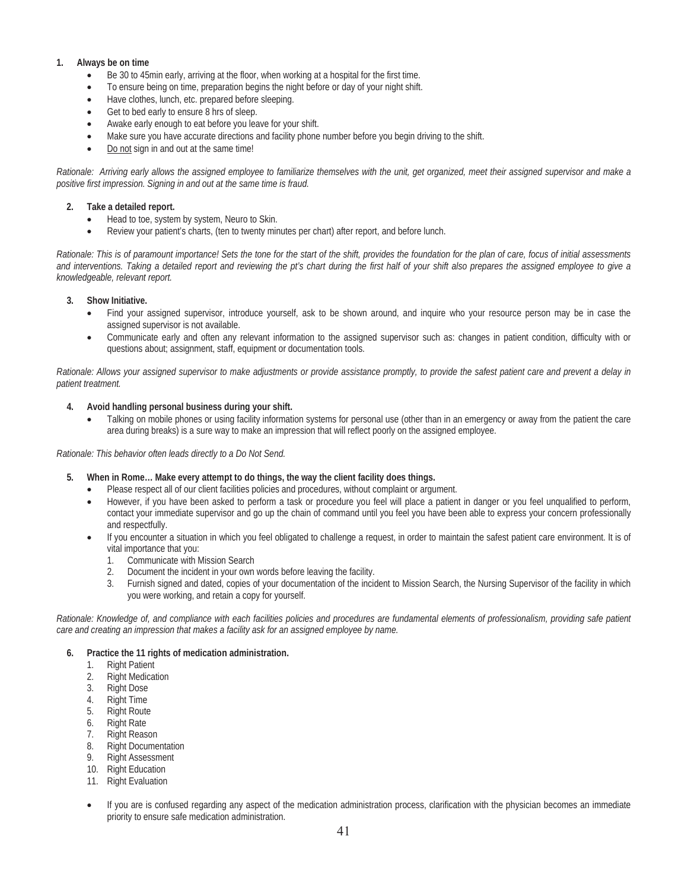1. **Always be on time**
   - Be 30 to 45min early, arriving at the floor, when working at a hospital for the first time.
   - To ensure being on time, preparation begins the night before or day of your night shift.
   - Have clothes, lunch, etc. prepared before sleeping.
   - Get to bed early to ensure 8 hrs of sleep.
   - Awake early enough to eat before you leave for your shift.
   - Make sure you have accurate directions and facility phone number before you begin driving to the shift.
   - <u>Do not</u> sign in and out at the same time!

*Rationale: Arriving early allows the assigned employee to familiarize themselves with the unit, get organized, meet their assigned supervisor and make a positive first impression. Signing in and out at the same time is fraud.*

2. **Take a detailed report.**
   - Head to toe, system by system, Neuro to Skin.
   - Review your patient's charts, (ten to twenty minutes per chart) after report, and before lunch.

*Rationale: This is of paramount importance! Sets the tone for the start of the shift, provides the foundation for the plan of care, focus of initial assessments and interventions. Taking a detailed report and reviewing the pt's chart during the first half of your shift also prepares the assigned employee to give a knowledgeable, relevant report.*

3. **Show Initiative.**
   - Find your assigned supervisor, introduce yourself, ask to be shown around, and inquire who your resource person may be in case the assigned supervisor is not available.
   - Communicate early and often any relevant information to the assigned supervisor such as: changes in patient condition, difficulty with or questions about; assignment, staff, equipment or documentation tools.

*Rationale: Allows your assigned supervisor to make adjustments or provide assistance promptly, to provide the safest patient care and prevent a delay in patient treatment.*

4. **Avoid handling personal business during your shift.**
   - Talking on mobile phones or using facility information systems for personal use (other than in an emergency or away from the patient the care area during breaks) is a sure way to make an impression that will reflect poorly on the assigned employee.

*Rationale: This behavior often leads directly to a Do Not Send.*

5. **When in Rome… Make every attempt to do things, the way the client facility does things.**
   - Please respect all of our client facilities policies and procedures, without complaint or argument.
   - However, if you have been asked to perform a task or procedure you feel will place a patient in danger or you feel unqualified to perform, contact your immediate supervisor and go up the chain of command until you feel you have been able to express your concern professionally and respectfully.
   - If you encounter a situation in which you feel obligated to challenge a request, in order to maintain the safest patient care environment. It is of vital importance that you:
     1. Communicate with Mission Search
     2. Document the incident in your own words before leaving the facility.
     3. Furnish signed and dated, copies of your documentation of the incident to Mission Search, the Nursing Supervisor of the facility in which you were working, and retain a copy for yourself.

*Rationale: Knowledge of, and compliance with each facilities policies and procedures are fundamental elements of professionalism, providing safe patient care and creating an impression that makes a facility ask for an assigned employee by name.*

6. **Practice the 11 rights of medication administration.**
   1. Right Patient
   2. Right Medication
   3. Right Dose
   4. Right Time
   5. Right Route
   6. Right Rate
   7. Right Reason
   8. Right Documentation
   9. Right Assessment
   10. Right Education
   11. Right Evaluation

   - If you are is confused regarding any aspect of the medication administration process, clarification with the physician becomes an immediate priority to ensure safe medication administration.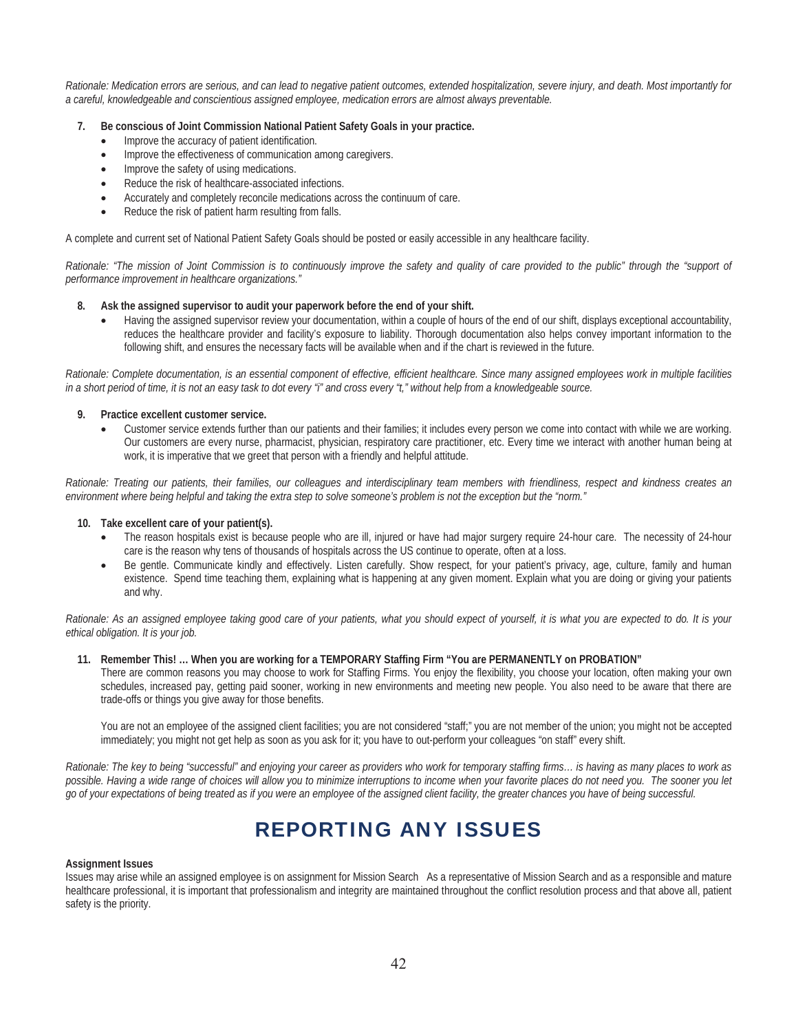*Rationale: Medication errors are serious, and can lead to negative patient outcomes, extended hospitalization, severe injury, and death. Most importantly for a careful, knowledgeable and conscientious assigned employee, medication errors are almost always preventable.*

7. **Be conscious of Joint Commission National Patient Safety Goals in your practice.**
   - Improve the accuracy of patient identification.
   - Improve the effectiveness of communication among caregivers.
   - Improve the safety of using medications.
   - Reduce the risk of healthcare-associated infections.
   - Accurately and completely reconcile medications across the continuum of care.
   - Reduce the risk of patient harm resulting from falls.

A complete and current set of National Patient Safety Goals should be posted or easily accessible in any healthcare facility.

*Rationale: "The mission of Joint Commission is to continuously improve the safety and quality of care provided to the public" through the "support of performance improvement in healthcare organizations."*

8. **Ask the assigned supervisor to audit your paperwork before the end of your shift.**
   - Having the assigned supervisor review your documentation, within a couple of hours of the end of our shift, displays exceptional accountability, reduces the healthcare provider and facility's exposure to liability. Thorough documentation also helps convey important information to the following shift, and ensures the necessary facts will be available when and if the chart is reviewed in the future.

*Rationale: Complete documentation, is an essential component of effective, efficient healthcare. Since many assigned employees work in multiple facilities in a short period of time, it is not an easy task to dot every "i" and cross every "t," without help from a knowledgeable source.*

9. **Practice excellent customer service.**
   - Customer service extends further than our patients and their families; it includes every person we come into contact with while we are working. Our customers are every nurse, pharmacist, physician, respiratory care practitioner, etc. Every time we interact with another human being at work, it is imperative that we greet that person with a friendly and helpful attitude.

*Rationale: Treating our patients, their families, our colleagues and interdisciplinary team members with friendliness, respect and kindness creates an environment where being helpful and taking the extra step to solve someone's problem is not the exception but the "norm."*

10. **Take excellent care of your patient(s).**
    - The reason hospitals exist is because people who are ill, injured or have had major surgery require 24-hour care. The necessity of 24-hour care is the reason why tens of thousands of hospitals across the US continue to operate, often at a loss.
    - Be gentle. Communicate kindly and effectively. Listen carefully. Show respect, for your patient's privacy, age, culture, family and human existence. Spend time teaching them, explaining what is happening at any given moment. Explain what you are doing or giving your patients and why.

*Rationale: As an assigned employee taking good care of your patients, what you should expect of yourself, it is what you are expected to do. It is your ethical obligation. It is your job.*

11. **Remember This! … When you are working for a TEMPORARY Staffing Firm "You are PERMANENTLY on PROBATION"**

    There are common reasons you may choose to work for Staffing Firms. You enjoy the flexibility, you choose your location, often making your own schedules, increased pay, getting paid sooner, working in new environments and meeting new people. You also need to be aware that there are trade-offs or things you give away for those benefits.

    You are not an employee of the assigned client facilities; you are not considered "staff;" you are not member of the union; you might not be accepted immediately; you might not get help as soon as you ask for it; you have to out-perform your colleagues "on staff" every shift.

*Rationale: The key to being "successful" and enjoying your career as providers who work for temporary staffing firms… is having as many places to work as possible. Having a wide range of choices will allow you to minimize interruptions to income when your favorite places do not need you. The sooner you let go of your expectations of being treated as if you were an employee of the assigned client facility, the greater chances you have of being successful.*

# REPORTING ANY ISSUES

**Assignment Issues**

Issues may arise while an assigned employee is on assignment for Mission Search As a representative of Mission Search and as a responsible and mature healthcare professional, it is important that professionalism and integrity are maintained throughout the conflict resolution process and that above all, patient safety is the priority.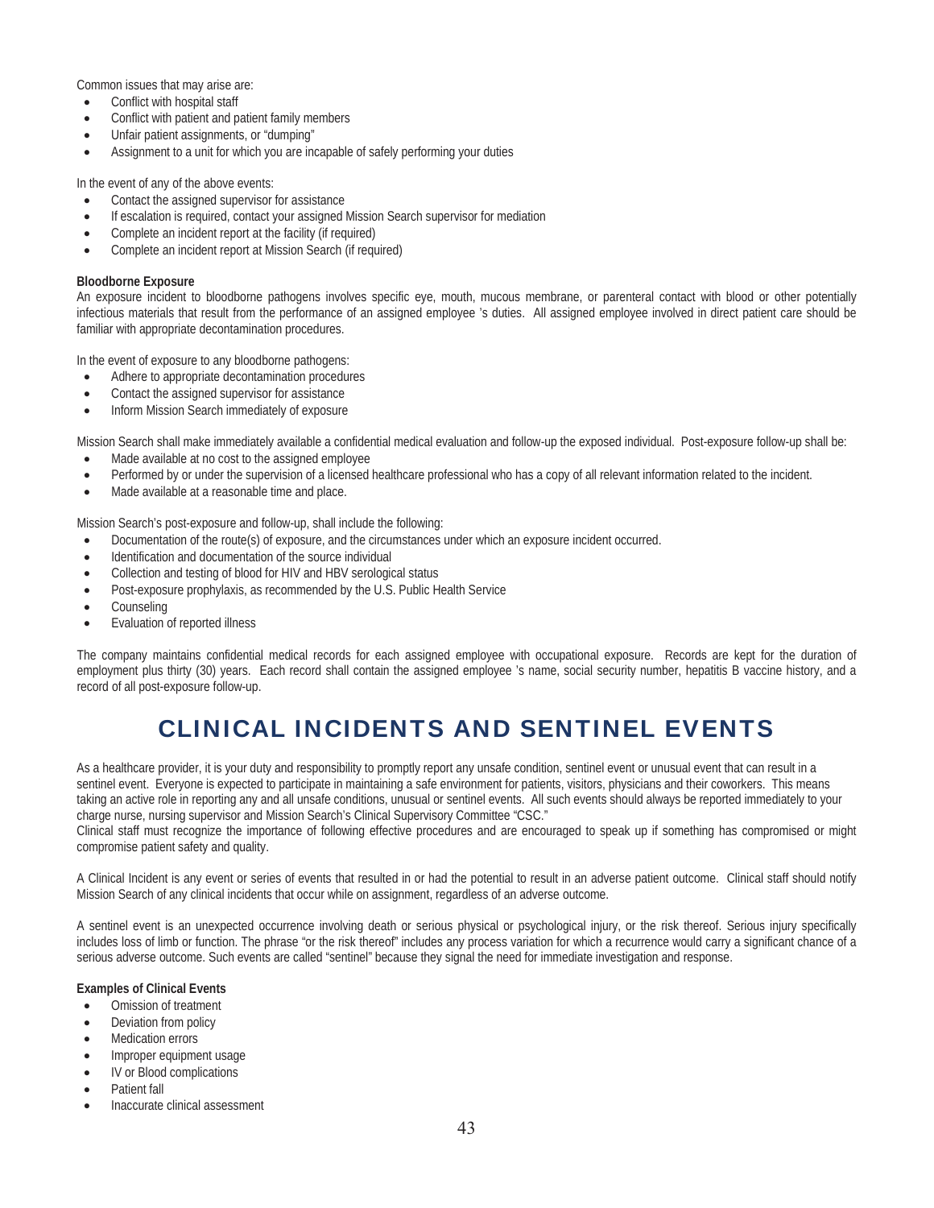Common issues that may arise are:

- Conflict with hospital staff
- Conflict with patient and patient family members
- Unfair patient assignments, or "dumping"
- Assignment to a unit for which you are incapable of safely performing your duties

In the event of any of the above events:

- Contact the assigned supervisor for assistance
- If escalation is required, contact your assigned Mission Search supervisor for mediation
- Complete an incident report at the facility (if required)
- Complete an incident report at Mission Search (if required)

**Bloodborne Exposure**

An exposure incident to bloodborne pathogens involves specific eye, mouth, mucous membrane, or parenteral contact with blood or other potentially infectious materials that result from the performance of an assigned employee 's duties. All assigned employee involved in direct patient care should be familiar with appropriate decontamination procedures.

In the event of exposure to any bloodborne pathogens:

- Adhere to appropriate decontamination procedures
- Contact the assigned supervisor for assistance
- Inform Mission Search immediately of exposure

Mission Search shall make immediately available a confidential medical evaluation and follow-up the exposed individual. Post-exposure follow-up shall be:

- Made available at no cost to the assigned employee
- Performed by or under the supervision of a licensed healthcare professional who has a copy of all relevant information related to the incident.
- Made available at a reasonable time and place.

Mission Search's post-exposure and follow-up, shall include the following:

- Documentation of the route(s) of exposure, and the circumstances under which an exposure incident occurred.
- Identification and documentation of the source individual
- Collection and testing of blood for HIV and HBV serological status
- Post-exposure prophylaxis, as recommended by the U.S. Public Health Service
- Counseling
- Evaluation of reported illness

The company maintains confidential medical records for each assigned employee with occupational exposure. Records are kept for the duration of employment plus thirty (30) years. Each record shall contain the assigned employee 's name, social security number, hepatitis B vaccine history, and a record of all post-exposure follow-up.

# CLINICAL INCIDENTS AND SENTINEL EVENTS

As a healthcare provider, it is your duty and responsibility to promptly report any unsafe condition, sentinel event or unusual event that can result in a sentinel event. Everyone is expected to participate in maintaining a safe environment for patients, visitors, physicians and their coworkers. This means taking an active role in reporting any and all unsafe conditions, unusual or sentinel events. All such events should always be reported immediately to your charge nurse, nursing supervisor and Mission Search's Clinical Supervisory Committee "CSC."
Clinical staff must recognize the importance of following effective procedures and are encouraged to speak up if something has compromised or might compromise patient safety and quality.

A Clinical Incident is any event or series of events that resulted in or had the potential to result in an adverse patient outcome. Clinical staff should notify Mission Search of any clinical incidents that occur while on assignment, regardless of an adverse outcome.

A sentinel event is an unexpected occurrence involving death or serious physical or psychological injury, or the risk thereof. Serious injury specifically includes loss of limb or function. The phrase "or the risk thereof" includes any process variation for which a recurrence would carry a significant chance of a serious adverse outcome. Such events are called "sentinel" because they signal the need for immediate investigation and response.

**Examples of Clinical Events**

- Omission of treatment
- Deviation from policy
- Medication errors
- Improper equipment usage
- IV or Blood complications
- Patient fall
- Inaccurate clinical assessment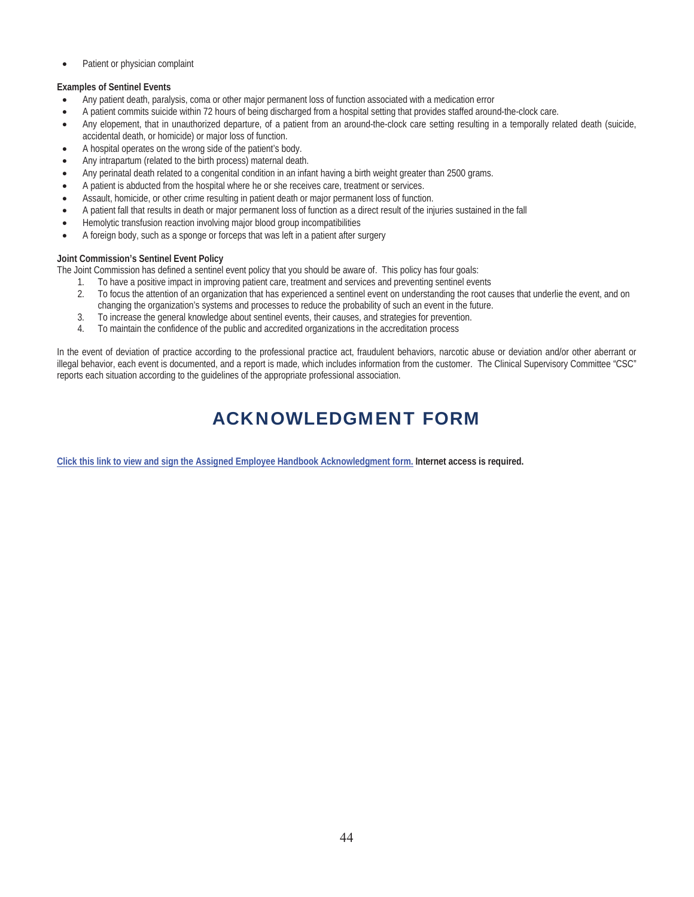- Patient or physician complaint

**Examples of Sentinel Events**

- Any patient death, paralysis, coma or other major permanent loss of function associated with a medication error
- A patient commits suicide within 72 hours of being discharged from a hospital setting that provides staffed around-the-clock care.
- Any elopement, that in unauthorized departure, of a patient from an around-the-clock care setting resulting in a temporally related death (suicide, accidental death, or homicide) or major loss of function.
- A hospital operates on the wrong side of the patient's body.
- Any intrapartum (related to the birth process) maternal death.
- Any perinatal death related to a congenital condition in an infant having a birth weight greater than 2500 grams.
- A patient is abducted from the hospital where he or she receives care, treatment or services.
- Assault, homicide, or other crime resulting in patient death or major permanent loss of function.
- A patient fall that results in death or major permanent loss of function as a direct result of the injuries sustained in the fall
- Hemolytic transfusion reaction involving major blood group incompatibilities
- A foreign body, such as a sponge or forceps that was left in a patient after surgery

**Joint Commission's Sentinel Event Policy**

The Joint Commission has defined a sentinel event policy that you should be aware of. This policy has four goals:

1. To have a positive impact in improving patient care, treatment and services and preventing sentinel events
2. To focus the attention of an organization that has experienced a sentinel event on understanding the root causes that underlie the event, and on changing the organization's systems and processes to reduce the probability of such an event in the future.
3. To increase the general knowledge about sentinel events, their causes, and strategies for prevention.
4. To maintain the confidence of the public and accredited organizations in the accreditation process

In the event of deviation of practice according to the professional practice act, fraudulent behaviors, narcotic abuse or deviation and/or other aberrant or illegal behavior, each event is documented, and a report is made, which includes information from the customer. The Clinical Supervisory Committee "CSC" reports each situation according to the guidelines of the appropriate professional association.

# ACKNOWLEDGMENT FORM

**Click this link to view and sign the Assigned Employee Handbook Acknowledgment form. Internet access is required.**